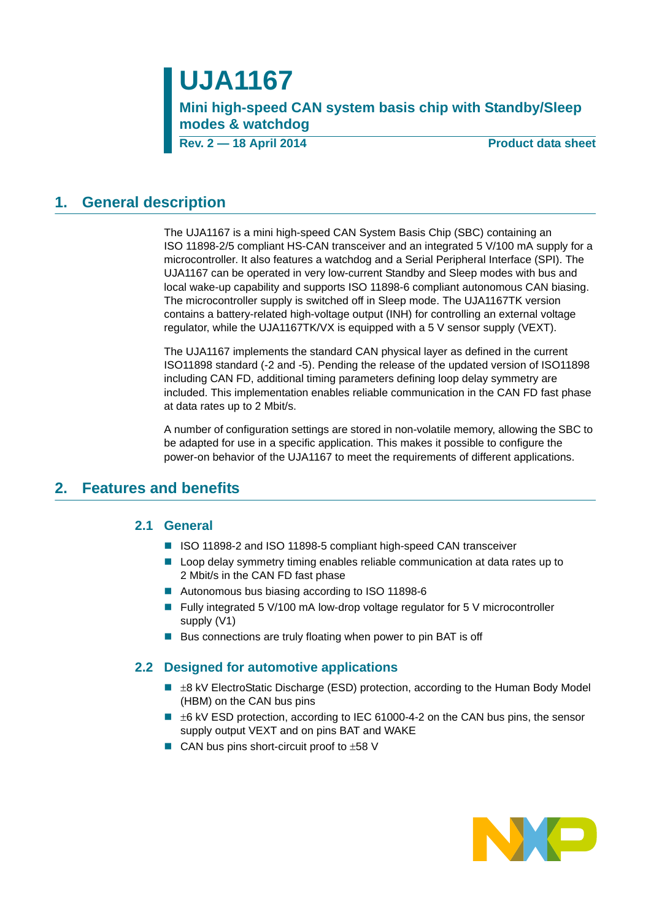# UJA1167

## Mini high-speed CAN system basis chip with Standby/Sleep modes & watchdog

**Rev. 2 — 18 April 2014** **Product data sheet**

## 1. General description

The UJA1167 is a mini high-speed CAN System Basis Chip (SBC) containing an ISO 11898-2/5 compliant HS-CAN transceiver and an integrated 5 V/100 mA supply for a microcontroller. It also features a watchdog and a Serial Peripheral Interface (SPI). The UJA1167 can be operated in very low-current Standby and Sleep modes with bus and local wake-up capability and supports ISO 11898-6 compliant autonomous CAN biasing. The microcontroller supply is switched off in Sleep mode. The UJA1167TK version contains a battery-related high-voltage output (INH) for controlling an external voltage regulator, while the UJA1167TK/VX is equipped with a 5 V sensor supply (VEXT).

The UJA1167 implements the standard CAN physical layer as defined in the current ISO11898 standard (-2 and -5). Pending the release of the updated version of ISO11898 including CAN FD, additional timing parameters defining loop delay symmetry are included. This implementation enables reliable communication in the CAN FD fast phase at data rates up to 2 Mbit/s.

A number of configuration settings are stored in non-volatile memory, allowing the SBC to be adapted for use in a specific application. This makes it possible to configure the power-on behavior of the UJA1167 to meet the requirements of different applications.

## 2. Features and benefits

### 2.1 General

- ISO 11898-2 and ISO 11898-5 compliant high-speed CAN transceiver
- Loop delay symmetry timing enables reliable communication at data rates up to 2 Mbit/s in the CAN FD fast phase
- Autonomous bus biasing according to ISO 11898-6
- Fully integrated 5 V/100 mA low-drop voltage regulator for 5 V microcontroller supply (V1)
- Bus connections are truly floating when power to pin BAT is off

### 2.2 Designed for automotive applications

- ±8 kV ElectroStatic Discharge (ESD) protection, according to the Human Body Model (HBM) on the CAN bus pins
- ±6 kV ESD protection, according to IEC 61000-4-2 on the CAN bus pins, the sensor supply output VEXT and on pins BAT and WAKE
- CAN bus pins short-circuit proof to ±58 V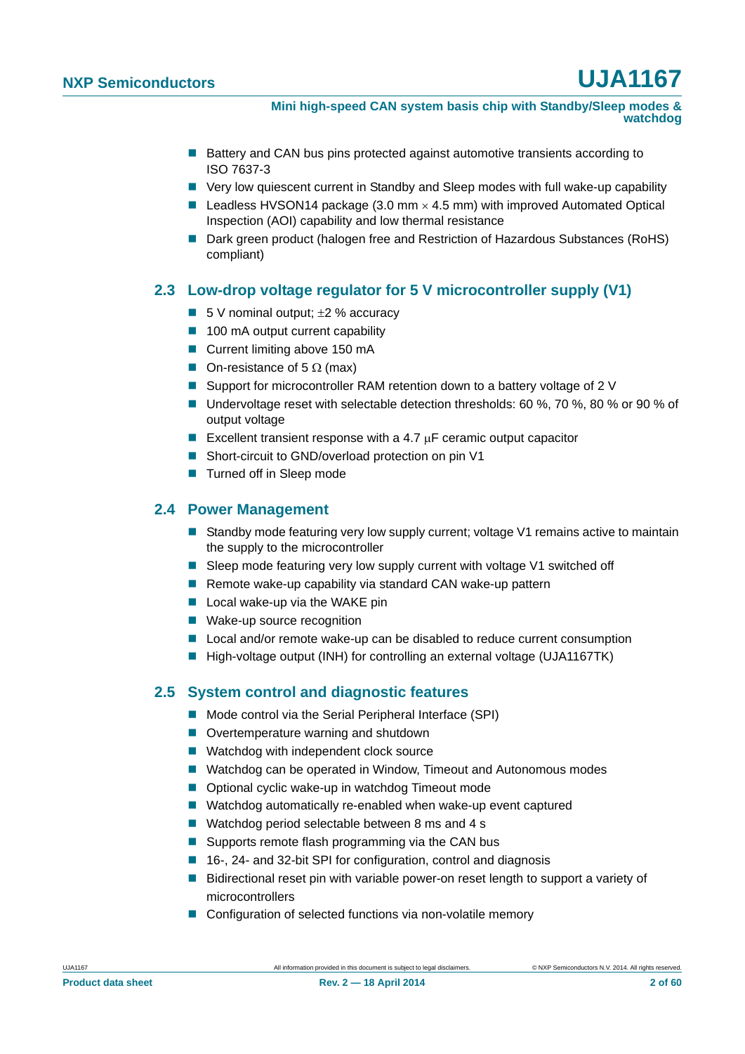- Battery and CAN bus pins protected against automotive transients according to ISO 7637-3
- Very low quiescent current in Standby and Sleep modes with full wake-up capability
- Leadless HVSON14 package (3.0 mm × 4.5 mm) with improved Automated Optical Inspection (AOI) capability and low thermal resistance
- Dark green product (halogen free and Restriction of Hazardous Substances (RoHS) compliant)

## 2.3 Low-drop voltage regulator for 5 V microcontroller supply (V1)

- 5 V nominal output; ±2 % accuracy
- 100 mA output current capability
- Current limiting above 150 mA
- On-resistance of 5 Ω (max)
- Support for microcontroller RAM retention down to a battery voltage of 2 V
- Undervoltage reset with selectable detection thresholds: 60 %, 70 %, 80 % or 90 % of output voltage
- Excellent transient response with a 4.7 μF ceramic output capacitor
- Short-circuit to GND/overload protection on pin V1
- Turned off in Sleep mode

## 2.4 Power Management

- Standby mode featuring very low supply current; voltage V1 remains active to maintain the supply to the microcontroller
- Sleep mode featuring very low supply current with voltage V1 switched off
- Remote wake-up capability via standard CAN wake-up pattern
- Local wake-up via the WAKE pin
- Wake-up source recognition
- Local and/or remote wake-up can be disabled to reduce current consumption
- High-voltage output (INH) for controlling an external voltage (UJA1167TK)

## 2.5 System control and diagnostic features

- Mode control via the Serial Peripheral Interface (SPI)
- Overtemperature warning and shutdown
- Watchdog with independent clock source
- Watchdog can be operated in Window, Timeout and Autonomous modes
- Optional cyclic wake-up in watchdog Timeout mode
- Watchdog automatically re-enabled when wake-up event captured
- Watchdog period selectable between 8 ms and 4 s
- Supports remote flash programming via the CAN bus
- 16-, 24- and 32-bit SPI for configuration, control and diagnosis
- Bidirectional reset pin with variable power-on reset length to support a variety of microcontrollers
- Configuration of selected functions via non-volatile memory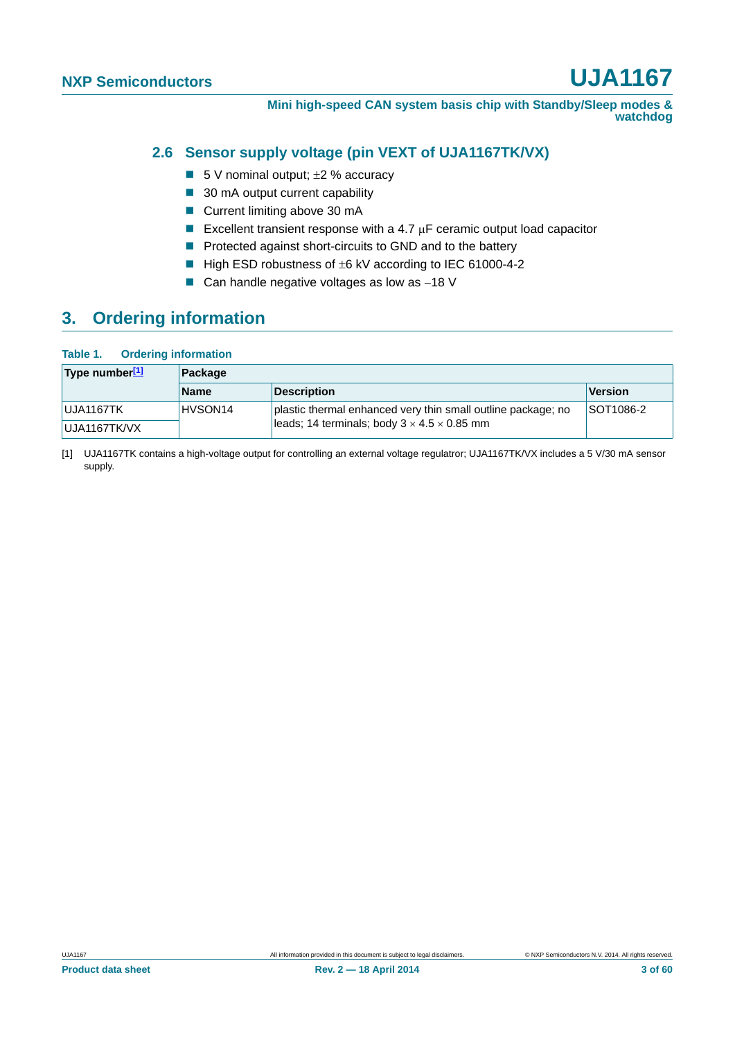### 2.6 Sensor supply voltage (pin VEXT of UJA1167TK/VX)

- 5 V nominal output; ±2 % accuracy
- 30 mA output current capability
- Current limiting above 30 mA
- Excellent transient response with a 4.7 μF ceramic output load capacitor
- Protected against short-circuits to GND and to the battery
- High ESD robustness of ±6 kV according to IEC 61000-4-2
- Can handle negative voltages as low as −18 V

## 3. Ordering information

**Table 1. Ordering information**

| Type number[1] | Package | | |
|---|---|---|---|
| | Name | Description | Version |
| UJA1167TK | HVSON14 | plastic thermal enhanced very thin small outline package; no leads; 14 terminals; body 3 × 4.5 × 0.85 mm | SOT1086-2 |
| UJA1167TK/VX | | | |

[1] UJA1167TK contains a high-voltage output for controlling an external voltage regulatror; UJA1167TK/VX includes a 5 V/30 mA sensor supply.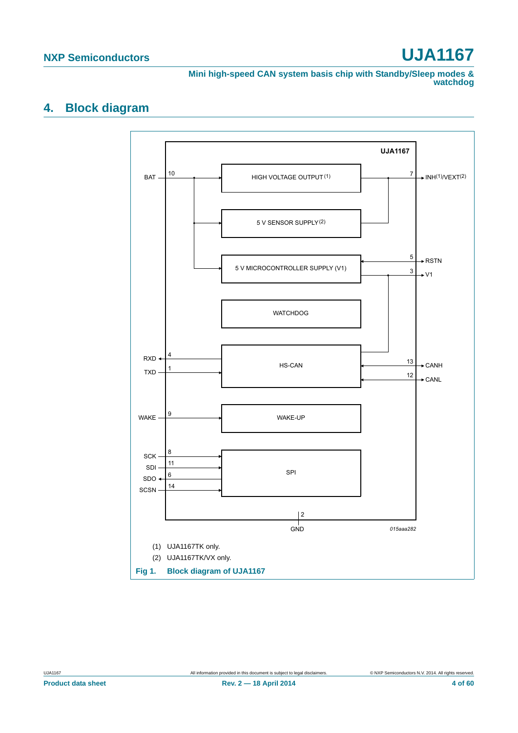## 4. Block diagram

UJA1167

BAT 10
HIGH VOLTAGE OUTPUT (1)
7 INH(1)/VEXT(2)

5 V SENSOR SUPPLY (2)

5 V MICROCONTROLLER SUPPLY (V1)
5 RSTN
3 V1

WATCHDOG

RXD 4
TXD 1
HS-CAN
13 CANH
12 CANL

WAKE 9
WAKE-UP

SCK 8
SDI 11
SDO 6
SCSN 14
SPI

2
GND

015aaa282

(1) UJA1167TK only.

(2) UJA1167TK/VX only.

**Fig 1. Block diagram of UJA1167**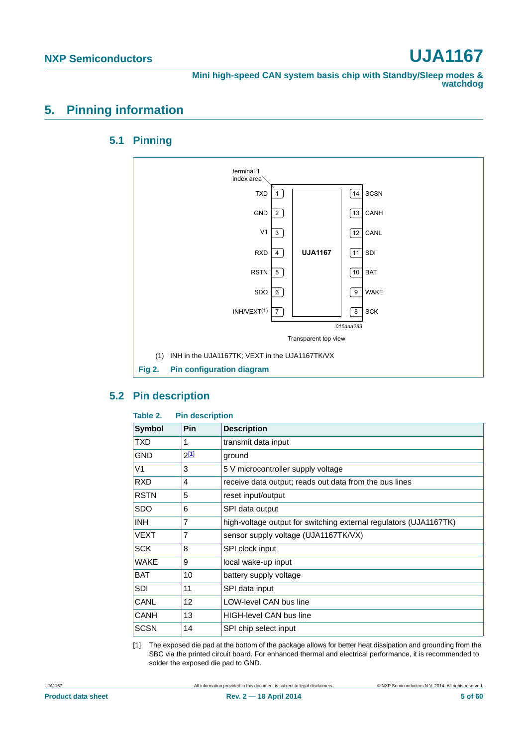## 5. Pinning information

### 5.1 Pinning

terminal 1 index area

| | Pin | | Pin | |
|---|---|---|---|---|
| TXD | 1 | UJA1167 | 14 | SCSN |
| GND | 2 | | 13 | CANH |
| V1 | 3 | | 12 | CANL |
| RXD | 4 | | 11 | SDI |
| RSTN | 5 | | 10 | BAT |
| SDO | 6 | | 9 | WAKE |
| INH/VEXT(1) | 7 | | 8 | SCK |

015aaa283

Transparent top view

(1) INH in the UJA1167TK; VEXT in the UJA1167TK/VX

**Fig 2. Pin configuration diagram**

### 5.2 Pin description

**Table 2. Pin description**

| Symbol | Pin | Description |
|---|---|---|
| TXD | 1 | transmit data input |
| GND | 2[1] | ground |
| V1 | 3 | 5 V microcontroller supply voltage |
| RXD | 4 | receive data output; reads out data from the bus lines |
| RSTN | 5 | reset input/output |
| SDO | 6 | SPI data output |
| INH | 7 | high-voltage output for switching external regulators (UJA1167TK) |
| VEXT | 7 | sensor supply voltage (UJA1167TK/VX) |
| SCK | 8 | SPI clock input |
| WAKE | 9 | local wake-up input |
| BAT | 10 | battery supply voltage |
| SDI | 11 | SPI data input |
| CANL | 12 | LOW-level CAN bus line |
| CANH | 13 | HIGH-level CAN bus line |
| SCSN | 14 | SPI chip select input |

[1] The exposed die pad at the bottom of the package allows for better heat dissipation and grounding from the SBC via the printed circuit board. For enhanced thermal and electrical performance, it is recommended to solder the exposed die pad to GND.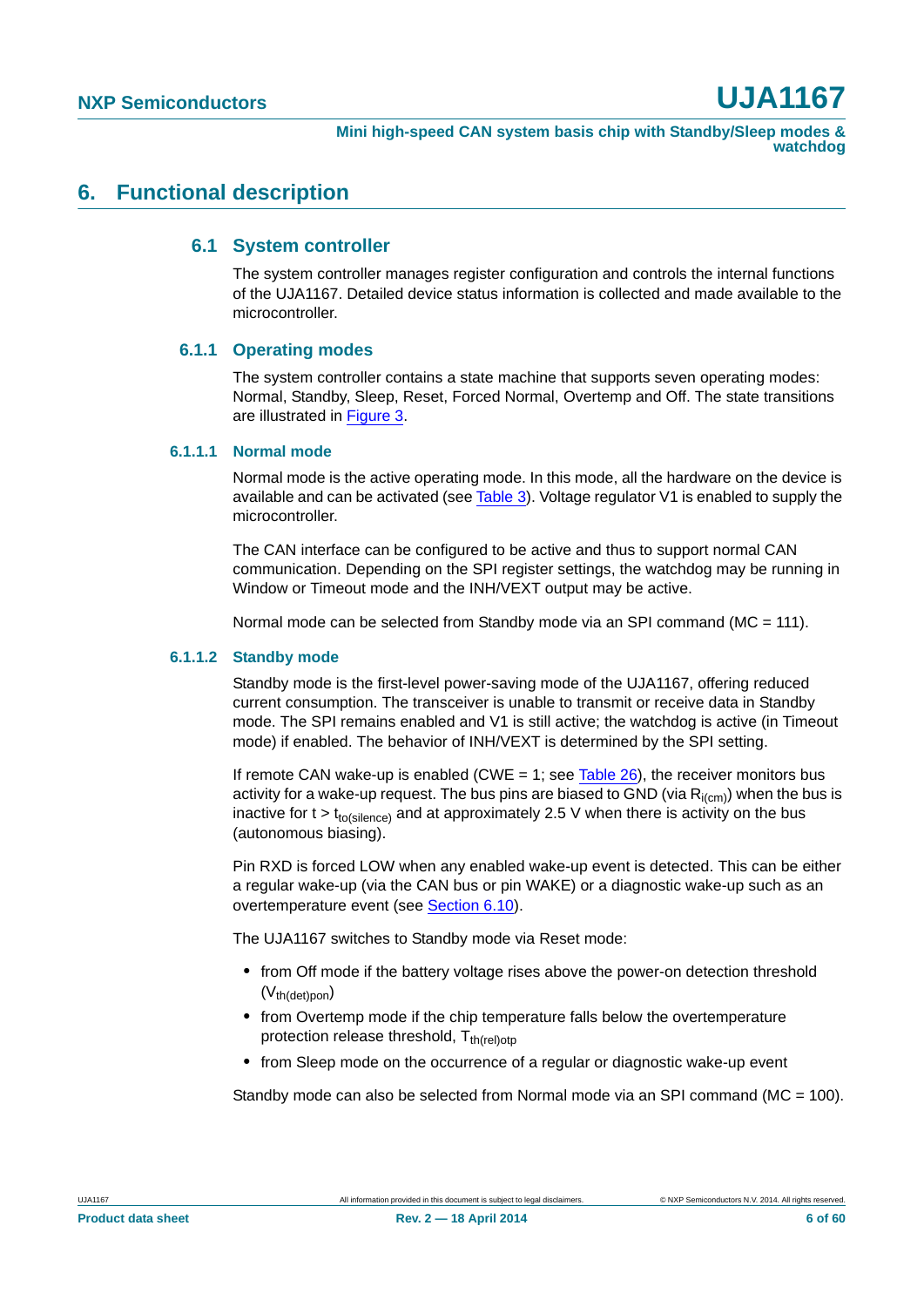# 6. Functional description

## 6.1 System controller

The system controller manages register configuration and controls the internal functions of the UJA1167. Detailed device status information is collected and made available to the microcontroller.

### 6.1.1 Operating modes

The system controller contains a state machine that supports seven operating modes: Normal, Standby, Sleep, Reset, Forced Normal, Overtemp and Off. The state transitions are illustrated in Figure 3.

#### 6.1.1.1 Normal mode

Normal mode is the active operating mode. In this mode, all the hardware on the device is available and can be activated (see Table 3). Voltage regulator V1 is enabled to supply the microcontroller.

The CAN interface can be configured to be active and thus to support normal CAN communication. Depending on the SPI register settings, the watchdog may be running in Window or Timeout mode and the INH/VEXT output may be active.

Normal mode can be selected from Standby mode via an SPI command (MC = 111).

#### 6.1.1.2 Standby mode

Standby mode is the first-level power-saving mode of the UJA1167, offering reduced current consumption. The transceiver is unable to transmit or receive data in Standby mode. The SPI remains enabled and V1 is still active; the watchdog is active (in Timeout mode) if enabled. The behavior of INH/VEXT is determined by the SPI setting.

If remote CAN wake-up is enabled (CWE = 1; see Table 26), the receiver monitors bus activity for a wake-up request. The bus pins are biased to GND (via $R_{i(cm)}$) when the bus is inactive for $t > t_{to(silence)}$ and at approximately 2.5 V when there is activity on the bus (autonomous biasing).

Pin RXD is forced LOW when any enabled wake-up event is detected. This can be either a regular wake-up (via the CAN bus or pin WAKE) or a diagnostic wake-up such as an overtemperature event (see Section 6.10).

The UJA1167 switches to Standby mode via Reset mode:

- from Off mode if the battery voltage rises above the power-on detection threshold ($V_{th(det)pon}$)
- from Overtemp mode if the chip temperature falls below the overtemperature protection release threshold, $T_{th(rel)otp}$
- from Sleep mode on the occurrence of a regular or diagnostic wake-up event

Standby mode can also be selected from Normal mode via an SPI command (MC = 100).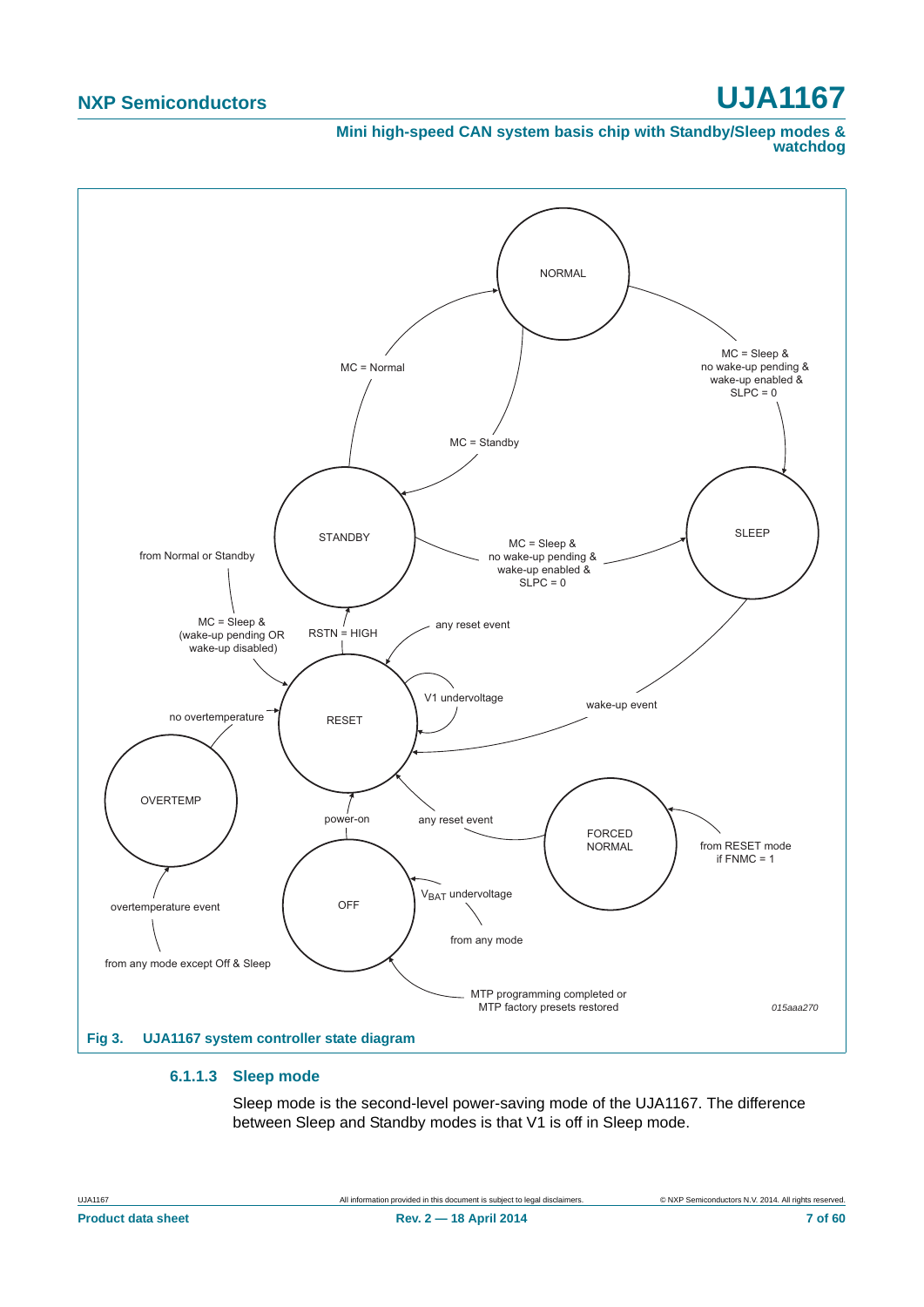Fig 3. UJA1167 system controller state diagram

#### 6.1.1.3 Sleep mode

Sleep mode is the second-level power-saving mode of the UJA1167. The difference between Sleep and Standby modes is that V1 is off in Sleep mode.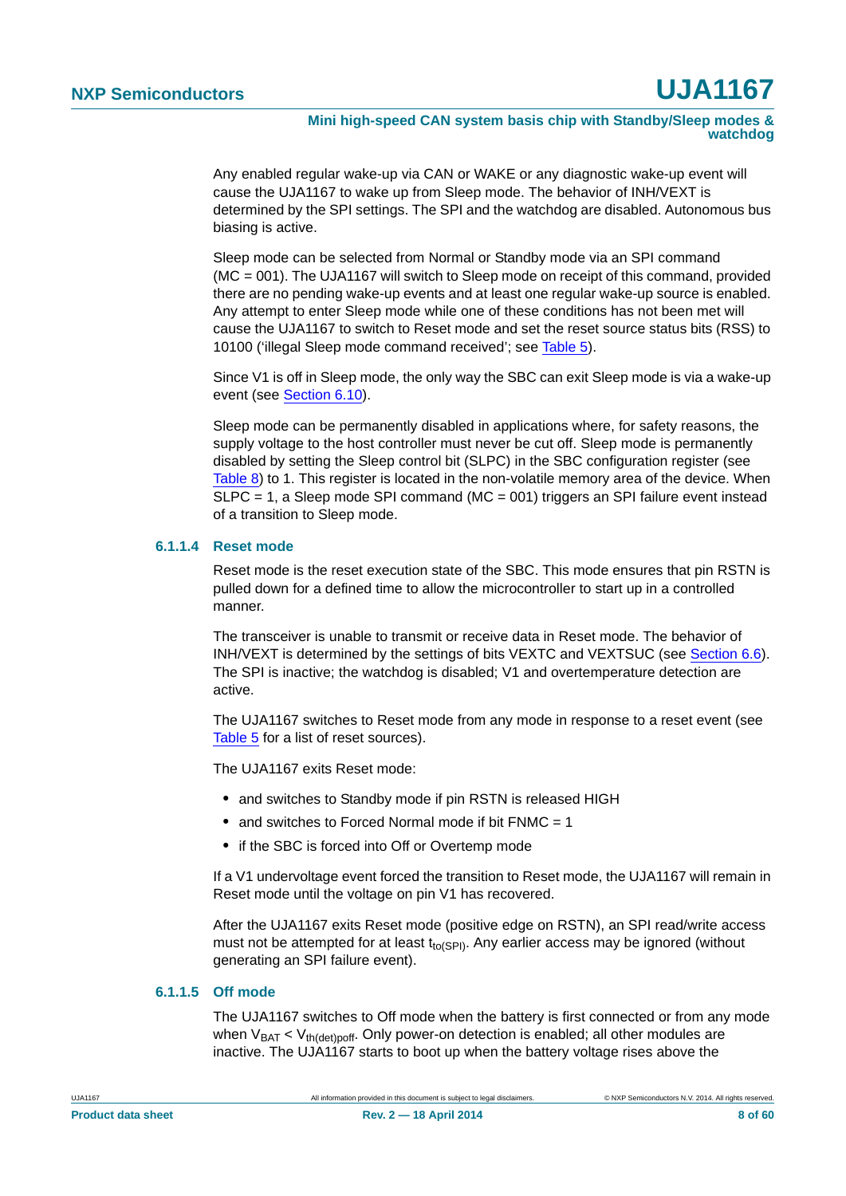Any enabled regular wake-up via CAN or WAKE or any diagnostic wake-up event will cause the UJA1167 to wake up from Sleep mode. The behavior of INH/VEXT is determined by the SPI settings. The SPI and the watchdog are disabled. Autonomous bus biasing is active.

Sleep mode can be selected from Normal or Standby mode via an SPI command (MC = 001). The UJA1167 will switch to Sleep mode on receipt of this command, provided there are no pending wake-up events and at least one regular wake-up source is enabled. Any attempt to enter Sleep mode while one of these conditions has not been met will cause the UJA1167 to switch to Reset mode and set the reset source status bits (RSS) to 10100 ('illegal Sleep mode command received'; see Table 5).

Since V1 is off in Sleep mode, the only way the SBC can exit Sleep mode is via a wake-up event (see Section 6.10).

Sleep mode can be permanently disabled in applications where, for safety reasons, the supply voltage to the host controller must never be cut off. Sleep mode is permanently disabled by setting the Sleep control bit (SLPC) in the SBC configuration register (see Table 8) to 1. This register is located in the non-volatile memory area of the device. When SLPC = 1, a Sleep mode SPI command (MC = 001) triggers an SPI failure event instead of a transition to Sleep mode.

#### 6.1.1.4 Reset mode

Reset mode is the reset execution state of the SBC. This mode ensures that pin RSTN is pulled down for a defined time to allow the microcontroller to start up in a controlled manner.

The transceiver is unable to transmit or receive data in Reset mode. The behavior of INH/VEXT is determined by the settings of bits VEXTC and VEXTSUC (see Section 6.6). The SPI is inactive; the watchdog is disabled; V1 and overtemperature detection are active.

The UJA1167 switches to Reset mode from any mode in response to a reset event (see Table 5 for a list of reset sources).

The UJA1167 exits Reset mode:

- and switches to Standby mode if pin RSTN is released HIGH
- and switches to Forced Normal mode if bit FNMC = 1
- if the SBC is forced into Off or Overtemp mode

If a V1 undervoltage event forced the transition to Reset mode, the UJA1167 will remain in Reset mode until the voltage on pin V1 has recovered.

After the UJA1167 exits Reset mode (positive edge on RSTN), an SPI read/write access must not be attempted for at least $t_{to(SPI)}$. Any earlier access may be ignored (without generating an SPI failure event).

#### 6.1.1.5 Off mode

The UJA1167 switches to Off mode when the battery is first connected or from any mode when $V_{BAT} < V_{th(det)poff}$. Only power-on detection is enabled; all other modules are inactive. The UJA1167 starts to boot up when the battery voltage rises above the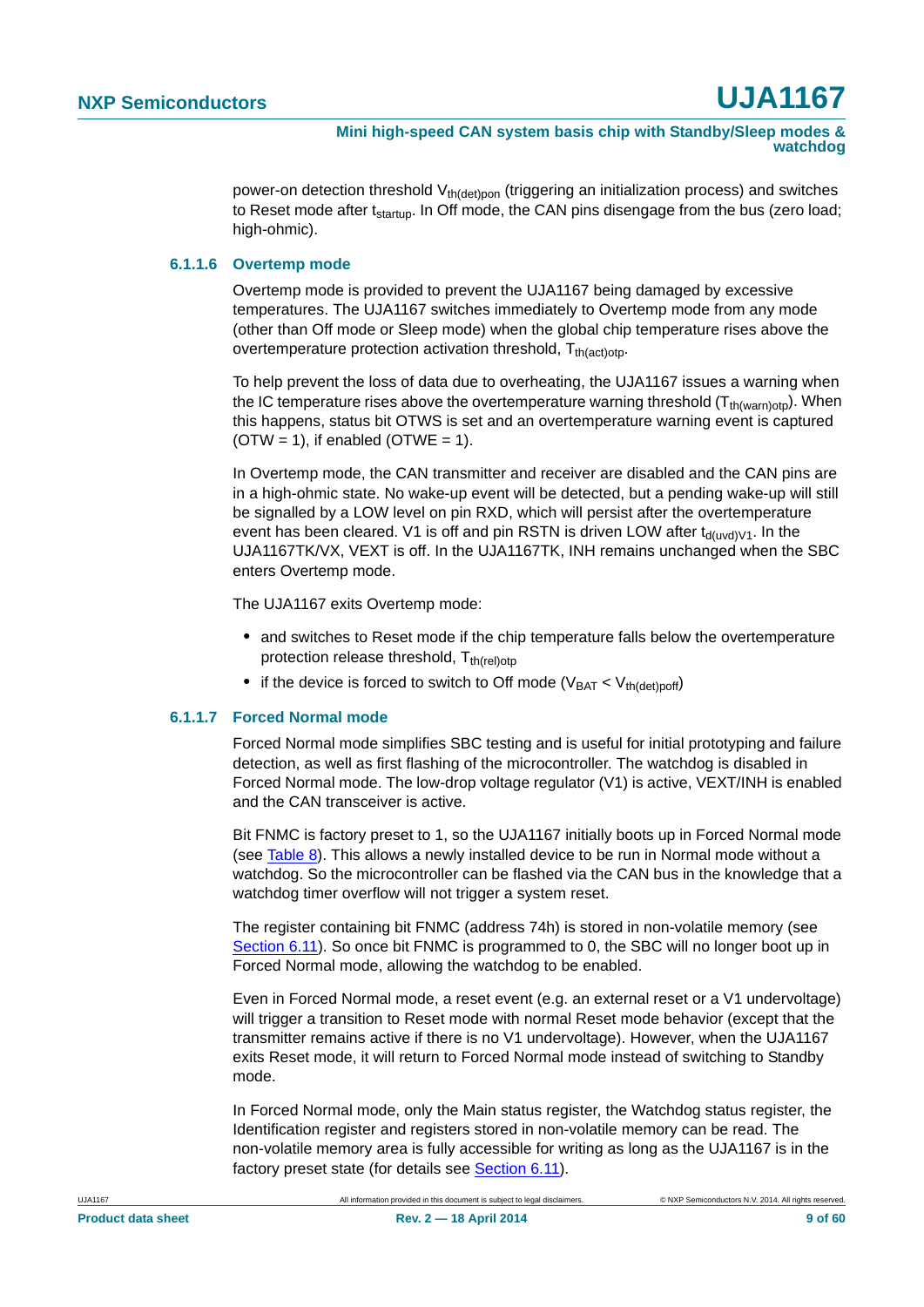power-on detection threshold $V_{th(det)pon}$ (triggering an initialization process) and switches to Reset mode after $t_{startup}$. In Off mode, the CAN pins disengage from the bus (zero load; high-ohmic).

#### 6.1.1.6 Overtemp mode

Overtemp mode is provided to prevent the UJA1167 being damaged by excessive temperatures. The UJA1167 switches immediately to Overtemp mode from any mode (other than Off mode or Sleep mode) when the global chip temperature rises above the overtemperature protection activation threshold, $T_{th(act)otp}$.

To help prevent the loss of data due to overheating, the UJA1167 issues a warning when the IC temperature rises above the overtemperature warning threshold ($T_{th(warn)otp}$). When this happens, status bit OTWS is set and an overtemperature warning event is captured (OTW = 1), if enabled (OTWE = 1).

In Overtemp mode, the CAN transmitter and receiver are disabled and the CAN pins are in a high-ohmic state. No wake-up event will be detected, but a pending wake-up will still be signalled by a LOW level on pin RXD, which will persist after the overtemperature event has been cleared. V1 is off and pin RSTN is driven LOW after $t_{d(uvd)V1}$. In the UJA1167TK/VX, VEXT is off. In the UJA1167TK, INH remains unchanged when the SBC enters Overtemp mode.

The UJA1167 exits Overtemp mode:

- and switches to Reset mode if the chip temperature falls below the overtemperature protection release threshold, $T_{th(rel)otp}$
- if the device is forced to switch to Off mode ($V_{BAT} < V_{th(det)poff}$)

#### 6.1.1.7 Forced Normal mode

Forced Normal mode simplifies SBC testing and is useful for initial prototyping and failure detection, as well as first flashing of the microcontroller. The watchdog is disabled in Forced Normal mode. The low-drop voltage regulator (V1) is active, VEXT/INH is enabled and the CAN transceiver is active.

Bit FNMC is factory preset to 1, so the UJA1167 initially boots up in Forced Normal mode (see Table 8). This allows a newly installed device to be run in Normal mode without a watchdog. So the microcontroller can be flashed via the CAN bus in the knowledge that a watchdog timer overflow will not trigger a system reset.

The register containing bit FNMC (address 74h) is stored in non-volatile memory (see Section 6.11). So once bit FNMC is programmed to 0, the SBC will no longer boot up in Forced Normal mode, allowing the watchdog to be enabled.

Even in Forced Normal mode, a reset event (e.g. an external reset or a V1 undervoltage) will trigger a transition to Reset mode with normal Reset mode behavior (except that the transmitter remains active if there is no V1 undervoltage). However, when the UJA1167 exits Reset mode, it will return to Forced Normal mode instead of switching to Standby mode.

In Forced Normal mode, only the Main status register, the Watchdog status register, the Identification register and registers stored in non-volatile memory can be read. The non-volatile memory area is fully accessible for writing as long as the UJA1167 is in the factory preset state (for details see Section 6.11).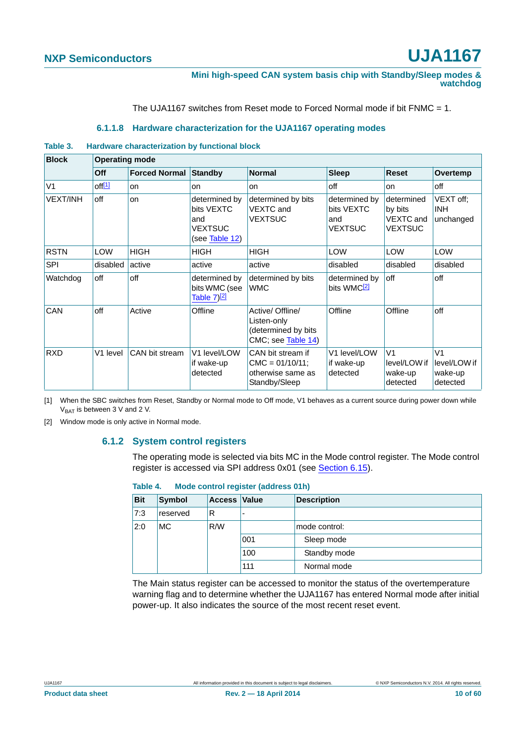The UJA1167 switches from Reset mode to Forced Normal mode if bit FNMC = 1.

#### 6.1.1.8 Hardware characterization for the UJA1167 operating modes

**Table 3. Hardware characterization by functional block**

| Block | Operating mode | | | | | | |
|---|---|---|---|---|---|---|---|
| | **Off** | **Forced Normal** | **Standby** | **Normal** | **Sleep** | **Reset** | **Overtemp** |
| V1 | off[1] | on | on | on | off | on | off |
| VEXT/INH | off | on | determined by bits VEXTC and VEXTSUC (see Table 12) | determined by bits VEXTC and VEXTSUC | determined by bits VEXTC and VEXTSUC | determined by bits VEXTC and VEXTSUC | VEXT off; INH unchanged |
| RSTN | LOW | HIGH | HIGH | HIGH | LOW | LOW | LOW |
| SPI | disabled | active | active | active | disabled | disabled | disabled |
| Watchdog | off | off | determined by bits WMC (see Table 7)[2] | determined by bits WMC | determined by bits WMC[2] | off | off |
| CAN | off | Active | Offline | Active/ Offline/ Listen-only (determined by bits CMC; see Table 14) | Offline | Offline | off |
| RXD | V1 level | CAN bit stream | V1 level/LOW if wake-up detected | CAN bit stream if CMC = 01/10/11; otherwise same as Standby/Sleep | V1 level/LOW if wake-up detected | V1 level/LOW if wake-up detected | V1 level/LOW if wake-up detected |

[1] When the SBC switches from Reset, Standby or Normal mode to Off mode, V1 behaves as a current source during power down while $V_{BAT}$ is between 3 V and 2 V.

[2] Window mode is only active in Normal mode.

### 6.1.2 System control registers

The operating mode is selected via bits MC in the Mode control register. The Mode control register is accessed via SPI address 0x01 (see Section 6.15).

**Table 4. Mode control register (address 01h)**

| Bit | Symbol | Access | Value | Description |
|---|---|---|---|---|
| 7:3 | reserved | R | - | |
| 2:0 | MC | R/W | | mode control: |
| | | | 001 | Sleep mode |
| | | | 100 | Standby mode |
| | | | 111 | Normal mode |

The Main status register can be accessed to monitor the status of the overtemperature warning flag and to determine whether the UJA1167 has entered Normal mode after initial power-up. It also indicates the source of the most recent reset event.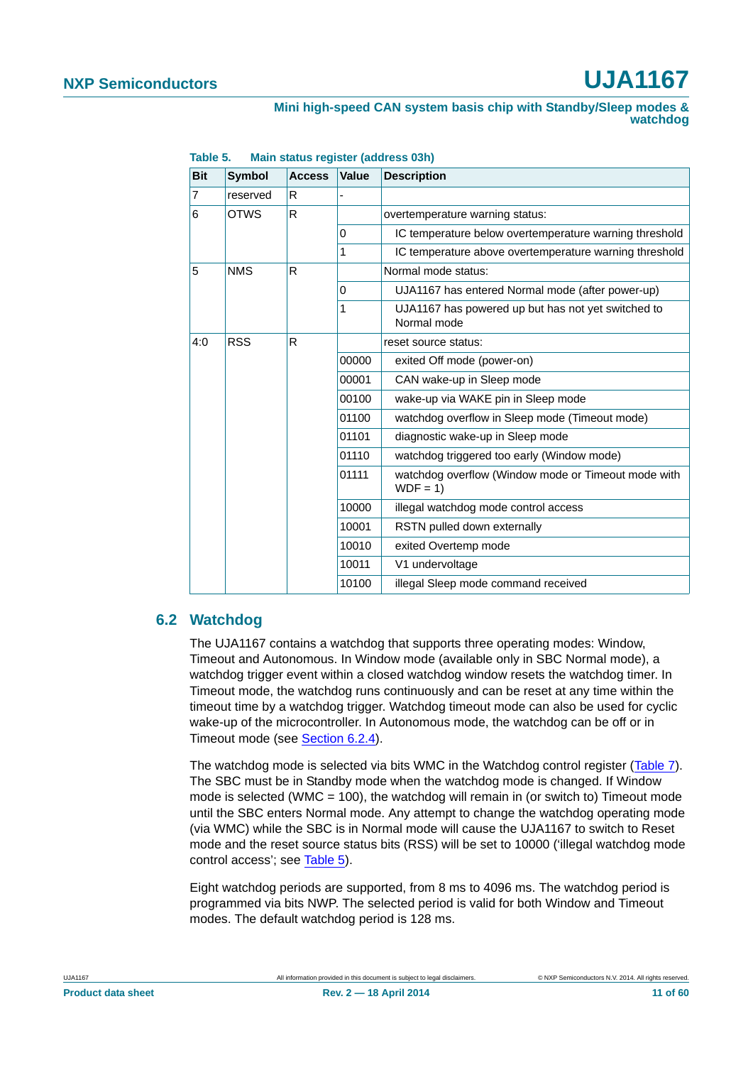**Table 5. Main status register (address 03h)**

| Bit | Symbol | Access | Value | Description |
|---|---|---|---|---|
| 7 | reserved | R | - | |
| 6 | OTWS | R | | overtemperature warning status: |
| | | | 0 | IC temperature below overtemperature warning threshold |
| | | | 1 | IC temperature above overtemperature warning threshold |
| 5 | NMS | R | | Normal mode status: |
| | | | 0 | UJA1167 has entered Normal mode (after power-up) |
| | | | 1 | UJA1167 has powered up but has not yet switched to Normal mode |
| 4:0 | RSS | R | | reset source status: |
| | | | 00000 | exited Off mode (power-on) |
| | | | 00001 | CAN wake-up in Sleep mode |
| | | | 00100 | wake-up via WAKE pin in Sleep mode |
| | | | 01100 | watchdog overflow in Sleep mode (Timeout mode) |
| | | | 01101 | diagnostic wake-up in Sleep mode |
| | | | 01110 | watchdog triggered too early (Window mode) |
| | | | 01111 | watchdog overflow (Window mode or Timeout mode with WDF = 1) |
| | | | 10000 | illegal watchdog mode control access |
| | | | 10001 | RSTN pulled down externally |
| | | | 10010 | exited Overtemp mode |
| | | | 10011 | V1 undervoltage |
| | | | 10100 | illegal Sleep mode command received |

## 6.2 Watchdog

The UJA1167 contains a watchdog that supports three operating modes: Window, Timeout and Autonomous. In Window mode (available only in SBC Normal mode), a watchdog trigger event within a closed watchdog window resets the watchdog timer. In Timeout mode, the watchdog runs continuously and can be reset at any time within the timeout time by a watchdog trigger. Watchdog timeout mode can also be used for cyclic wake-up of the microcontroller. In Autonomous mode, the watchdog can be off or in Timeout mode (see Section 6.2.4).

The watchdog mode is selected via bits WMC in the Watchdog control register (Table 7). The SBC must be in Standby mode when the watchdog mode is changed. If Window mode is selected (WMC = 100), the watchdog will remain in (or switch to) Timeout mode until the SBC enters Normal mode. Any attempt to change the watchdog operating mode (via WMC) while the SBC is in Normal mode will cause the UJA1167 to switch to Reset mode and the reset source status bits (RSS) will be set to 10000 ('illegal watchdog mode control access'; see Table 5).

Eight watchdog periods are supported, from 8 ms to 4096 ms. The watchdog period is programmed via bits NWP. The selected period is valid for both Window and Timeout modes. The default watchdog period is 128 ms.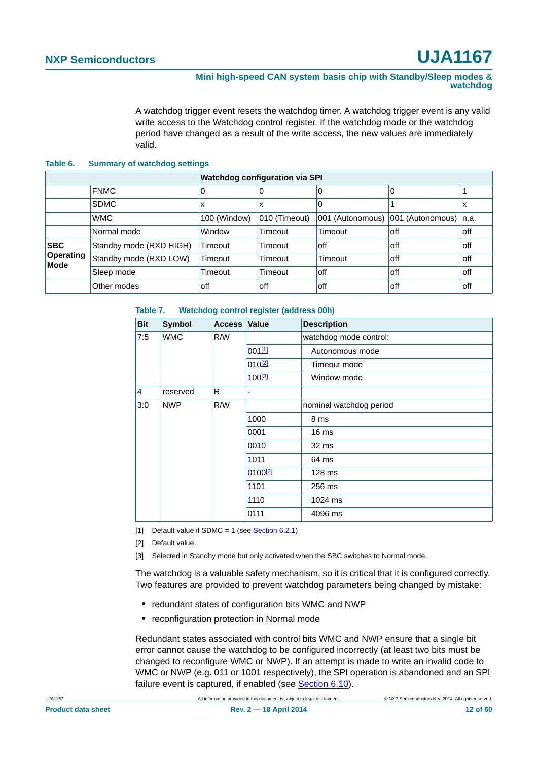A watchdog trigger event resets the watchdog timer. A watchdog trigger event is any valid write access to the Watchdog control register. If the watchdog mode or the watchdog period have changed as a result of the write access, the new values are immediately valid.

**Table 6. Summary of watchdog settings**

| | | Watchdog configuration via SPI | | | | |
|---|---|---|---|---|---|---|
| | FNMC | 0 | 0 | 0 | 0 | 1 |
| | SDMC | x | x | 0 | 1 | x |
| | WMC | 100 (Window) | 010 (Timeout) | 001 (Autonomous) | 001 (Autonomous) | n.a. |
| **SBC Operating Mode** | Normal mode | Window | Timeout | Timeout | off | off |
| | Standby mode (RXD HIGH) | Timeout | Timeout | off | off | off |
| | Standby mode (RXD LOW) | Timeout | Timeout | Timeout | off | off |
| | Sleep mode | Timeout | Timeout | off | off | off |
| | Other modes | off | off | off | off | off |

**Table 7. Watchdog control register (address 00h)**

| Bit | Symbol | Access | Value | Description |
|---|---|---|---|---|
| 7:5 | WMC | R/W | | watchdog mode control: |
| | | | 001[1] | Autonomous mode |
| | | | 010[2] | Timeout mode |
| | | | 100[3] | Window mode |
| 4 | reserved | R | - | |
| 3:0 | NWP | R/W | | nominal watchdog period |
| | | | 1000 | 8 ms |
| | | | 0001 | 16 ms |
| | | | 0010 | 32 ms |
| | | | 1011 | 64 ms |
| | | | 0100[2] | 128 ms |
| | | | 1101 | 256 ms |
| | | | 1110 | 1024 ms |
| | | | 0111 | 4096 ms |

[1] Default value if SDMC = 1 (see Section 6.2.1)

[2] Default value.

[3] Selected in Standby mode but only activated when the SBC switches to Normal mode.

The watchdog is a valuable safety mechanism, so it is critical that it is configured correctly. Two features are provided to prevent watchdog parameters being changed by mistake:

- redundant states of configuration bits WMC and NWP
- reconfiguration protection in Normal mode

Redundant states associated with control bits WMC and NWP ensure that a single bit error cannot cause the watchdog to be configured incorrectly (at least two bits must be changed to reconfigure WMC or NWP). If an attempt is made to write an invalid code to WMC or NWP (e.g. 011 or 1001 respectively), the SPI operation is abandoned and an SPI failure event is captured, if enabled (see Section 6.10).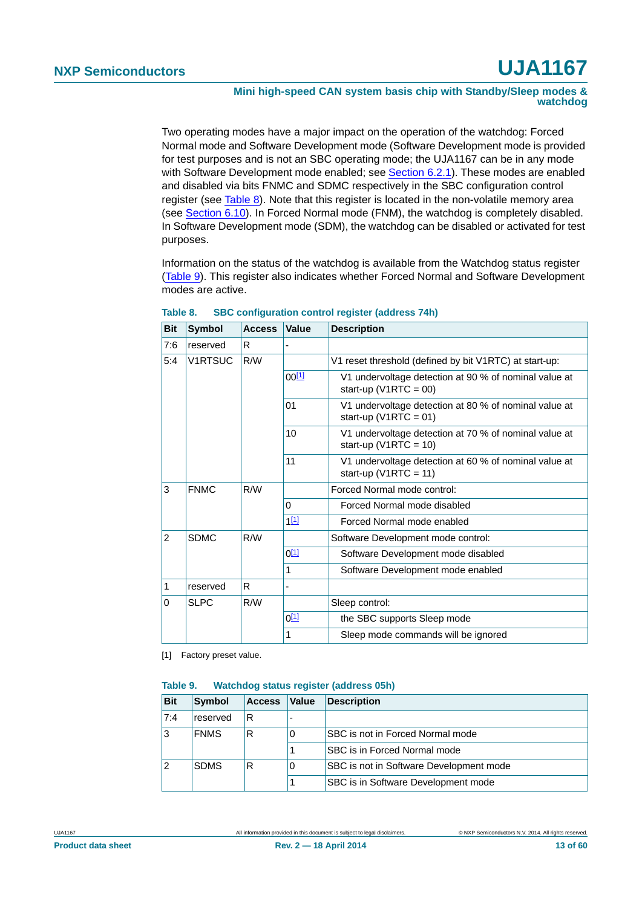Two operating modes have a major impact on the operation of the watchdog: Forced Normal mode and Software Development mode (Software Development mode is provided for test purposes and is not an SBC operating mode; the UJA1167 can be in any mode with Software Development mode enabled; see Section 6.2.1). These modes are enabled and disabled via bits FNMC and SDMC respectively in the SBC configuration control register (see Table 8). Note that this register is located in the non-volatile memory area (see Section 6.10). In Forced Normal mode (FNM), the watchdog is completely disabled. In Software Development mode (SDM), the watchdog can be disabled or activated for test purposes.

Information on the status of the watchdog is available from the Watchdog status register (Table 9). This register also indicates whether Forced Normal and Software Development modes are active.

**Table 8. SBC configuration control register (address 74h)**

| Bit | Symbol | Access | Value | Description |
|---|---|---|---|---|
| 7:6 | reserved | R | - | |
| 5:4 | V1RTSUC | R/W | | V1 reset threshold (defined by bit V1RTC) at start-up: |
| | | | 00[1] | V1 undervoltage detection at 90 % of nominal value at start-up (V1RTC = 00) |
| | | | 01 | V1 undervoltage detection at 80 % of nominal value at start-up (V1RTC = 01) |
| | | | 10 | V1 undervoltage detection at 70 % of nominal value at start-up (V1RTC = 10) |
| | | | 11 | V1 undervoltage detection at 60 % of nominal value at start-up (V1RTC = 11) |
| 3 | FNMC | R/W | | Forced Normal mode control: |
| | | | 0 | Forced Normal mode disabled |
| | | | 1[1] | Forced Normal mode enabled |
| 2 | SDMC | R/W | | Software Development mode control: |
| | | | 0[1] | Software Development mode disabled |
| | | | 1 | Software Development mode enabled |
| 1 | reserved | R | - | |
| 0 | SLPC | R/W | | Sleep control: |
| | | | 0[1] | the SBC supports Sleep mode |
| | | | 1 | Sleep mode commands will be ignored |

[1] Factory preset value.

**Table 9. Watchdog status register (address 05h)**

| Bit | Symbol | Access | Value | Description |
|---|---|---|---|---|
| 7:4 | reserved | R | - | |
| 3 | FNMS | R | 0 | SBC is not in Forced Normal mode |
| | | | 1 | SBC is in Forced Normal mode |
| 2 | SDMS | R | 0 | SBC is not in Software Development mode |
| | | | 1 | SBC is in Software Development mode |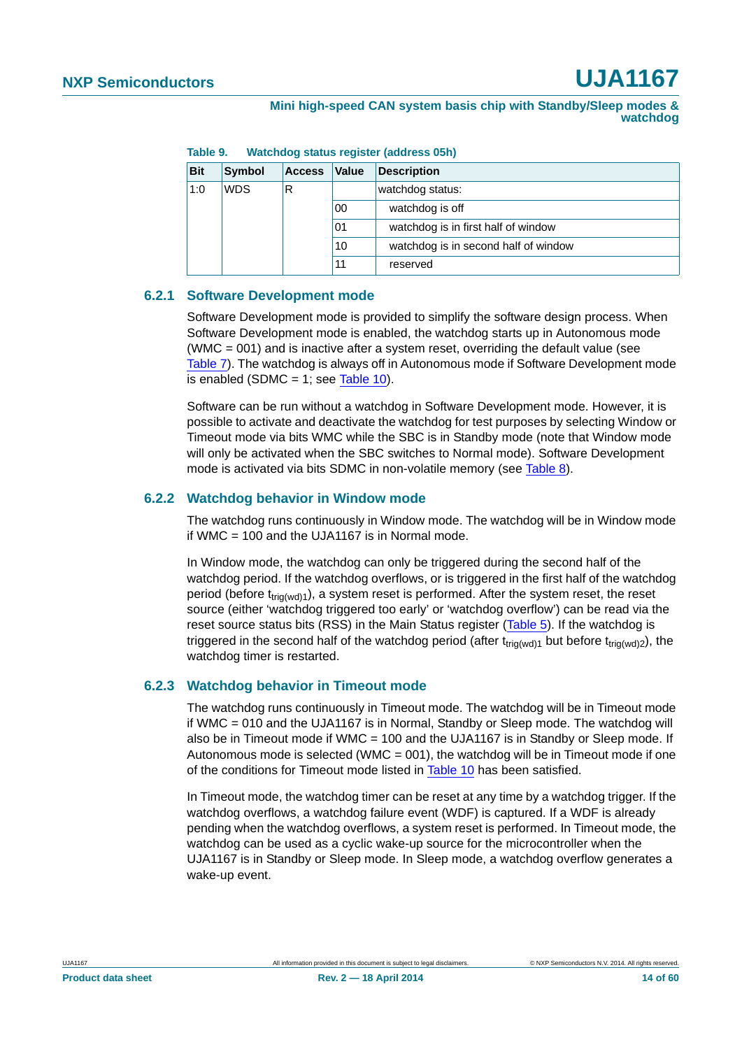**Table 9. Watchdog status register (address 05h)**

| Bit | Symbol | Access | Value | Description |
|---|---|---|---|---|
| 1:0 | WDS | R | | watchdog status: |
| | | | 00 | watchdog is off |
| | | | 01 | watchdog is in first half of window |
| | | | 10 | watchdog is in second half of window |
| | | | 11 | reserved |

### 6.2.1 Software Development mode

Software Development mode is provided to simplify the software design process. When Software Development mode is enabled, the watchdog starts up in Autonomous mode (WMC = 001) and is inactive after a system reset, overriding the default value (see Table 7). The watchdog is always off in Autonomous mode if Software Development mode is enabled (SDMC = 1; see Table 10).

Software can be run without a watchdog in Software Development mode. However, it is possible to activate and deactivate the watchdog for test purposes by selecting Window or Timeout mode via bits WMC while the SBC is in Standby mode (note that Window mode will only be activated when the SBC switches to Normal mode). Software Development mode is activated via bits SDMC in non-volatile memory (see Table 8).

### 6.2.2 Watchdog behavior in Window mode

The watchdog runs continuously in Window mode. The watchdog will be in Window mode if WMC = 100 and the UJA1167 is in Normal mode.

In Window mode, the watchdog can only be triggered during the second half of the watchdog period. If the watchdog overflows, or is triggered in the first half of the watchdog period (before $t_{trig(wd)1}$), a system reset is performed. After the system reset, the reset source (either 'watchdog triggered too early' or 'watchdog overflow') can be read via the reset source status bits (RSS) in the Main Status register (Table 5). If the watchdog is triggered in the second half of the watchdog period (after $t_{trig(wd)1}$ but before $t_{trig(wd)2}$), the watchdog timer is restarted.

### 6.2.3 Watchdog behavior in Timeout mode

The watchdog runs continuously in Timeout mode. The watchdog will be in Timeout mode if WMC = 010 and the UJA1167 is in Normal, Standby or Sleep mode. The watchdog will also be in Timeout mode if WMC = 100 and the UJA1167 is in Standby or Sleep mode. If Autonomous mode is selected (WMC = 001), the watchdog will be in Timeout mode if one of the conditions for Timeout mode listed in Table 10 has been satisfied.

In Timeout mode, the watchdog timer can be reset at any time by a watchdog trigger. If the watchdog overflows, a watchdog failure event (WDF) is captured. If a WDF is already pending when the watchdog overflows, a system reset is performed. In Timeout mode, the watchdog can be used as a cyclic wake-up source for the microcontroller when the UJA1167 is in Standby or Sleep mode. In Sleep mode, a watchdog overflow generates a wake-up event.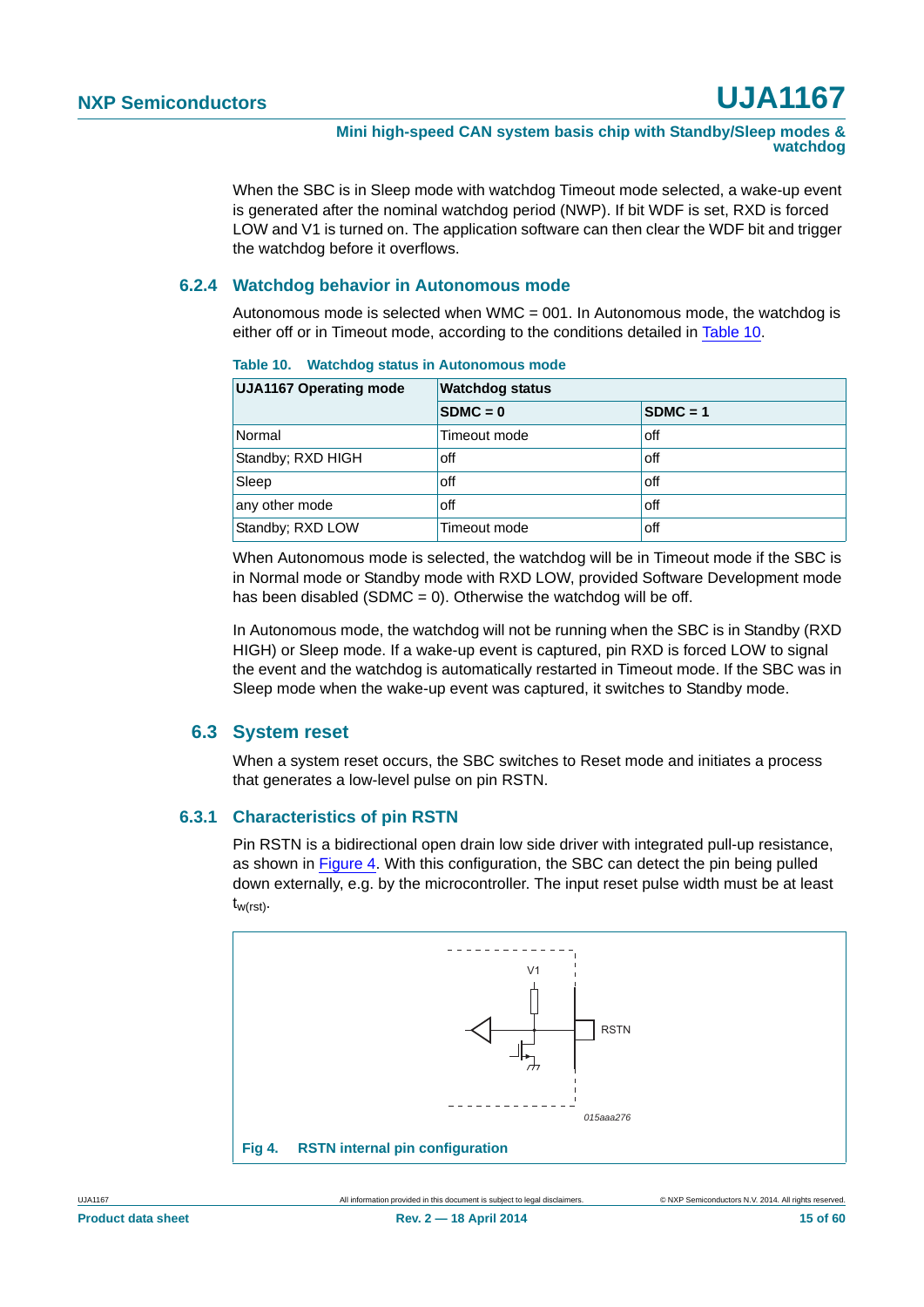When the SBC is in Sleep mode with watchdog Timeout mode selected, a wake-up event is generated after the nominal watchdog period (NWP). If bit WDF is set, RXD is forced LOW and V1 is turned on. The application software can then clear the WDF bit and trigger the watchdog before it overflows.

### 6.2.4 Watchdog behavior in Autonomous mode

Autonomous mode is selected when WMC = 001. In Autonomous mode, the watchdog is either off or in Timeout mode, according to the conditions detailed in Table 10.

**Table 10. Watchdog status in Autonomous mode**

| UJA1167 Operating mode | Watchdog status | |
|---|---|---|
| | **SDMC = 0** | **SDMC = 1** |
| Normal | Timeout mode | off |
| Standby; RXD HIGH | off | off |
| Sleep | off | off |
| any other mode | off | off |
| Standby; RXD LOW | Timeout mode | off |

When Autonomous mode is selected, the watchdog will be in Timeout mode if the SBC is in Normal mode or Standby mode with RXD LOW, provided Software Development mode has been disabled (SDMC = 0). Otherwise the watchdog will be off.

In Autonomous mode, the watchdog will not be running when the SBC is in Standby (RXD HIGH) or Sleep mode. If a wake-up event is captured, pin RXD is forced LOW to signal the event and the watchdog is automatically restarted in Timeout mode. If the SBC was in Sleep mode when the wake-up event was captured, it switches to Standby mode.

## 6.3 System reset

When a system reset occurs, the SBC switches to Reset mode and initiates a process that generates a low-level pulse on pin RSTN.

### 6.3.1 Characteristics of pin RSTN

Pin RSTN is a bidirectional open drain low side driver with integrated pull-up resistance, as shown in Figure 4. With this configuration, the SBC can detect the pin being pulled down externally, e.g. by the microcontroller. The input reset pulse width must be at least $t_{w(rst)}$.

V1

RSTN

015aaa276

**Fig 4. RSTN internal pin configuration**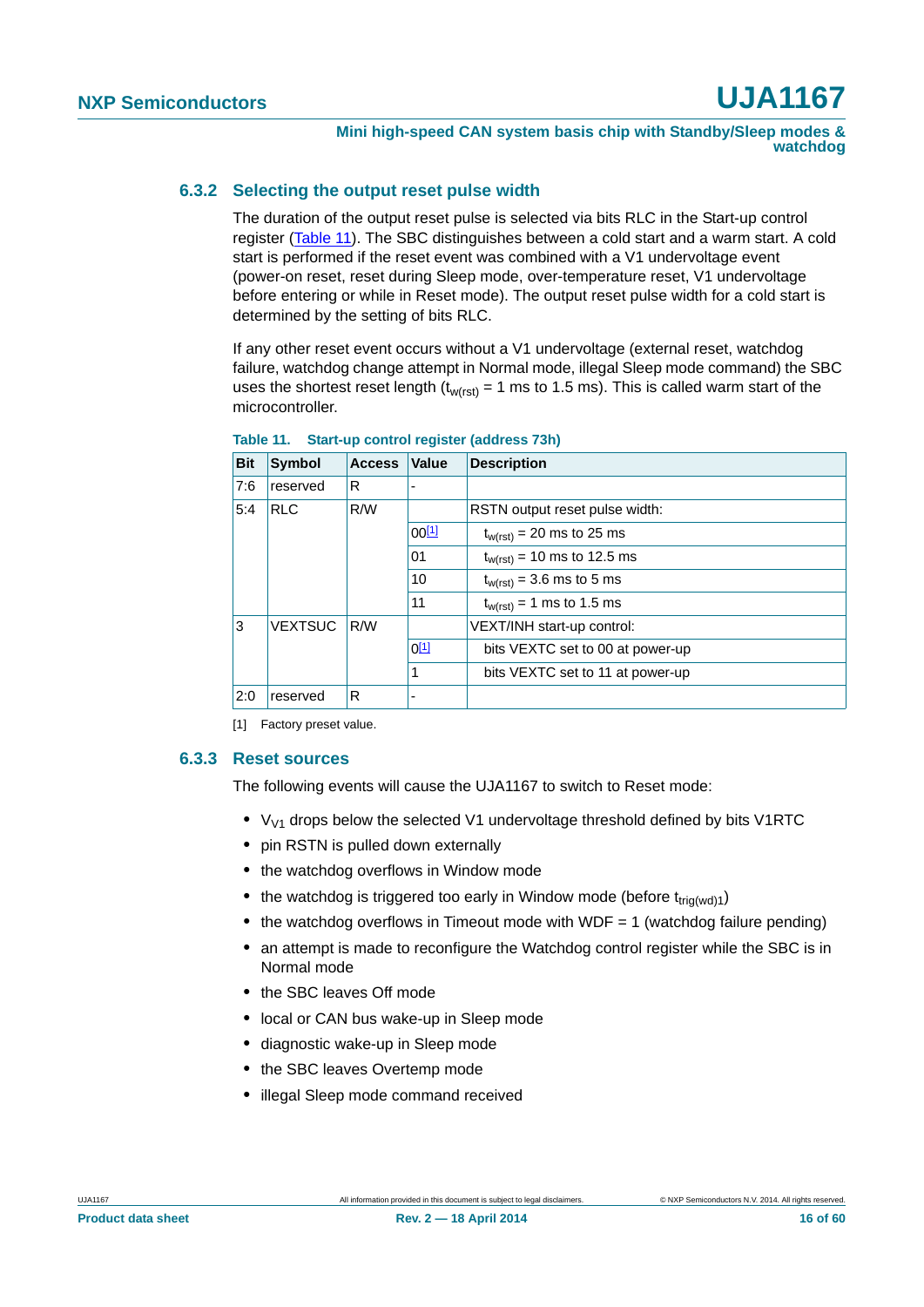### 6.3.2 Selecting the output reset pulse width

The duration of the output reset pulse is selected via bits RLC in the Start-up control register (Table 11). The SBC distinguishes between a cold start and a warm start. A cold start is performed if the reset event was combined with a V1 undervoltage event (power-on reset, reset during Sleep mode, over-temperature reset, V1 undervoltage before entering or while in Reset mode). The output reset pulse width for a cold start is determined by the setting of bits RLC.

If any other reset event occurs without a V1 undervoltage (external reset, watchdog failure, watchdog change attempt in Normal mode, illegal Sleep mode command) the SBC uses the shortest reset length ($t_{w(rst)}$ = 1 ms to 1.5 ms). This is called warm start of the microcontroller.

**Table 11. Start-up control register (address 73h)**

| Bit | Symbol | Access | Value | Description |
|---|---|---|---|---|
| 7:6 | reserved | R | - | |
| 5:4 | RLC | R/W | | RSTN output reset pulse width: |
| | | | 00[1] | $t_{w(rst)}$ = 20 ms to 25 ms |
| | | | 01 | $t_{w(rst)}$ = 10 ms to 12.5 ms |
| | | | 10 | $t_{w(rst)}$ = 3.6 ms to 5 ms |
| | | | 11 | $t_{w(rst)}$ = 1 ms to 1.5 ms |
| 3 | VEXTSUC | R/W | | VEXT/INH start-up control: |
| | | | 0[1] | bits VEXTC set to 00 at power-up |
| | | | 1 | bits VEXTC set to 11 at power-up |
| 2:0 | reserved | R | - | |

[1] Factory preset value.

### 6.3.3 Reset sources

The following events will cause the UJA1167 to switch to Reset mode:

- $V_{V1}$ drops below the selected V1 undervoltage threshold defined by bits V1RTC
- pin RSTN is pulled down externally
- the watchdog overflows in Window mode
- the watchdog is triggered too early in Window mode (before $t_{trig(wd)1}$)
- the watchdog overflows in Timeout mode with WDF = 1 (watchdog failure pending)
- an attempt is made to reconfigure the Watchdog control register while the SBC is in Normal mode
- the SBC leaves Off mode
- local or CAN bus wake-up in Sleep mode
- diagnostic wake-up in Sleep mode
- the SBC leaves Overtemp mode
- illegal Sleep mode command received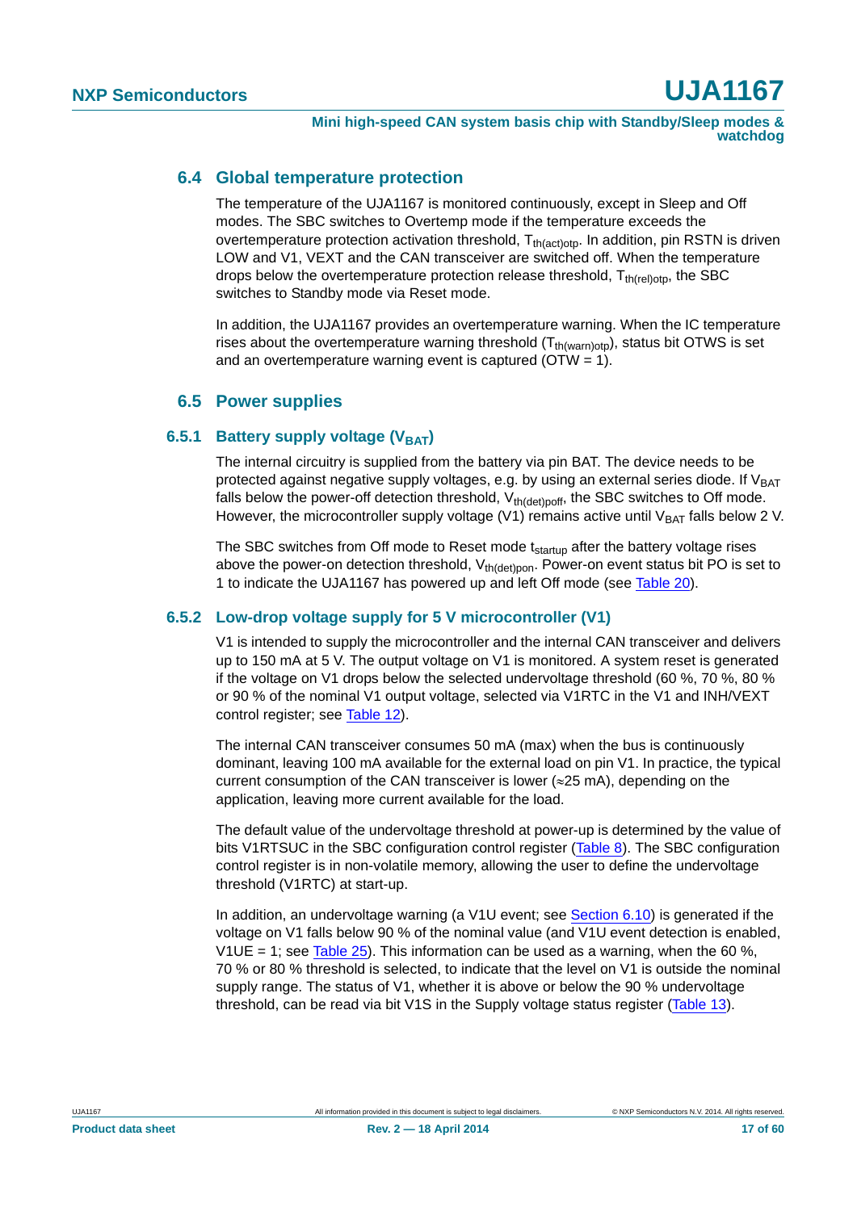### 6.4 Global temperature protection

The temperature of the UJA1167 is monitored continuously, except in Sleep and Off modes. The SBC switches to Overtemp mode if the temperature exceeds the overtemperature protection activation threshold, $T_{th(act)otp}$. In addition, pin RSTN is driven LOW and V1, VEXT and the CAN transceiver are switched off. When the temperature drops below the overtemperature protection release threshold, $T_{th(rel)otp}$, the SBC switches to Standby mode via Reset mode.

In addition, the UJA1167 provides an overtemperature warning. When the IC temperature rises about the overtemperature warning threshold ($T_{th(warn)otp}$), status bit OTWS is set and an overtemperature warning event is captured (OTW = 1).

### 6.5 Power supplies

#### 6.5.1 Battery supply voltage ($V_{BAT}$)

The internal circuitry is supplied from the battery via pin BAT. The device needs to be protected against negative supply voltages, e.g. by using an external series diode. If $V_{BAT}$ falls below the power-off detection threshold, $V_{th(det)poff}$, the SBC switches to Off mode. However, the microcontroller supply voltage (V1) remains active until $V_{BAT}$ falls below 2 V.

The SBC switches from Off mode to Reset mode $t_{startup}$ after the battery voltage rises above the power-on detection threshold, $V_{th(det)pon}$. Power-on event status bit PO is set to 1 to indicate the UJA1167 has powered up and left Off mode (see Table 20).

#### 6.5.2 Low-drop voltage supply for 5 V microcontroller (V1)

V1 is intended to supply the microcontroller and the internal CAN transceiver and delivers up to 150 mA at 5 V. The output voltage on V1 is monitored. A system reset is generated if the voltage on V1 drops below the selected undervoltage threshold (60 %, 70 %, 80 % or 90 % of the nominal V1 output voltage, selected via V1RTC in the V1 and INH/VEXT control register; see Table 12).

The internal CAN transceiver consumes 50 mA (max) when the bus is continuously dominant, leaving 100 mA available for the external load on pin V1. In practice, the typical current consumption of the CAN transceiver is lower (≈25 mA), depending on the application, leaving more current available for the load.

The default value of the undervoltage threshold at power-up is determined by the value of bits V1RTSUC in the SBC configuration control register (Table 8). The SBC configuration control register is in non-volatile memory, allowing the user to define the undervoltage threshold (V1RTC) at start-up.

In addition, an undervoltage warning (a V1U event; see Section 6.10) is generated if the voltage on V1 falls below 90 % of the nominal value (and V1U event detection is enabled, V1UE = 1; see Table 25). This information can be used as a warning, when the 60 %, 70 % or 80 % threshold is selected, to indicate that the level on V1 is outside the nominal supply range. The status of V1, whether it is above or below the 90 % undervoltage threshold, can be read via bit V1S in the Supply voltage status register (Table 13).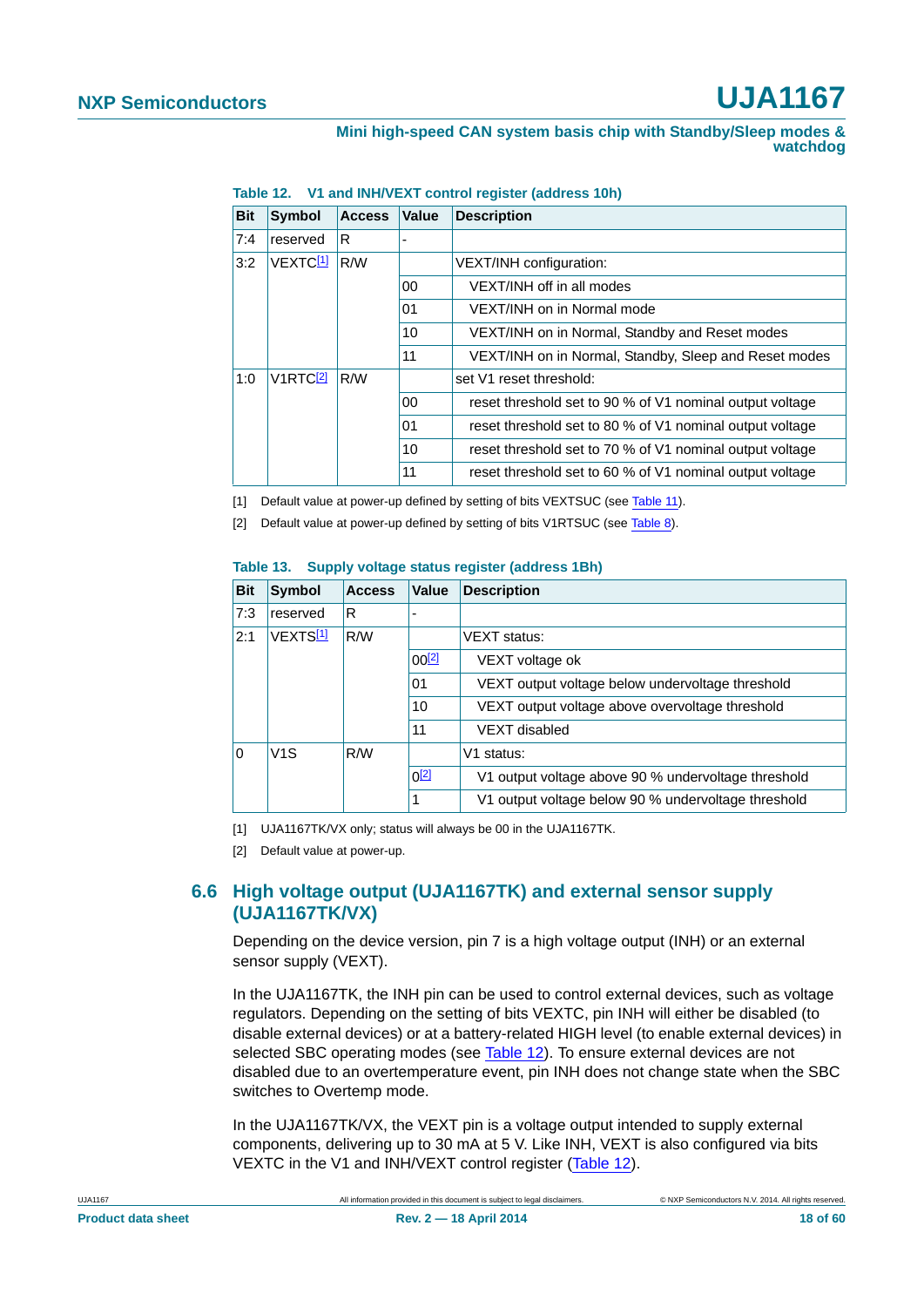**Table 12. V1 and INH/VEXT control register (address 10h)**

| Bit | Symbol | Access | Value | Description |
|---|---|---|---|---|
| 7:4 | reserved | R | - | |
| 3:2 | VEXTC[1] | R/W | | VEXT/INH configuration: |
| | | | 00 | VEXT/INH off in all modes |
| | | | 01 | VEXT/INH on in Normal mode |
| | | | 10 | VEXT/INH on in Normal, Standby and Reset modes |
| | | | 11 | VEXT/INH on in Normal, Standby, Sleep and Reset modes |
| 1:0 | V1RTC[2] | R/W | | set V1 reset threshold: |
| | | | 00 | reset threshold set to 90 % of V1 nominal output voltage |
| | | | 01 | reset threshold set to 80 % of V1 nominal output voltage |
| | | | 10 | reset threshold set to 70 % of V1 nominal output voltage |
| | | | 11 | reset threshold set to 60 % of V1 nominal output voltage |

[1] Default value at power-up defined by setting of bits VEXTSUC (see Table 11).

[2] Default value at power-up defined by setting of bits V1RTSUC (see Table 8).

**Table 13. Supply voltage status register (address 1Bh)**

| Bit | Symbol | Access | Value | Description |
|---|---|---|---|---|
| 7:3 | reserved | R | - | |
| 2:1 | VEXTS[1] | R/W | | VEXT status: |
| | | | 00[2] | VEXT voltage ok |
| | | | 01 | VEXT output voltage below undervoltage threshold |
| | | | 10 | VEXT output voltage above overvoltage threshold |
| | | | 11 | VEXT disabled |
| 0 | V1S | R/W | | V1 status: |
| | | | 0[2] | V1 output voltage above 90 % undervoltage threshold |
| | | | 1 | V1 output voltage below 90 % undervoltage threshold |

[1] UJA1167TK/VX only; status will always be 00 in the UJA1167TK.

[2] Default value at power-up.

## 6.6 High voltage output (UJA1167TK) and external sensor supply (UJA1167TK/VX)

Depending on the device version, pin 7 is a high voltage output (INH) or an external sensor supply (VEXT).

In the UJA1167TK, the INH pin can be used to control external devices, such as voltage regulators. Depending on the setting of bits VEXTC, pin INH will either be disabled (to disable external devices) or at a battery-related HIGH level (to enable external devices) in selected SBC operating modes (see Table 12). To ensure external devices are not disabled due to an overtemperature event, pin INH does not change state when the SBC switches to Overtemp mode.

In the UJA1167TK/VX, the VEXT pin is a voltage output intended to supply external components, delivering up to 30 mA at 5 V. Like INH, VEXT is also configured via bits VEXTC in the V1 and INH/VEXT control register (Table 12).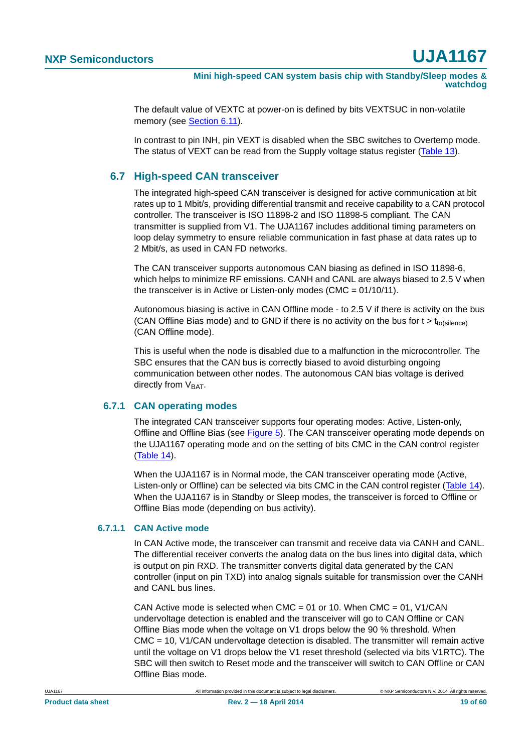The default value of VEXTC at power-on is defined by bits VEXTSUC in non-volatile memory (see Section 6.11).

In contrast to pin INH, pin VEXT is disabled when the SBC switches to Overtemp mode. The status of VEXT can be read from the Supply voltage status register (Table 13).

## 6.7 High-speed CAN transceiver

The integrated high-speed CAN transceiver is designed for active communication at bit rates up to 1 Mbit/s, providing differential transmit and receive capability to a CAN protocol controller. The transceiver is ISO 11898-2 and ISO 11898-5 compliant. The CAN transmitter is supplied from V1. The UJA1167 includes additional timing parameters on loop delay symmetry to ensure reliable communication in fast phase at data rates up to 2 Mbit/s, as used in CAN FD networks.

The CAN transceiver supports autonomous CAN biasing as defined in ISO 11898-6, which helps to minimize RF emissions. CANH and CANL are always biased to 2.5 V when the transceiver is in Active or Listen-only modes (CMC = 01/10/11).

Autonomous biasing is active in CAN Offline mode - to 2.5 V if there is activity on the bus (CAN Offline Bias mode) and to GND if there is no activity on the bus for $t > t_{to(silence)}$ (CAN Offline mode).

This is useful when the node is disabled due to a malfunction in the microcontroller. The SBC ensures that the CAN bus is correctly biased to avoid disturbing ongoing communication between other nodes. The autonomous CAN bias voltage is derived directly from $V_{BAT}$.

### 6.7.1 CAN operating modes

The integrated CAN transceiver supports four operating modes: Active, Listen-only, Offline and Offline Bias (see Figure 5). The CAN transceiver operating mode depends on the UJA1167 operating mode and on the setting of bits CMC in the CAN control register (Table 14).

When the UJA1167 is in Normal mode, the CAN transceiver operating mode (Active, Listen-only or Offline) can be selected via bits CMC in the CAN control register (Table 14). When the UJA1167 is in Standby or Sleep modes, the transceiver is forced to Offline or Offline Bias mode (depending on bus activity).

#### 6.7.1.1 CAN Active mode

In CAN Active mode, the transceiver can transmit and receive data via CANH and CANL. The differential receiver converts the analog data on the bus lines into digital data, which is output on pin RXD. The transmitter converts digital data generated by the CAN controller (input on pin TXD) into analog signals suitable for transmission over the CANH and CANL bus lines.

CAN Active mode is selected when CMC = 01 or 10. When CMC = 01, V1/CAN undervoltage detection is enabled and the transceiver will go to CAN Offline or CAN Offline Bias mode when the voltage on V1 drops below the 90 % threshold. When CMC = 10, V1/CAN undervoltage detection is disabled. The transmitter will remain active until the voltage on V1 drops below the V1 reset threshold (selected via bits V1RTC). The SBC will then switch to Reset mode and the transceiver will switch to CAN Offline or CAN Offline Bias mode.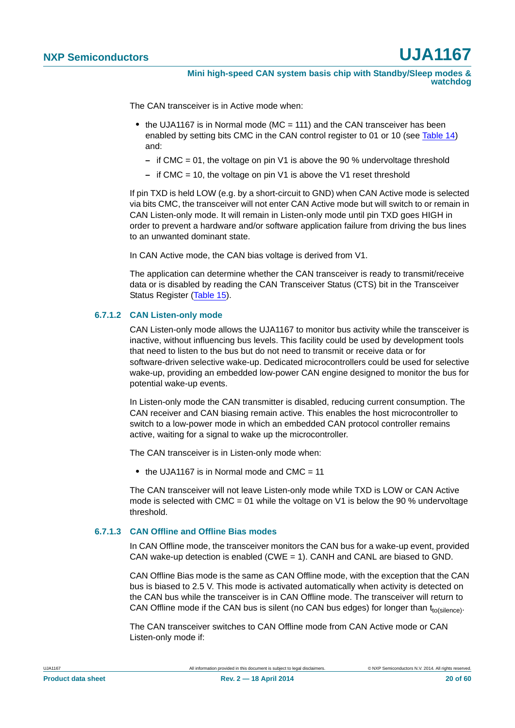The CAN transceiver is in Active mode when:

- the UJA1167 is in Normal mode (MC = 111) and the CAN transceiver has been enabled by setting bits CMC in the CAN control register to 01 or 10 (see Table 14) and:
  - if CMC = 01, the voltage on pin V1 is above the 90 % undervoltage threshold
  - if CMC = 10, the voltage on pin V1 is above the V1 reset threshold

If pin TXD is held LOW (e.g. by a short-circuit to GND) when CAN Active mode is selected via bits CMC, the transceiver will not enter CAN Active mode but will switch to or remain in CAN Listen-only mode. It will remain in Listen-only mode until pin TXD goes HIGH in order to prevent a hardware and/or software application failure from driving the bus lines to an unwanted dominant state.

In CAN Active mode, the CAN bias voltage is derived from V1.

The application can determine whether the CAN transceiver is ready to transmit/receive data or is disabled by reading the CAN Transceiver Status (CTS) bit in the Transceiver Status Register (Table 15).

### 6.7.1.2 CAN Listen-only mode

CAN Listen-only mode allows the UJA1167 to monitor bus activity while the transceiver is inactive, without influencing bus levels. This facility could be used by development tools that need to listen to the bus but do not need to transmit or receive data or for software-driven selective wake-up. Dedicated microcontrollers could be used for selective wake-up, providing an embedded low-power CAN engine designed to monitor the bus for potential wake-up events.

In Listen-only mode the CAN transmitter is disabled, reducing current consumption. The CAN receiver and CAN biasing remain active. This enables the host microcontroller to switch to a low-power mode in which an embedded CAN protocol controller remains active, waiting for a signal to wake up the microcontroller.

The CAN transceiver is in Listen-only mode when:

- the UJA1167 is in Normal mode and CMC = 11

The CAN transceiver will not leave Listen-only mode while TXD is LOW or CAN Active mode is selected with CMC = 01 while the voltage on V1 is below the 90 % undervoltage threshold.

### 6.7.1.3 CAN Offline and Offline Bias modes

In CAN Offline mode, the transceiver monitors the CAN bus for a wake-up event, provided CAN wake-up detection is enabled (CWE = 1). CANH and CANL are biased to GND.

CAN Offline Bias mode is the same as CAN Offline mode, with the exception that the CAN bus is biased to 2.5 V. This mode is activated automatically when activity is detected on the CAN bus while the transceiver is in CAN Offline mode. The transceiver will return to CAN Offline mode if the CAN bus is silent (no CAN bus edges) for longer than $t_{to(silence)}$.

The CAN transceiver switches to CAN Offline mode from CAN Active mode or CAN Listen-only mode if: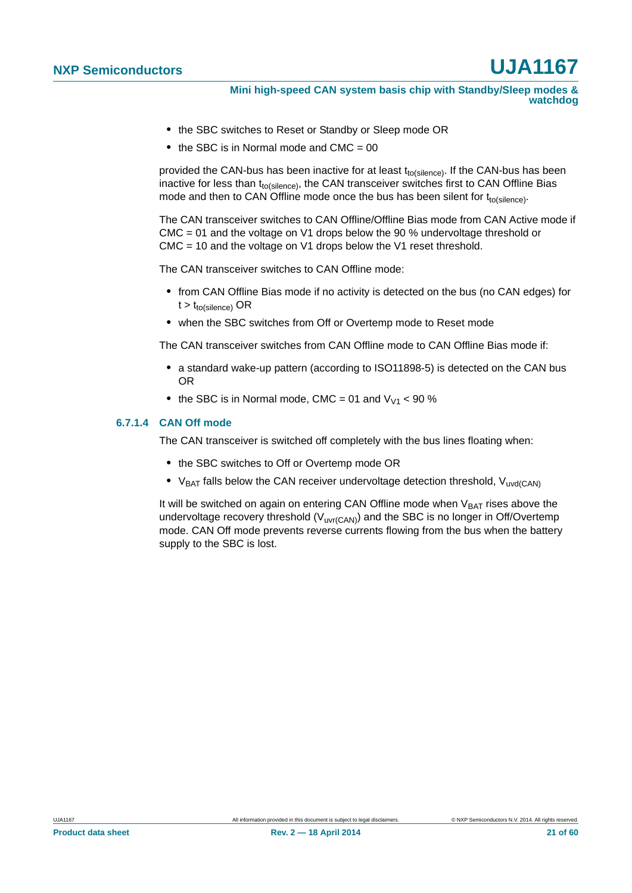- the SBC switches to Reset or Standby or Sleep mode OR
- the SBC is in Normal mode and CMC = 00

provided the CAN-bus has been inactive for at least $t_{to(silence)}$. If the CAN-bus has been inactive for less than $t_{to(silence)}$, the CAN transceiver switches first to CAN Offline Bias mode and then to CAN Offline mode once the bus has been silent for $t_{to(silence)}$.

The CAN transceiver switches to CAN Offline/Offline Bias mode from CAN Active mode if CMC = 01 and the voltage on V1 drops below the 90 % undervoltage threshold or CMC = 10 and the voltage on V1 drops below the V1 reset threshold.

The CAN transceiver switches to CAN Offline mode:

- from CAN Offline Bias mode if no activity is detected on the bus (no CAN edges) for $t > t_{to(silence)}$ OR
- when the SBC switches from Off or Overtemp mode to Reset mode

The CAN transceiver switches from CAN Offline mode to CAN Offline Bias mode if:

- a standard wake-up pattern (according to ISO11898-5) is detected on the CAN bus OR
- the SBC is in Normal mode, CMC = 01 and $V_{V1}$ < 90 %

#### 6.7.1.4 CAN Off mode

The CAN transceiver is switched off completely with the bus lines floating when:

- the SBC switches to Off or Overtemp mode OR
- $V_{BAT}$ falls below the CAN receiver undervoltage detection threshold, $V_{uvd(CAN)}$

It will be switched on again on entering CAN Offline mode when $V_{BAT}$ rises above the undervoltage recovery threshold ($V_{uvr(CAN)}$) and the SBC is no longer in Off/Overtemp mode. CAN Off mode prevents reverse currents flowing from the bus when the battery supply to the SBC is lost.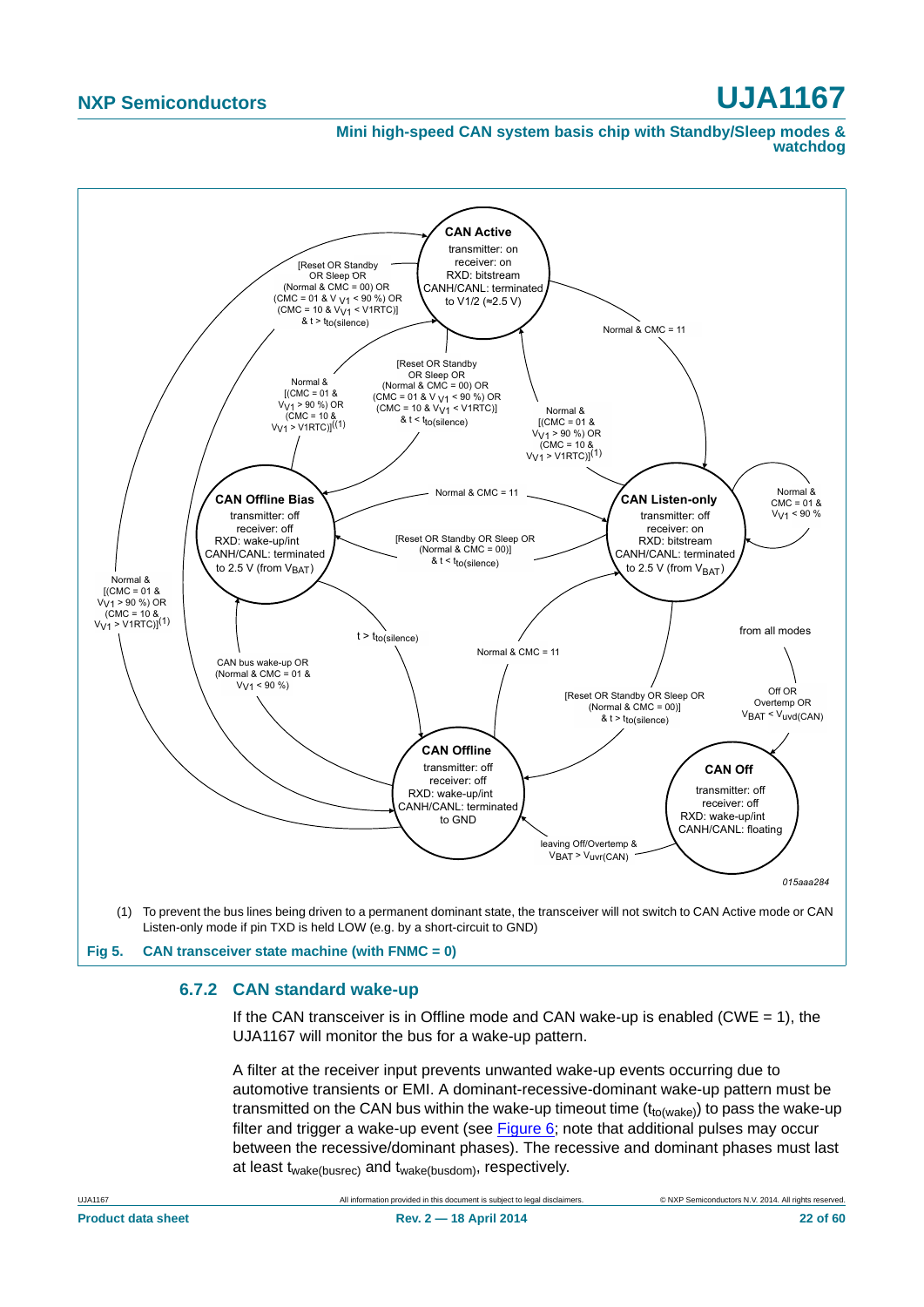(1) To prevent the bus lines being driven to a permanent dominant state, the transceiver will not switch to CAN Active mode or CAN Listen-only mode if pin TXD is held LOW (e.g. by a short-circuit to GND)

**Fig 5. CAN transceiver state machine (with FNMC = 0)**

### 6.7.2 CAN standard wake-up

If the CAN transceiver is in Offline mode and CAN wake-up is enabled (CWE = 1), the UJA1167 will monitor the bus for a wake-up pattern.

A filter at the receiver input prevents unwanted wake-up events occurring due to automotive transients or EMI. A dominant-recessive-dominant wake-up pattern must be transmitted on the CAN bus within the wake-up timeout time ($t_{to(wake)}$) to pass the wake-up filter and trigger a wake-up event (see Figure 6; note that additional pulses may occur between the recessive/dominant phases). The recessive and dominant phases must last at least $t_{wake(busrec)}$ and $t_{wake(busdom)}$, respectively.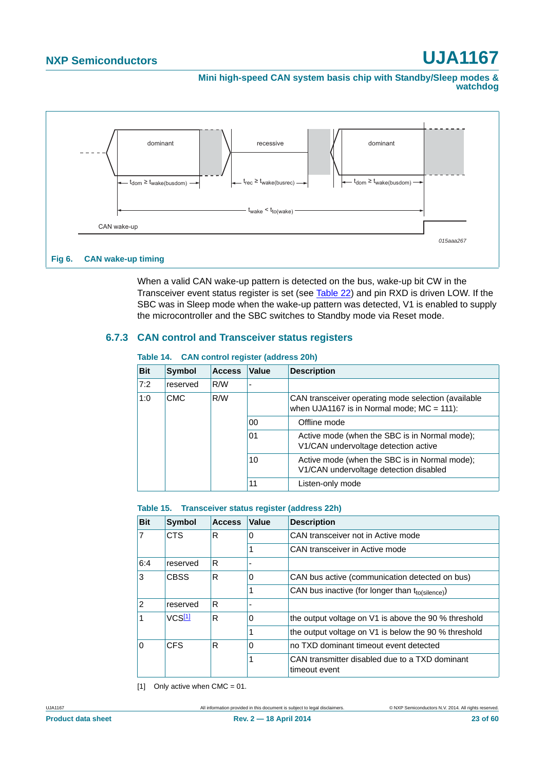Fig 6. CAN wake-up timing

When a valid CAN wake-up pattern is detected on the bus, wake-up bit CW in the Transceiver event status register is set (see Table 22) and pin RXD is driven LOW. If the SBC was in Sleep mode when the wake-up pattern was detected, V1 is enabled to supply the microcontroller and the SBC switches to Standby mode via Reset mode.

### 6.7.3 CAN control and Transceiver status registers

**Table 14. CAN control register (address 20h)**

| Bit | Symbol | Access | Value | Description |
|---|---|---|---|---|
| 7:2 | reserved | R/W | - | |
| 1:0 | CMC | R/W | | CAN transceiver operating mode selection (available when UJA1167 is in Normal mode; MC = 111): |
| | | | 00 | Offline mode |
| | | | 01 | Active mode (when the SBC is in Normal mode); V1/CAN undervoltage detection active |
| | | | 10 | Active mode (when the SBC is in Normal mode); V1/CAN undervoltage detection disabled |
| | | | 11 | Listen-only mode |

**Table 15. Transceiver status register (address 22h)**

| Bit | Symbol | Access | Value | Description |
|---|---|---|---|---|
| 7 | CTS | R | 0 | CAN transceiver not in Active mode |
| | | | 1 | CAN transceiver in Active mode |
| 6:4 | reserved | R | - | |
| 3 | CBSS | R | 0 | CAN bus active (communication detected on bus) |
| | | | 1 | CAN bus inactive (for longer than $t_{to(silence)}$) |
| 2 | reserved | R | - | |
| 1 | VCS[1] | R | 0 | the output voltage on V1 is above the 90 % threshold |
| | | | 1 | the output voltage on V1 is below the 90 % threshold |
| 0 | CFS | R | 0 | no TXD dominant timeout event detected |
| | | | 1 | CAN transmitter disabled due to a TXD dominant timeout event |

[1] Only active when CMC = 01.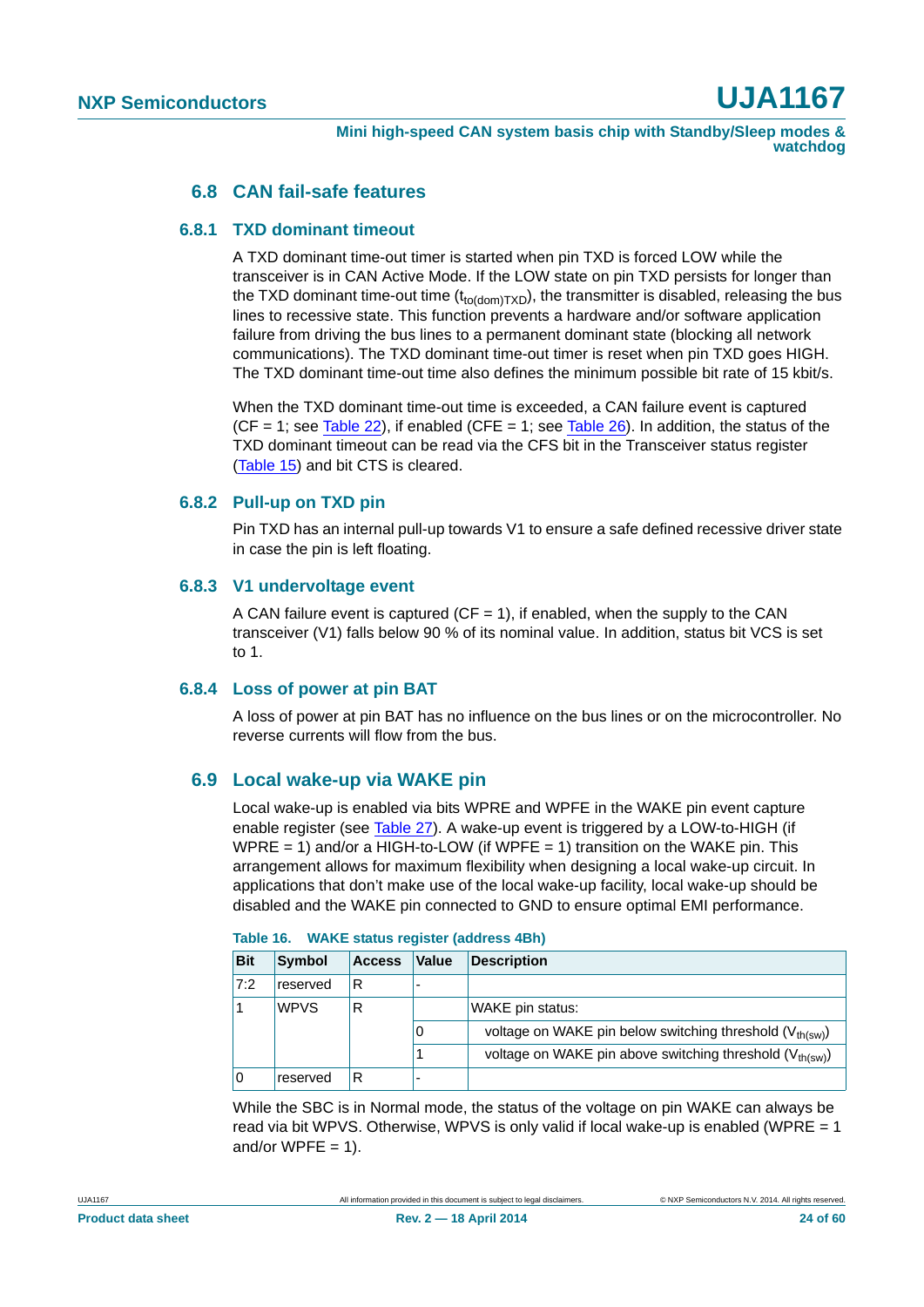## 6.8 CAN fail-safe features

### 6.8.1 TXD dominant timeout

A TXD dominant time-out timer is started when pin TXD is forced LOW while the transceiver is in CAN Active Mode. If the LOW state on pin TXD persists for longer than the TXD dominant time-out time ($t_{to(dom)TXD}$), the transmitter is disabled, releasing the bus lines to recessive state. This function prevents a hardware and/or software application failure from driving the bus lines to a permanent dominant state (blocking all network communications). The TXD dominant time-out timer is reset when pin TXD goes HIGH. The TXD dominant time-out time also defines the minimum possible bit rate of 15 kbit/s.

When the TXD dominant time-out time is exceeded, a CAN failure event is captured (CF = 1; see Table 22), if enabled (CFE = 1; see Table 26). In addition, the status of the TXD dominant timeout can be read via the CFS bit in the Transceiver status register (Table 15) and bit CTS is cleared.

### 6.8.2 Pull-up on TXD pin

Pin TXD has an internal pull-up towards V1 to ensure a safe defined recessive driver state in case the pin is left floating.

### 6.8.3 V1 undervoltage event

A CAN failure event is captured (CF = 1), if enabled, when the supply to the CAN transceiver (V1) falls below 90 % of its nominal value. In addition, status bit VCS is set to 1.

### 6.8.4 Loss of power at pin BAT

A loss of power at pin BAT has no influence on the bus lines or on the microcontroller. No reverse currents will flow from the bus.

## 6.9 Local wake-up via WAKE pin

Local wake-up is enabled via bits WPRE and WPFE in the WAKE pin event capture enable register (see Table 27). A wake-up event is triggered by a LOW-to-HIGH (if WPRE = 1) and/or a HIGH-to-LOW (if WPFE = 1) transition on the WAKE pin. This arrangement allows for maximum flexibility when designing a local wake-up circuit. In applications that don't make use of the local wake-up facility, local wake-up should be disabled and the WAKE pin connected to GND to ensure optimal EMI performance.

**Table 16. WAKE status register (address 4Bh)**

| Bit | Symbol | Access | Value | Description |
|---|---|---|---|---|
| 7:2 | reserved | R | - | |
| 1 | WPVS | R | | WAKE pin status: |
| | | | 0 | voltage on WAKE pin below switching threshold ($V_{th(sw)}$) |
| | | | 1 | voltage on WAKE pin above switching threshold ($V_{th(sw)}$) |
| 0 | reserved | R | - | |

While the SBC is in Normal mode, the status of the voltage on pin WAKE can always be read via bit WPVS. Otherwise, WPVS is only valid if local wake-up is enabled (WPRE = 1 and/or WPFE = 1).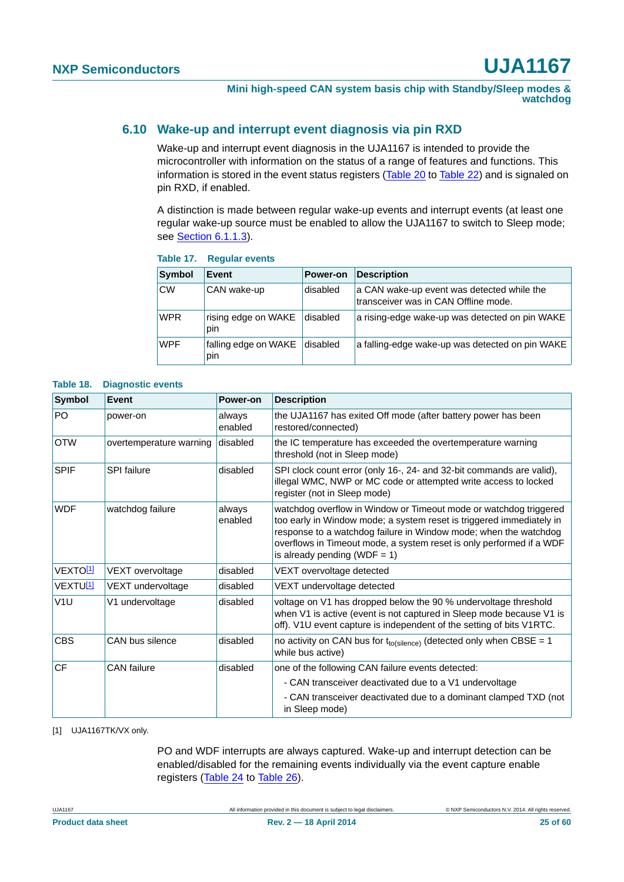### 6.10 Wake-up and interrupt event diagnosis via pin RXD

Wake-up and interrupt event diagnosis in the UJA1167 is intended to provide the microcontroller with information on the status of a range of features and functions. This information is stored in the event status registers (Table 20 to Table 22) and is signaled on pin RXD, if enabled.

A distinction is made between regular wake-up events and interrupt events (at least one regular wake-up source must be enabled to allow the UJA1167 to switch to Sleep mode; see Section 6.1.1.3).

**Table 17. Regular events**

| Symbol | Event | Power-on | Description |
|---|---|---|---|
| CW | CAN wake-up | disabled | a CAN wake-up event was detected while the transceiver was in CAN Offline mode. |
| WPR | rising edge on WAKE pin | disabled | a rising-edge wake-up was detected on pin WAKE |
| WPF | falling edge on WAKE pin | disabled | a falling-edge wake-up was detected on pin WAKE |

**Table 18. Diagnostic events**

| Symbol | Event | Power-on | Description |
|---|---|---|---|
| PO | power-on | always enabled | the UJA1167 has exited Off mode (after battery power has been restored/connected) |
| OTW | overtemperature warning | disabled | the IC temperature has exceeded the overtemperature warning threshold (not in Sleep mode) |
| SPIF | SPI failure | disabled | SPI clock count error (only 16-, 24- and 32-bit commands are valid), illegal WMC, NWP or MC code or attempted write access to locked register (not in Sleep mode) |
| WDF | watchdog failure | always enabled | watchdog overflow in Window or Timeout mode or watchdog triggered too early in Window mode; a system reset is triggered immediately in response to a watchdog failure in Window mode; when the watchdog overflows in Timeout mode, a system reset is only performed if a WDF is already pending (WDF = 1) |
| VEXTO[1] | VEXT overvoltage | disabled | VEXT overvoltage detected |
| VEXTU[1] | VEXT undervoltage | disabled | VEXT undervoltage detected |
| V1U | V1 undervoltage | disabled | voltage on V1 has dropped below the 90 % undervoltage threshold when V1 is active (event is not captured in Sleep mode because V1 is off). V1U event capture is independent of the setting of bits V1RTC. |
| CBS | CAN bus silence | disabled | no activity on CAN bus for $t_{to(silence)}$ (detected only when CBSE = 1 while bus active) |
| CF | CAN failure | disabled | one of the following CAN failure events detected:<br>- CAN transceiver deactivated due to a V1 undervoltage<br>- CAN transceiver deactivated due to a dominant clamped TXD (not in Sleep mode) |

[1] UJA1167TK/VX only.

PO and WDF interrupts are always captured. Wake-up and interrupt detection can be enabled/disabled for the remaining events individually via the event capture enable registers (Table 24 to Table 26).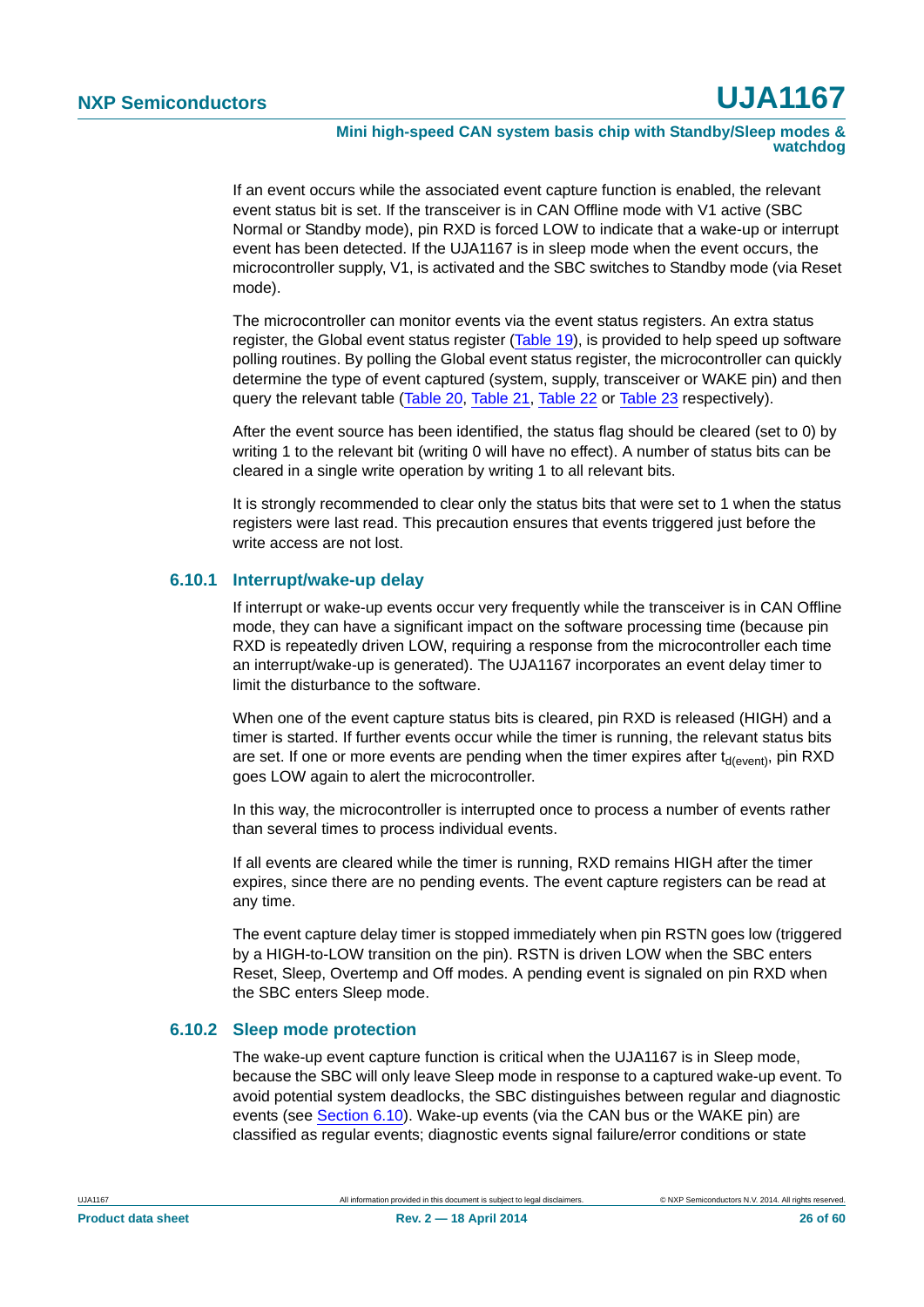If an event occurs while the associated event capture function is enabled, the relevant event status bit is set. If the transceiver is in CAN Offline mode with V1 active (SBC Normal or Standby mode), pin RXD is forced LOW to indicate that a wake-up or interrupt event has been detected. If the UJA1167 is in sleep mode when the event occurs, the microcontroller supply, V1, is activated and the SBC switches to Standby mode (via Reset mode).

The microcontroller can monitor events via the event status registers. An extra status register, the Global event status register (Table 19), is provided to help speed up software polling routines. By polling the Global event status register, the microcontroller can quickly determine the type of event captured (system, supply, transceiver or WAKE pin) and then query the relevant table (Table 20, Table 21, Table 22 or Table 23 respectively).

After the event source has been identified, the status flag should be cleared (set to 0) by writing 1 to the relevant bit (writing 0 will have no effect). A number of status bits can be cleared in a single write operation by writing 1 to all relevant bits.

It is strongly recommended to clear only the status bits that were set to 1 when the status registers were last read. This precaution ensures that events triggered just before the write access are not lost.

### 6.10.1 Interrupt/wake-up delay

If interrupt or wake-up events occur very frequently while the transceiver is in CAN Offline mode, they can have a significant impact on the software processing time (because pin RXD is repeatedly driven LOW, requiring a response from the microcontroller each time an interrupt/wake-up is generated). The UJA1167 incorporates an event delay timer to limit the disturbance to the software.

When one of the event capture status bits is cleared, pin RXD is released (HIGH) and a timer is started. If further events occur while the timer is running, the relevant status bits are set. If one or more events are pending when the timer expires after $t_{d(event)}$, pin RXD goes LOW again to alert the microcontroller.

In this way, the microcontroller is interrupted once to process a number of events rather than several times to process individual events.

If all events are cleared while the timer is running, RXD remains HIGH after the timer expires, since there are no pending events. The event capture registers can be read at any time.

The event capture delay timer is stopped immediately when pin RSTN goes low (triggered by a HIGH-to-LOW transition on the pin). RSTN is driven LOW when the SBC enters Reset, Sleep, Overtemp and Off modes. A pending event is signaled on pin RXD when the SBC enters Sleep mode.

### 6.10.2 Sleep mode protection

The wake-up event capture function is critical when the UJA1167 is in Sleep mode, because the SBC will only leave Sleep mode in response to a captured wake-up event. To avoid potential system deadlocks, the SBC distinguishes between regular and diagnostic events (see Section 6.10). Wake-up events (via the CAN bus or the WAKE pin) are classified as regular events; diagnostic events signal failure/error conditions or state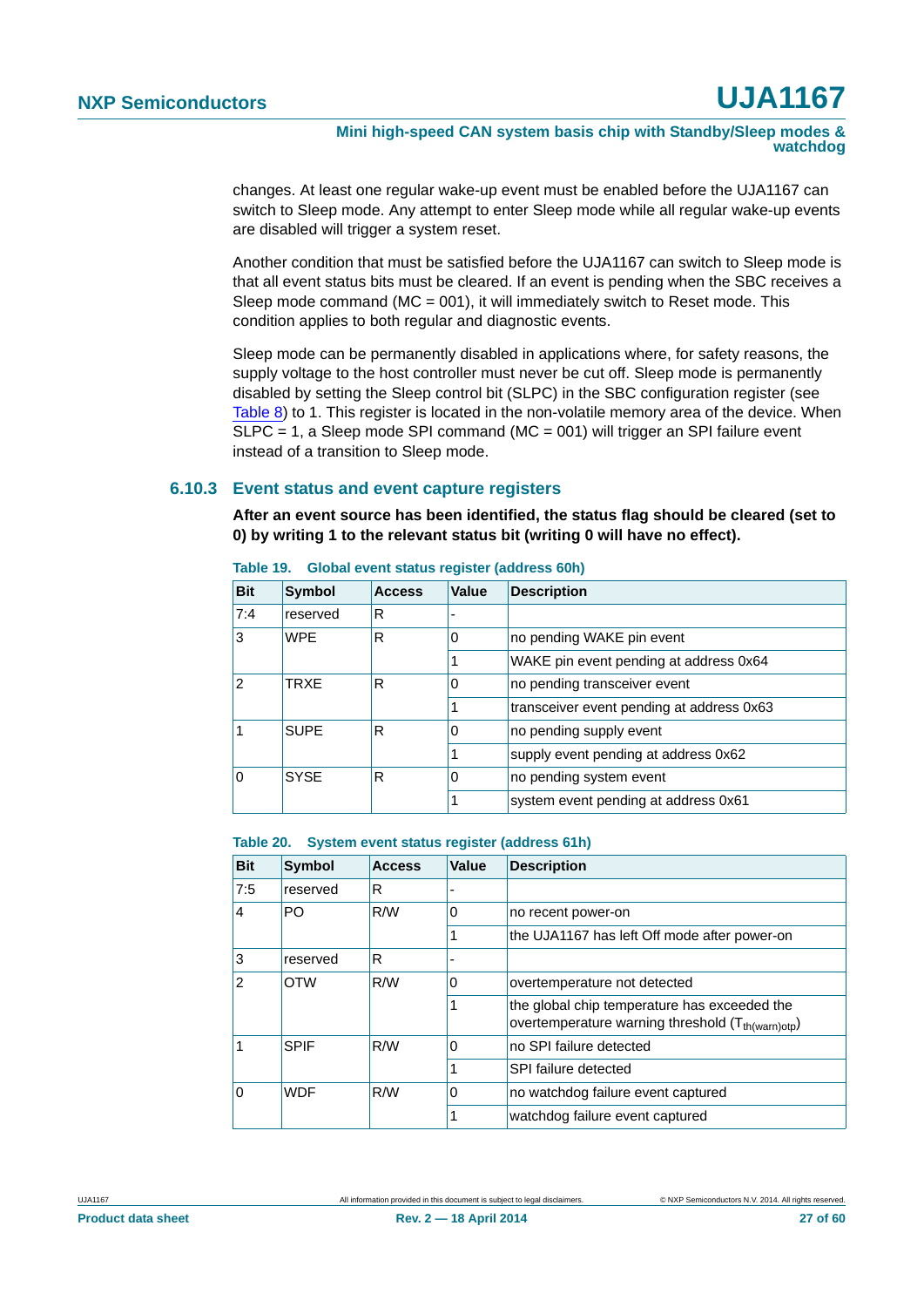changes. At least one regular wake-up event must be enabled before the UJA1167 can switch to Sleep mode. Any attempt to enter Sleep mode while all regular wake-up events are disabled will trigger a system reset.

Another condition that must be satisfied before the UJA1167 can switch to Sleep mode is that all event status bits must be cleared. If an event is pending when the SBC receives a Sleep mode command (MC = 001), it will immediately switch to Reset mode. This condition applies to both regular and diagnostic events.

Sleep mode can be permanently disabled in applications where, for safety reasons, the supply voltage to the host controller must never be cut off. Sleep mode is permanently disabled by setting the Sleep control bit (SLPC) in the SBC configuration register (see Table 8) to 1. This register is located in the non-volatile memory area of the device. When SLPC = 1, a Sleep mode SPI command (MC = 001) will trigger an SPI failure event instead of a transition to Sleep mode.

### 6.10.3 Event status and event capture registers

**After an event source has been identified, the status flag should be cleared (set to 0) by writing 1 to the relevant status bit (writing 0 will have no effect).**

**Table 19. Global event status register (address 60h)**

| Bit | Symbol | Access | Value | Description |
|---|---|---|---|---|
| 7:4 | reserved | R | - | |
| 3 | WPE | R | 0 | no pending WAKE pin event |
| | | | 1 | WAKE pin event pending at address 0x64 |
| 2 | TRXE | R | 0 | no pending transceiver event |
| | | | 1 | transceiver event pending at address 0x63 |
| 1 | SUPE | R | 0 | no pending supply event |
| | | | 1 | supply event pending at address 0x62 |
| 0 | SYSE | R | 0 | no pending system event |
| | | | 1 | system event pending at address 0x61 |

**Table 20. System event status register (address 61h)**

| Bit | Symbol | Access | Value | Description |
|---|---|---|---|---|
| 7:5 | reserved | R | - | |
| 4 | PO | R/W | 0 | no recent power-on |
| | | | 1 | the UJA1167 has left Off mode after power-on |
| 3 | reserved | R | - | |
| 2 | OTW | R/W | 0 | overtemperature not detected |
| | | | 1 | the global chip temperature has exceeded the overtemperature warning threshold ($T_{th(warn)otp}$) |
| 1 | SPIF | R/W | 0 | no SPI failure detected |
| | | | 1 | SPI failure detected |
| 0 | WDF | R/W | 0 | no watchdog failure event captured |
| | | | 1 | watchdog failure event captured |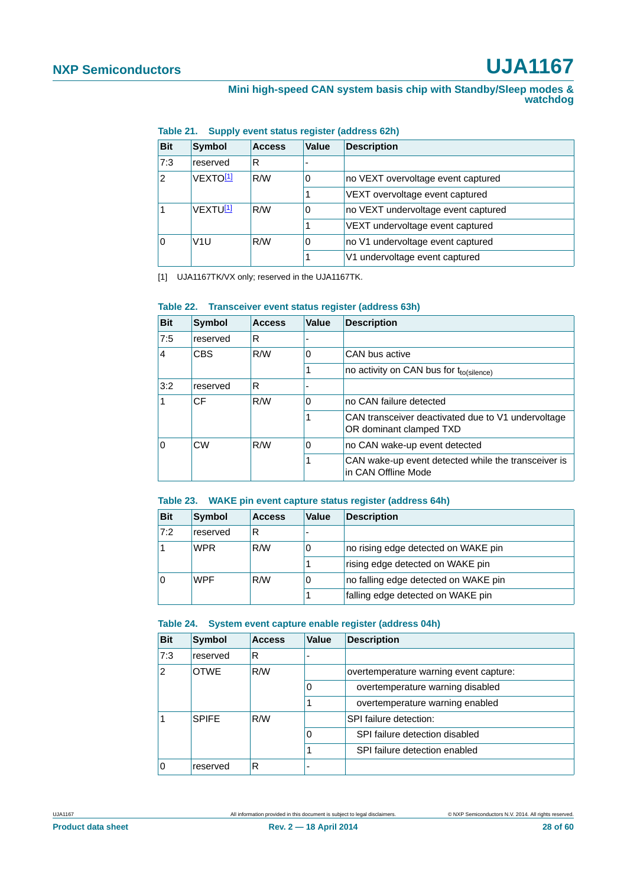**Table 21. Supply event status register (address 62h)**

| Bit | Symbol | Access | Value | Description |
|---|---|---|---|---|
| 7:3 | reserved | R | - | |
| 2 | VEXTO[1] | R/W | 0 | no VEXT overvoltage event captured |
| | | | 1 | VEXT overvoltage event captured |
| 1 | VEXTU[1] | R/W | 0 | no VEXT undervoltage event captured |
| | | | 1 | VEXT undervoltage event captured |
| 0 | V1U | R/W | 0 | no V1 undervoltage event captured |
| | | | 1 | V1 undervoltage event captured |

[1] UJA1167TK/VX only; reserved in the UJA1167TK.

**Table 22. Transceiver event status register (address 63h)**

| Bit | Symbol | Access | Value | Description |
|---|---|---|---|---|
| 7:5 | reserved | R | - | |
| 4 | CBS | R/W | 0 | CAN bus active |
| | | | 1 | no activity on CAN bus for $t_{to(silence)}$ |
| 3:2 | reserved | R | - | |
| 1 | CF | R/W | 0 | no CAN failure detected |
| | | | 1 | CAN transceiver deactivated due to V1 undervoltage OR dominant clamped TXD |
| 0 | CW | R/W | 0 | no CAN wake-up event detected |
| | | | 1 | CAN wake-up event detected while the transceiver is in CAN Offline Mode |

**Table 23. WAKE pin event capture status register (address 64h)**

| Bit | Symbol | Access | Value | Description |
|---|---|---|---|---|
| 7:2 | reserved | R | - | |
| 1 | WPR | R/W | 0 | no rising edge detected on WAKE pin |
| | | | 1 | rising edge detected on WAKE pin |
| 0 | WPF | R/W | 0 | no falling edge detected on WAKE pin |
| | | | 1 | falling edge detected on WAKE pin |

**Table 24. System event capture enable register (address 04h)**

| Bit | Symbol | Access | Value | Description |
|---|---|---|---|---|
| 7:3 | reserved | R | - | |
| 2 | OTWE | R/W | | overtemperature warning event capture: |
| | | | 0 | overtemperature warning disabled |
| | | | 1 | overtemperature warning enabled |
| 1 | SPIFE | R/W | | SPI failure detection: |
| | | | 0 | SPI failure detection disabled |
| | | | 1 | SPI failure detection enabled |
| 0 | reserved | R | - | |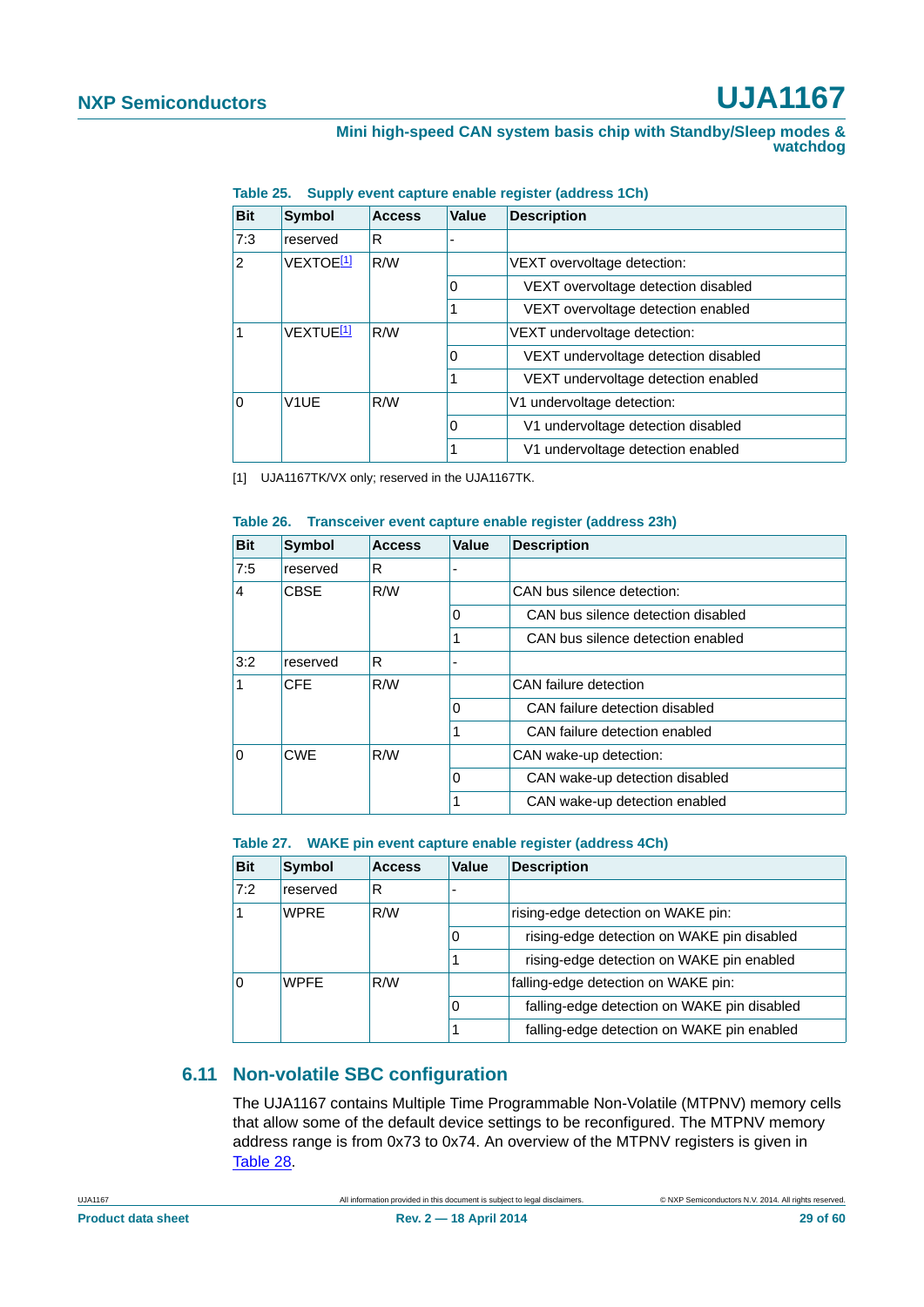**Table 25. Supply event capture enable register (address 1Ch)**

| Bit | Symbol | Access | Value | Description |
|---|---|---|---|---|
| 7:3 | reserved | R | - | |
| 2 | VEXTOE[1] | R/W | | VEXT overvoltage detection: |
| | | | 0 | VEXT overvoltage detection disabled |
| | | | 1 | VEXT overvoltage detection enabled |
| 1 | VEXTUE[1] | R/W | | VEXT undervoltage detection: |
| | | | 0 | VEXT undervoltage detection disabled |
| | | | 1 | VEXT undervoltage detection enabled |
| 0 | V1UE | R/W | | V1 undervoltage detection: |
| | | | 0 | V1 undervoltage detection disabled |
| | | | 1 | V1 undervoltage detection enabled |

[1] UJA1167TK/VX only; reserved in the UJA1167TK.

**Table 26. Transceiver event capture enable register (address 23h)**

| Bit | Symbol | Access | Value | Description |
|---|---|---|---|---|
| 7:5 | reserved | R | - | |
| 4 | CBSE | R/W | | CAN bus silence detection: |
| | | | 0 | CAN bus silence detection disabled |
| | | | 1 | CAN bus silence detection enabled |
| 3:2 | reserved | R | - | |
| 1 | CFE | R/W | | CAN failure detection |
| | | | 0 | CAN failure detection disabled |
| | | | 1 | CAN failure detection enabled |
| 0 | CWE | R/W | | CAN wake-up detection: |
| | | | 0 | CAN wake-up detection disabled |
| | | | 1 | CAN wake-up detection enabled |

**Table 27. WAKE pin event capture enable register (address 4Ch)**

| Bit | Symbol | Access | Value | Description |
|---|---|---|---|---|
| 7:2 | reserved | R | - | |
| 1 | WPRE | R/W | | rising-edge detection on WAKE pin: |
| | | | 0 | rising-edge detection on WAKE pin disabled |
| | | | 1 | rising-edge detection on WAKE pin enabled |
| 0 | WPFE | R/W | | falling-edge detection on WAKE pin: |
| | | | 0 | falling-edge detection on WAKE pin disabled |
| | | | 1 | falling-edge detection on WAKE pin enabled |

## 6.11 Non-volatile SBC configuration

The UJA1167 contains Multiple Time Programmable Non-Volatile (MTPNV) memory cells that allow some of the default device settings to be reconfigured. The MTPNV memory address range is from 0x73 to 0x74. An overview of the MTPNV registers is given in Table 28.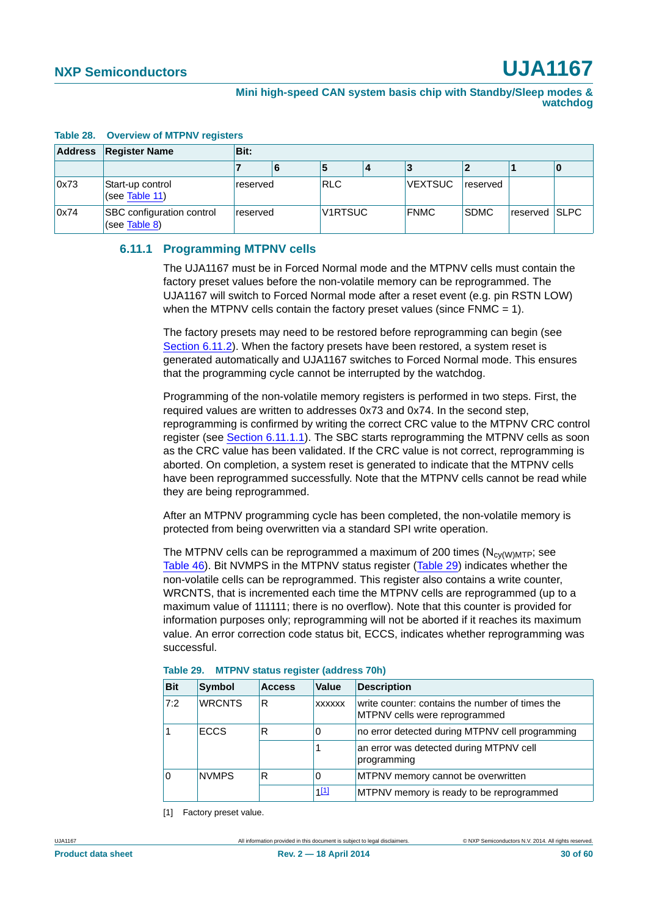**Table 28. Overview of MTPNV registers**

| Address | Register Name | Bit: | | | | | | | |
|---|---|---|---|---|---|---|---|---|---|
| | | 7 | 6 | 5 | 4 | 3 | 2 | 1 | 0 |
| 0x73 | Start-up control (see Table 11) | reserved | | RLC | | VEXTSUC | reserved | | |
| 0x74 | SBC configuration control (see Table 8) | reserved | | V1RTSUC | | FNMC | SDMC | reserved | SLPC |

### 6.11.1 Programming MTPNV cells

The UJA1167 must be in Forced Normal mode and the MTPNV cells must contain the factory preset values before the non-volatile memory can be reprogrammed. The UJA1167 will switch to Forced Normal mode after a reset event (e.g. pin RSTN LOW) when the MTPNV cells contain the factory preset values (since FNMC = 1).

The factory presets may need to be restored before reprogramming can begin (see Section 6.11.2). When the factory presets have been restored, a system reset is generated automatically and UJA1167 switches to Forced Normal mode. This ensures that the programming cycle cannot be interrupted by the watchdog.

Programming of the non-volatile memory registers is performed in two steps. First, the required values are written to addresses 0x73 and 0x74. In the second step, reprogramming is confirmed by writing the correct CRC value to the MTPNV CRC control register (see Section 6.11.1.1). The SBC starts reprogramming the MTPNV cells as soon as the CRC value has been validated. If the CRC value is not correct, reprogramming is aborted. On completion, a system reset is generated to indicate that the MTPNV cells have been reprogrammed successfully. Note that the MTPNV cells cannot be read while they are being reprogrammed.

After an MTPNV programming cycle has been completed, the non-volatile memory is protected from being overwritten via a standard SPI write operation.

The MTPNV cells can be reprogrammed a maximum of 200 times ($N_{cy(W)MTP}$; see Table 46). Bit NVMPS in the MTPNV status register (Table 29) indicates whether the non-volatile cells can be reprogrammed. This register also contains a write counter, WRCNTS, that is incremented each time the MTPNV cells are reprogrammed (up to a maximum value of 111111; there is no overflow). Note that this counter is provided for information purposes only; reprogramming will not be aborted if it reaches its maximum value. An error correction code status bit, ECCS, indicates whether reprogramming was successful.

**Table 29. MTPNV status register (address 70h)**

| Bit | Symbol | Access | Value | Description |
|---|---|---|---|---|
| 7:2 | WRCNTS | R | xxxxxx | write counter: contains the number of times the MTPNV cells were reprogrammed |
| 1 | ECCS | R | 0 | no error detected during MTPNV cell programming |
| | | | 1 | an error was detected during MTPNV cell programming |
| 0 | NVMPS | R | 0 | MTPNV memory cannot be overwritten |
| | | | 1[1] | MTPNV memory is ready to be reprogrammed |

[1] Factory preset value.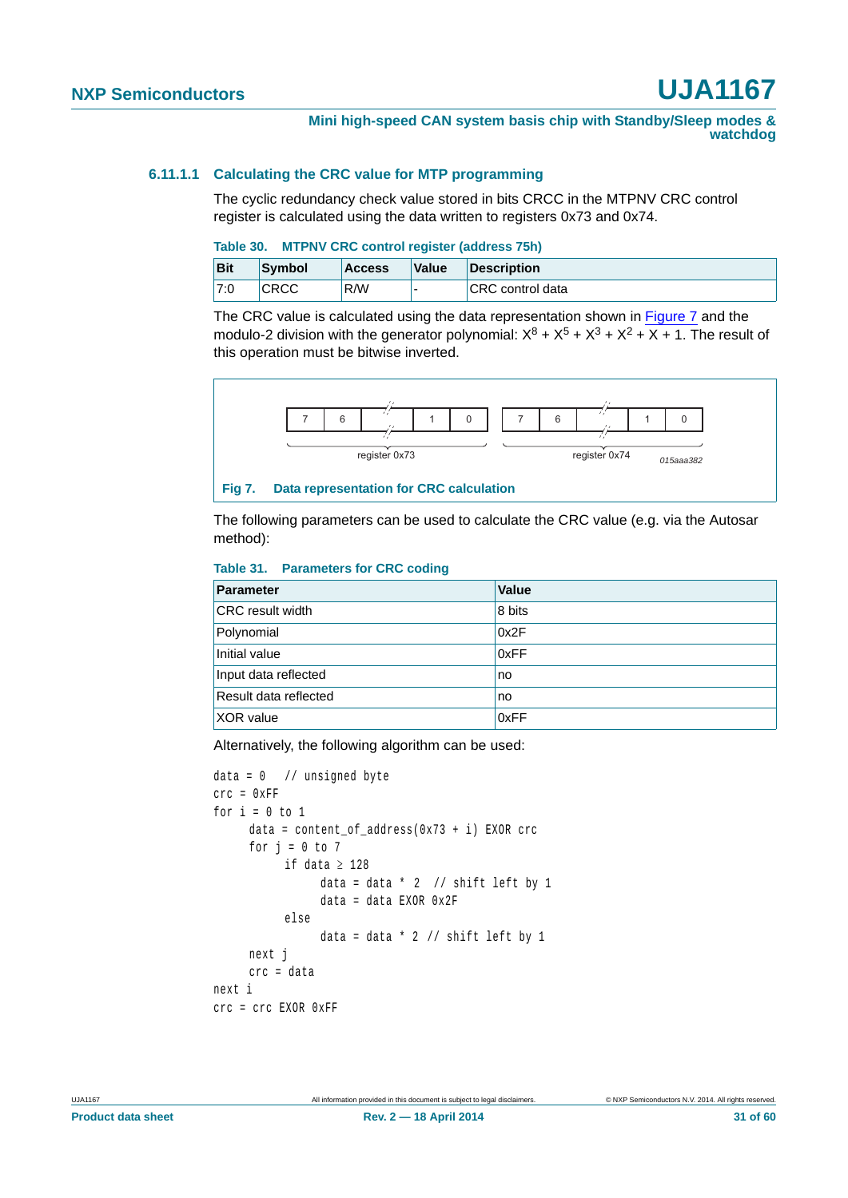#### 6.11.1.1 Calculating the CRC value for MTP programming

The cyclic redundancy check value stored in bits CRCC in the MTPNV CRC control register is calculated using the data written to registers 0x73 and 0x74.

**Table 30. MTPNV CRC control register (address 75h)**

| Bit | Symbol | Access | Value | Description |
|---|---|---|---|---|
| 7:0 | CRCC | R/W | - | CRC control data |

The CRC value is calculated using the data representation shown in Figure 7 and the modulo-2 division with the generator polynomial: $X^8 + X^5 + X^3 + X^2 + X + 1$. The result of this operation must be bitwise inverted.

| 7 | 6 | ... | 1 | 0 | 7 | 6 | ... | 1 | 0 |
|---|---|---|---|---|---|---|---|---|---|
| register 0x73 | | | | | register 0x74 | | | | |

015aaa382

**Fig 7. Data representation for CRC calculation**

The following parameters can be used to calculate the CRC value (e.g. via the Autosar method):

**Table 31. Parameters for CRC coding**

| Parameter | Value |
|---|---|
| CRC result width | 8 bits |
| Polynomial | 0x2F |
| Initial value | 0xFF |
| Input data reflected | no |
| Result data reflected | no |
| XOR value | 0xFF |

Alternatively, the following algorithm can be used:

```
data = 0   // unsigned byte
crc = 0xFF
for i = 0 to 1
     data = content_of_address(0x73 + i) EXOR crc
     for j = 0 to 7
          if data ≥ 128
               data = data * 2  // shift left by 1
               data = data EXOR 0x2F
          else
               data = data * 2 // shift left by 1
     next j
     crc = data
next i
crc = crc EXOR 0xFF
```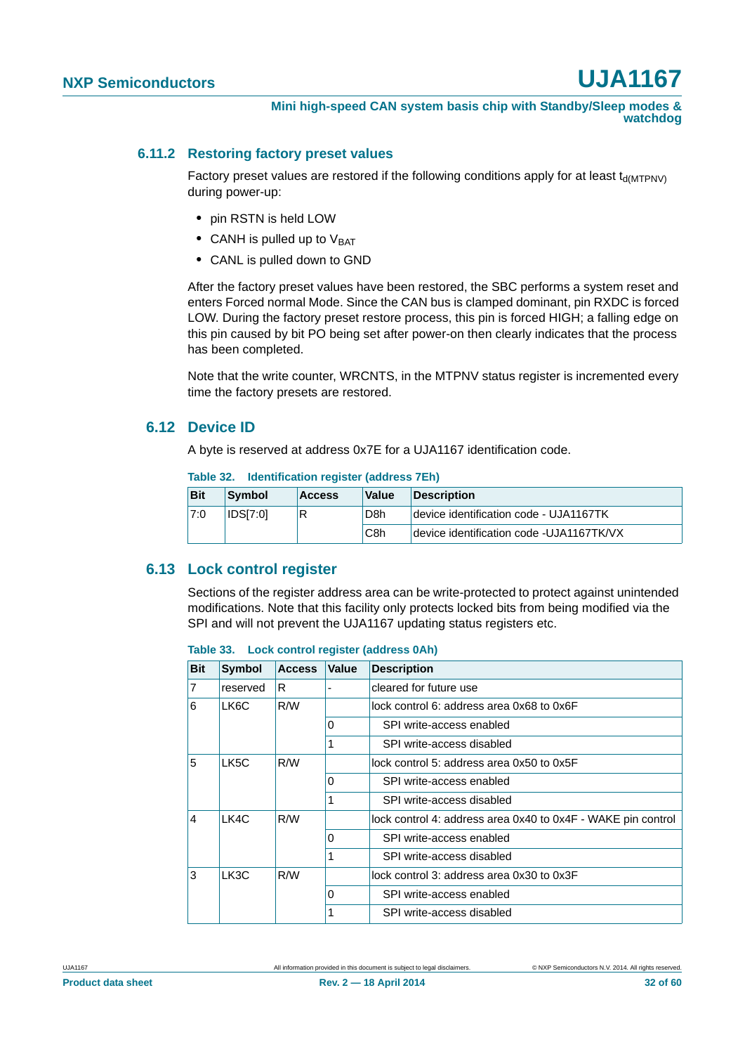### 6.11.2 Restoring factory preset values

Factory preset values are restored if the following conditions apply for at least $t_{d(MTPNV)}$ during power-up:

- pin RSTN is held LOW
- CANH is pulled up to $V_{BAT}$
- CANL is pulled down to GND

After the factory preset values have been restored, the SBC performs a system reset and enters Forced normal Mode. Since the CAN bus is clamped dominant, pin RXDC is forced LOW. During the factory preset restore process, this pin is forced HIGH; a falling edge on this pin caused by bit PO being set after power-on then clearly indicates that the process has been completed.

Note that the write counter, WRCNTS, in the MTPNV status register is incremented every time the factory presets are restored.

## 6.12 Device ID

A byte is reserved at address 0x7E for a UJA1167 identification code.

**Table 32. Identification register (address 7Eh)**

| Bit | Symbol | Access | Value | Description |
|---|---|---|---|---|
| 7:0 | IDS[7:0] | R | D8h | device identification code - UJA1167TK |
| | | | C8h | device identification code -UJA1167TK/VX |

## 6.13 Lock control register

Sections of the register address area can be write-protected to protect against unintended modifications. Note that this facility only protects locked bits from being modified via the SPI and will not prevent the UJA1167 updating status registers etc.

**Table 33. Lock control register (address 0Ah)**

| Bit | Symbol | Access | Value | Description |
|---|---|---|---|---|
| 7 | reserved | R | - | cleared for future use |
| 6 | LK6C | R/W | | lock control 6: address area 0x68 to 0x6F |
| | | | 0 | SPI write-access enabled |
| | | | 1 | SPI write-access disabled |
| 5 | LK5C | R/W | | lock control 5: address area 0x50 to 0x5F |
| | | | 0 | SPI write-access enabled |
| | | | 1 | SPI write-access disabled |
| 4 | LK4C | R/W | | lock control 4: address area 0x40 to 0x4F - WAKE pin control |
| | | | 0 | SPI write-access enabled |
| | | | 1 | SPI write-access disabled |
| 3 | LK3C | R/W | | lock control 3: address area 0x30 to 0x3F |
| | | | 0 | SPI write-access enabled |
| | | | 1 | SPI write-access disabled |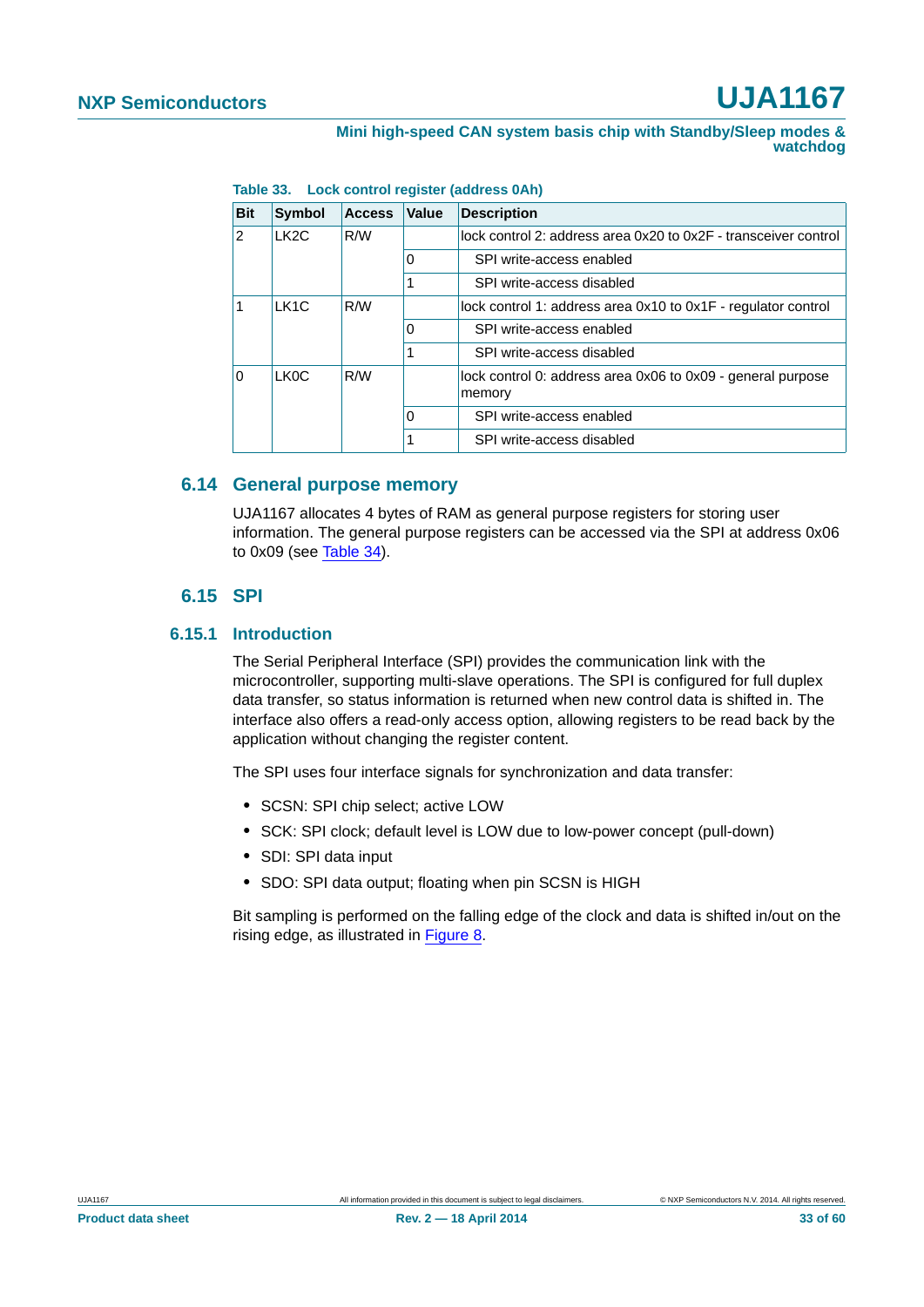**Table 33. Lock control register (address 0Ah)**

| Bit | Symbol | Access | Value | Description |
|---|---|---|---|---|
| 2 | LK2C | R/W | | lock control 2: address area 0x20 to 0x2F - transceiver control |
| | | | 0 | SPI write-access enabled |
| | | | 1 | SPI write-access disabled |
| 1 | LK1C | R/W | | lock control 1: address area 0x10 to 0x1F - regulator control |
| | | | 0 | SPI write-access enabled |
| | | | 1 | SPI write-access disabled |
| 0 | LK0C | R/W | | lock control 0: address area 0x06 to 0x09 - general purpose memory |
| | | | 0 | SPI write-access enabled |
| | | | 1 | SPI write-access disabled |

## 6.14 General purpose memory

UJA1167 allocates 4 bytes of RAM as general purpose registers for storing user information. The general purpose registers can be accessed via the SPI at address 0x06 to 0x09 (see Table 34).

## 6.15 SPI

### 6.15.1 Introduction

The Serial Peripheral Interface (SPI) provides the communication link with the microcontroller, supporting multi-slave operations. The SPI is configured for full duplex data transfer, so status information is returned when new control data is shifted in. The interface also offers a read-only access option, allowing registers to be read back by the application without changing the register content.

The SPI uses four interface signals for synchronization and data transfer:

- SCSN: SPI chip select; active LOW
- SCK: SPI clock; default level is LOW due to low-power concept (pull-down)
- SDI: SPI data input
- SDO: SPI data output; floating when pin SCSN is HIGH

Bit sampling is performed on the falling edge of the clock and data is shifted in/out on the rising edge, as illustrated in Figure 8.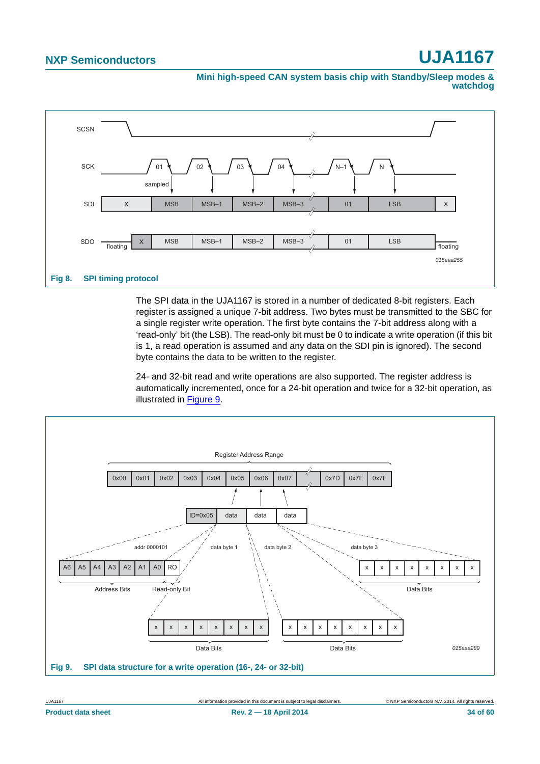**Fig 8. SPI timing protocol**

The SPI data in the UJA1167 is stored in a number of dedicated 8-bit registers. Each register is assigned a unique 7-bit address. Two bytes must be transmitted to the SBC for a single register write operation. The first byte contains the 7-bit address along with a ‘read-only’ bit (the LSB). The read-only bit must be 0 to indicate a write operation (if this bit is 1, a read operation is assumed and any data on the SDI pin is ignored). The second byte contains the data to be written to the register.

24- and 32-bit read and write operations are also supported. The register address is automatically incremented, once for a 24-bit operation and twice for a 32-bit operation, as illustrated in Figure 9.

**Fig 9. SPI data structure for a write operation (16-, 24- or 32-bit)**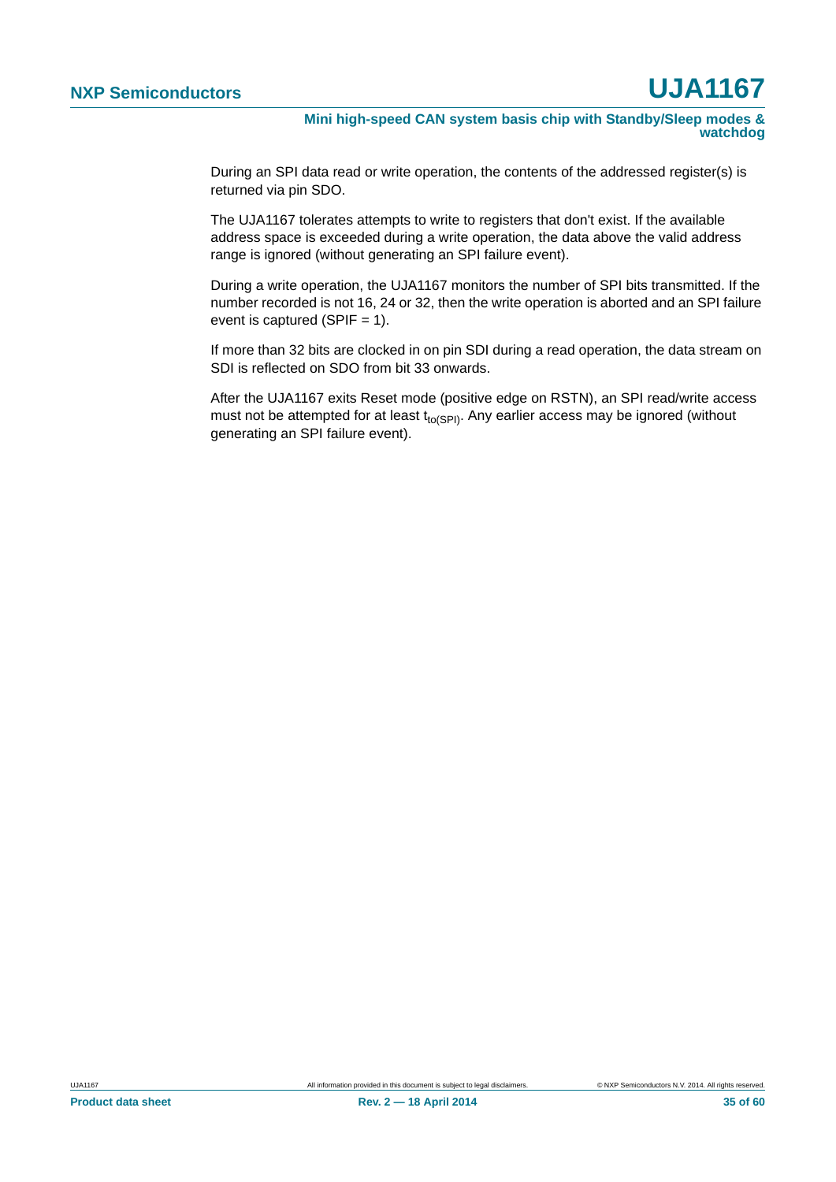During an SPI data read or write operation, the contents of the addressed register(s) is returned via pin SDO.

The UJA1167 tolerates attempts to write to registers that don't exist. If the available address space is exceeded during a write operation, the data above the valid address range is ignored (without generating an SPI failure event).

During a write operation, the UJA1167 monitors the number of SPI bits transmitted. If the number recorded is not 16, 24 or 32, then the write operation is aborted and an SPI failure event is captured (SPIF = 1).

If more than 32 bits are clocked in on pin SDI during a read operation, the data stream on SDI is reflected on SDO from bit 33 onwards.

After the UJA1167 exits Reset mode (positive edge on RSTN), an SPI read/write access must not be attempted for at least $t_{to(SPI)}$. Any earlier access may be ignored (without generating an SPI failure event).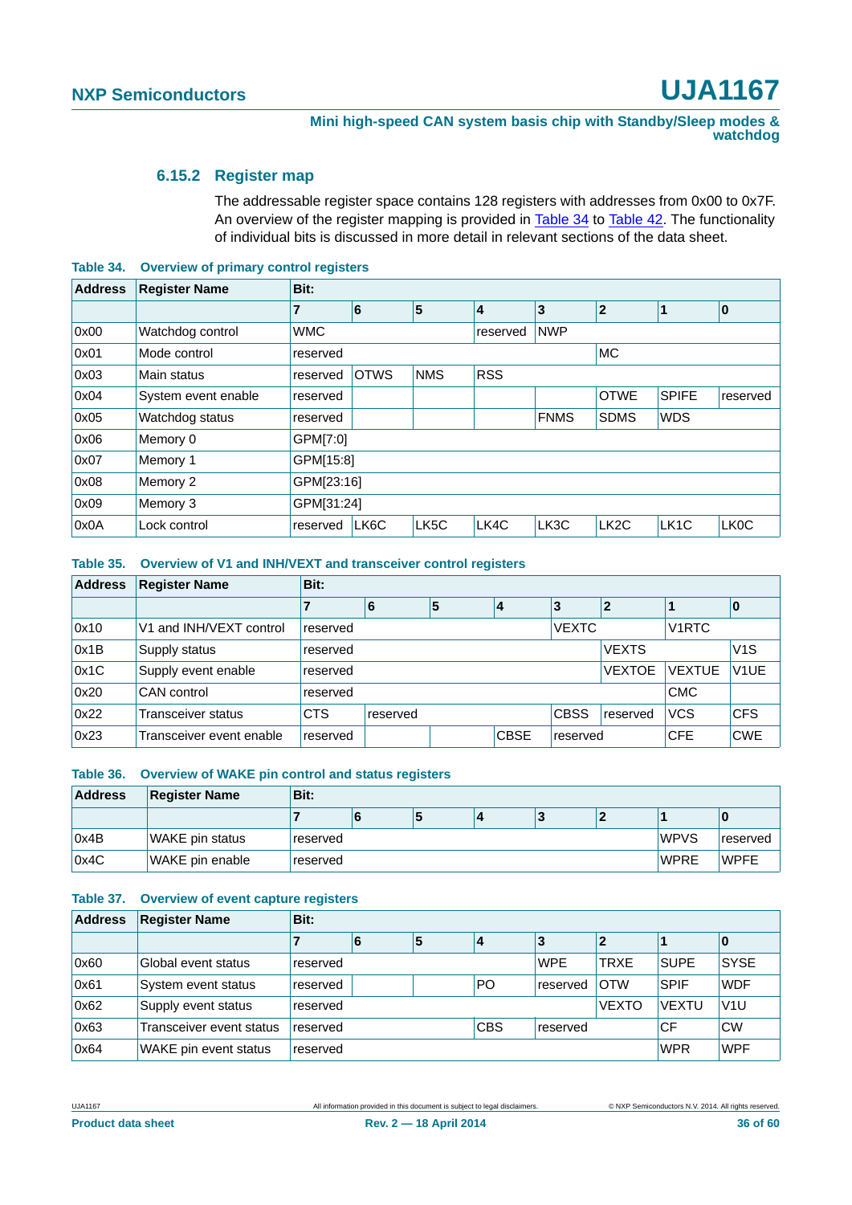### 6.15.2 Register map

The addressable register space contains 128 registers with addresses from 0x00 to 0x7F. An overview of the register mapping is provided in Table 34 to Table 42. The functionality of individual bits is discussed in more detail in relevant sections of the data sheet.

**Table 34. Overview of primary control registers**

| Address | Register Name | Bit: | | | | | | | |
|---|---|---|---|---|---|---|---|---|---|
| | | 7 | 6 | 5 | 4 | 3 | 2 | 1 | 0 |
| 0x00 | Watchdog control | WMC | | | reserved | NWP | | | |
| 0x01 | Mode control | reserved | | | | | MC | | |
| 0x03 | Main status | reserved | OTWS | NMS | RSS | | | | |
| 0x04 | System event enable | reserved | | | | | OTWE | SPIFE | reserved |
| 0x05 | Watchdog status | reserved | | | | FNMS | SDMS | WDS | |
| 0x06 | Memory 0 | GPM[7:0] | | | | | | | |
| 0x07 | Memory 1 | GPM[15:8] | | | | | | | |
| 0x08 | Memory 2 | GPM[23:16] | | | | | | | |
| 0x09 | Memory 3 | GPM[31:24] | | | | | | | |
| 0x0A | Lock control | reserved | LK6C | LK5C | LK4C | LK3C | LK2C | LK1C | LK0C |

**Table 35. Overview of V1 and INH/VEXT and transceiver control registers**

| Address | Register Name | Bit: | | | | | | | |
|---|---|---|---|---|---|---|---|---|---|
| | | 7 | 6 | 5 | 4 | 3 | 2 | 1 | 0 |
| 0x10 | V1 and INH/VEXT control | reserved | | | | VEXTC | | V1RTC | |
| 0x1B | Supply status | reserved | | | | | VEXTS | | V1S |
| 0x1C | Supply event enable | reserved | | | | | VEXTOE | VEXTUE | V1UE |
| 0x20 | CAN control | reserved | | | | | | CMC | |
| 0x22 | Transceiver status | CTS | reserved | | | CBSS | reserved | VCS | CFS |
| 0x23 | Transceiver event enable | reserved | | | CBSE | reserved | | CFE | CWE |

**Table 36. Overview of WAKE pin control and status registers**

| Address | Register Name | Bit: | | | | | | | |
|---|---|---|---|---|---|---|---|---|---|
| | | 7 | 6 | 5 | 4 | 3 | 2 | 1 | 0 |
| 0x4B | WAKE pin status | reserved | | | | | | WPVS | reserved |
| 0x4C | WAKE pin enable | reserved | | | | | | WPRE | WPFE |

**Table 37. Overview of event capture registers**

| Address | Register Name | Bit: | | | | | | | |
|---|---|---|---|---|---|---|---|---|---|
| | | 7 | 6 | 5 | 4 | 3 | 2 | 1 | 0 |
| 0x60 | Global event status | reserved | | | | WPE | TRXE | SUPE | SYSE |
| 0x61 | System event status | reserved | | | PO | reserved | OTW | SPIF | WDF |
| 0x62 | Supply event status | reserved | | | | | VEXTO | VEXTU | V1U |
| 0x63 | Transceiver event status | reserved | | | CBS | reserved | | CF | CW |
| 0x64 | WAKE pin event status | reserved | | | | | | WPR | WPF |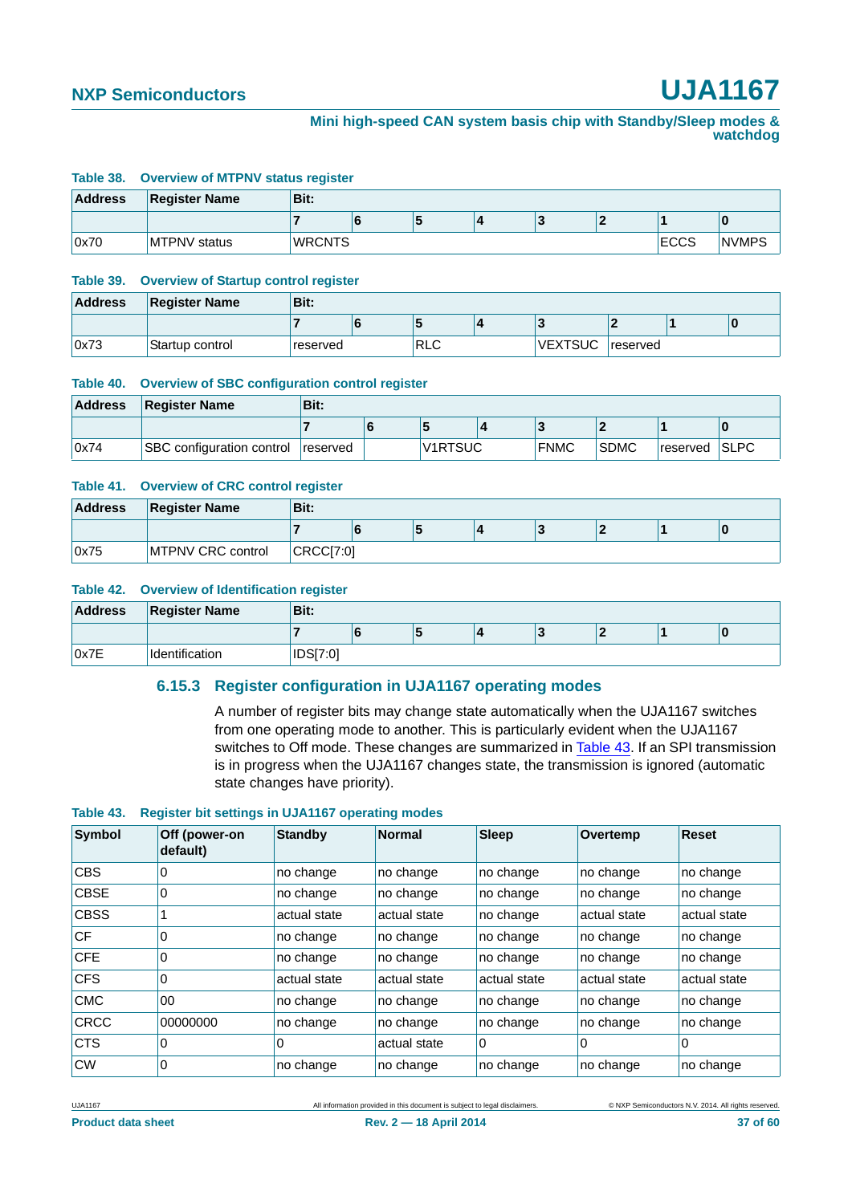**Table 38. Overview of MTPNV status register**

| Address | Register Name | Bit: | | | | | | | |
|---|---|---|---|---|---|---|---|---|---|
| | | 7 | 6 | 5 | 4 | 3 | 2 | 1 | 0 |
| 0x70 | MTPNV status | WRCNTS | | | | | | ECCS | NVMPS |

**Table 39. Overview of Startup control register**

| Address | Register Name | Bit: | | | | | | | |
|---|---|---|---|---|---|---|---|---|---|
| | | 7 | 6 | 5 | 4 | 3 | 2 | 1 | 0 |
| 0x73 | Startup control | reserved | | RLC | | VEXTSUC | reserved | | |

**Table 40. Overview of SBC configuration control register**

| Address | Register Name | Bit: | | | | | | | |
|---|---|---|---|---|---|---|---|---|---|
| | | 7 | 6 | 5 | 4 | 3 | 2 | 1 | 0 |
| 0x74 | SBC configuration control | reserved | | V1RTSUC | | FNMC | SDMC | reserved | SLPC |

**Table 41. Overview of CRC control register**

| Address | Register Name | Bit: | | | | | | | |
|---|---|---|---|---|---|---|---|---|---|
| | | 7 | 6 | 5 | 4 | 3 | 2 | 1 | 0 |
| 0x75 | MTPNV CRC control | CRCC[7:0] | | | | | | | |

**Table 42. Overview of Identification register**

| Address | Register Name | Bit: | | | | | | | |
|---|---|---|---|---|---|---|---|---|---|
| | | 7 | 6 | 5 | 4 | 3 | 2 | 1 | 0 |
| 0x7E | Identification | IDS[7:0] | | | | | | | |

### 6.15.3 Register configuration in UJA1167 operating modes

A number of register bits may change state automatically when the UJA1167 switches from one operating mode to another. This is particularly evident when the UJA1167 switches to Off mode. These changes are summarized in Table 43. If an SPI transmission is in progress when the UJA1167 changes state, the transmission is ignored (automatic state changes have priority).

**Table 43. Register bit settings in UJA1167 operating modes**

| Symbol | Off (power-on default) | Standby | Normal | Sleep | Overtemp | Reset |
|---|---|---|---|---|---|---|
| CBS | 0 | no change | no change | no change | no change | no change |
| CBSE | 0 | no change | no change | no change | no change | no change |
| CBSS | 1 | actual state | actual state | no change | actual state | actual state |
| CF | 0 | no change | no change | no change | no change | no change |
| CFE | 0 | no change | no change | no change | no change | no change |
| CFS | 0 | actual state | actual state | actual state | actual state | actual state |
| CMC | 00 | no change | no change | no change | no change | no change |
| CRCC | 00000000 | no change | no change | no change | no change | no change |
| CTS | 0 | 0 | actual state | 0 | 0 | 0 |
| CW | 0 | no change | no change | no change | no change | no change |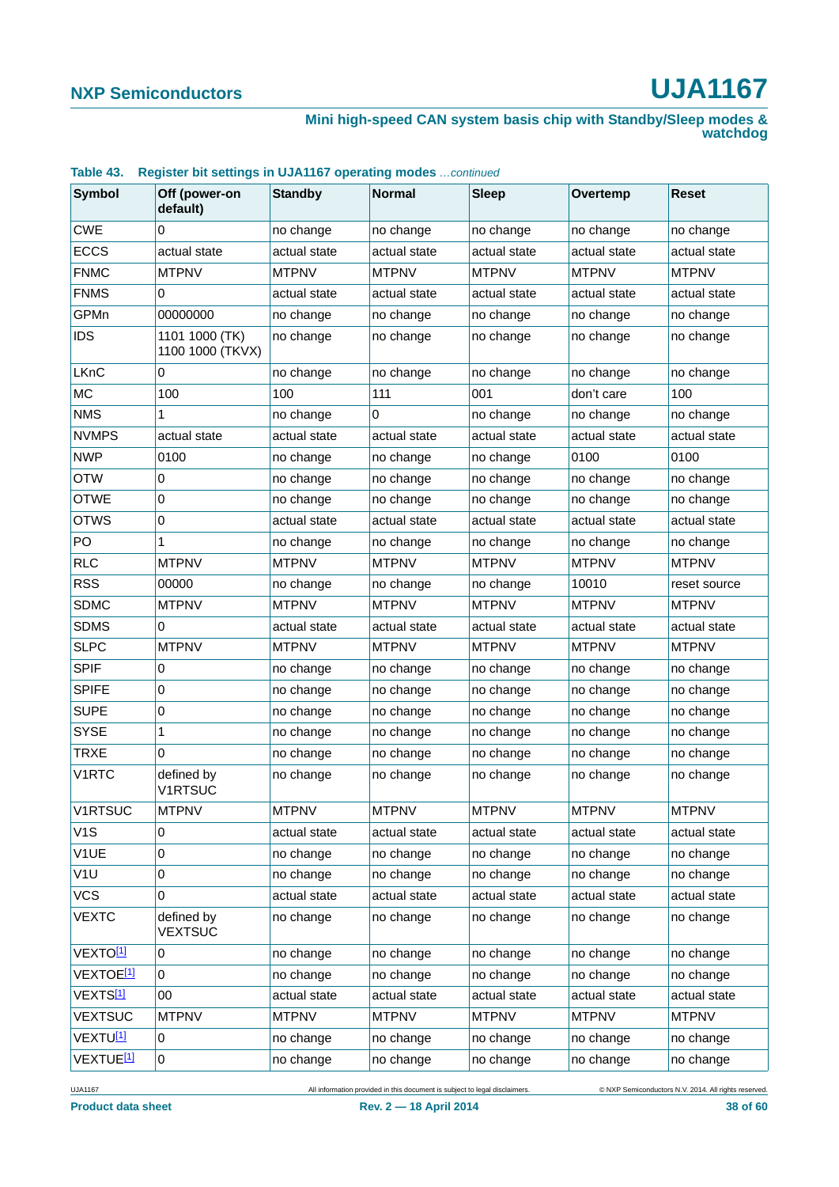**Table 43. Register bit settings in UJA1167 operating modes** *...continued*

| Symbol | Off (power-on default) | Standby | Normal | Sleep | Overtemp | Reset |
|---|---|---|---|---|---|---|
| CWE | 0 | no change | no change | no change | no change | no change |
| ECCS | actual state | actual state | actual state | actual state | actual state | actual state |
| FNMC | MTPNV | MTPNV | MTPNV | MTPNV | MTPNV | MTPNV |
| FNMS | 0 | actual state | actual state | actual state | actual state | actual state |
| GPMn | 00000000 | no change | no change | no change | no change | no change |
| IDS | 1101 1000 (TK) 1100 1000 (TKVX) | no change | no change | no change | no change | no change |
| LKnC | 0 | no change | no change | no change | no change | no change |
| MC | 100 | 100 | 111 | 001 | don't care | 100 |
| NMS | 1 | no change | 0 | no change | no change | no change |
| NVMPS | actual state | actual state | actual state | actual state | actual state | actual state |
| NWP | 0100 | no change | no change | no change | 0100 | 0100 |
| OTW | 0 | no change | no change | no change | no change | no change |
| OTWE | 0 | no change | no change | no change | no change | no change |
| OTWS | 0 | actual state | actual state | actual state | actual state | actual state |
| PO | 1 | no change | no change | no change | no change | no change |
| RLC | MTPNV | MTPNV | MTPNV | MTPNV | MTPNV | MTPNV |
| RSS | 00000 | no change | no change | no change | 10010 | reset source |
| SDMC | MTPNV | MTPNV | MTPNV | MTPNV | MTPNV | MTPNV |
| SDMS | 0 | actual state | actual state | actual state | actual state | actual state |
| SLPC | MTPNV | MTPNV | MTPNV | MTPNV | MTPNV | MTPNV |
| SPIF | 0 | no change | no change | no change | no change | no change |
| SPIFE | 0 | no change | no change | no change | no change | no change |
| SUPE | 0 | no change | no change | no change | no change | no change |
| SYSE | 1 | no change | no change | no change | no change | no change |
| TRXE | 0 | no change | no change | no change | no change | no change |
| V1RTC | defined by V1RTSUC | no change | no change | no change | no change | no change |
| V1RTSUC | MTPNV | MTPNV | MTPNV | MTPNV | MTPNV | MTPNV |
| V1S | 0 | actual state | actual state | actual state | actual state | actual state |
| V1UE | 0 | no change | no change | no change | no change | no change |
| V1U | 0 | no change | no change | no change | no change | no change |
| VCS | 0 | actual state | actual state | actual state | actual state | actual state |
| VEXTC | defined by VEXTSUC | no change | no change | no change | no change | no change |
| VEXTO[1] | 0 | no change | no change | no change | no change | no change |
| VEXTOE[1] | 0 | no change | no change | no change | no change | no change |
| VEXTS[1] | 00 | actual state | actual state | actual state | actual state | actual state |
| VEXTSUC | MTPNV | MTPNV | MTPNV | MTPNV | MTPNV | MTPNV |
| VEXTU[1] | 0 | no change | no change | no change | no change | no change |
| VEXTUE[1] | 0 | no change | no change | no change | no change | no change |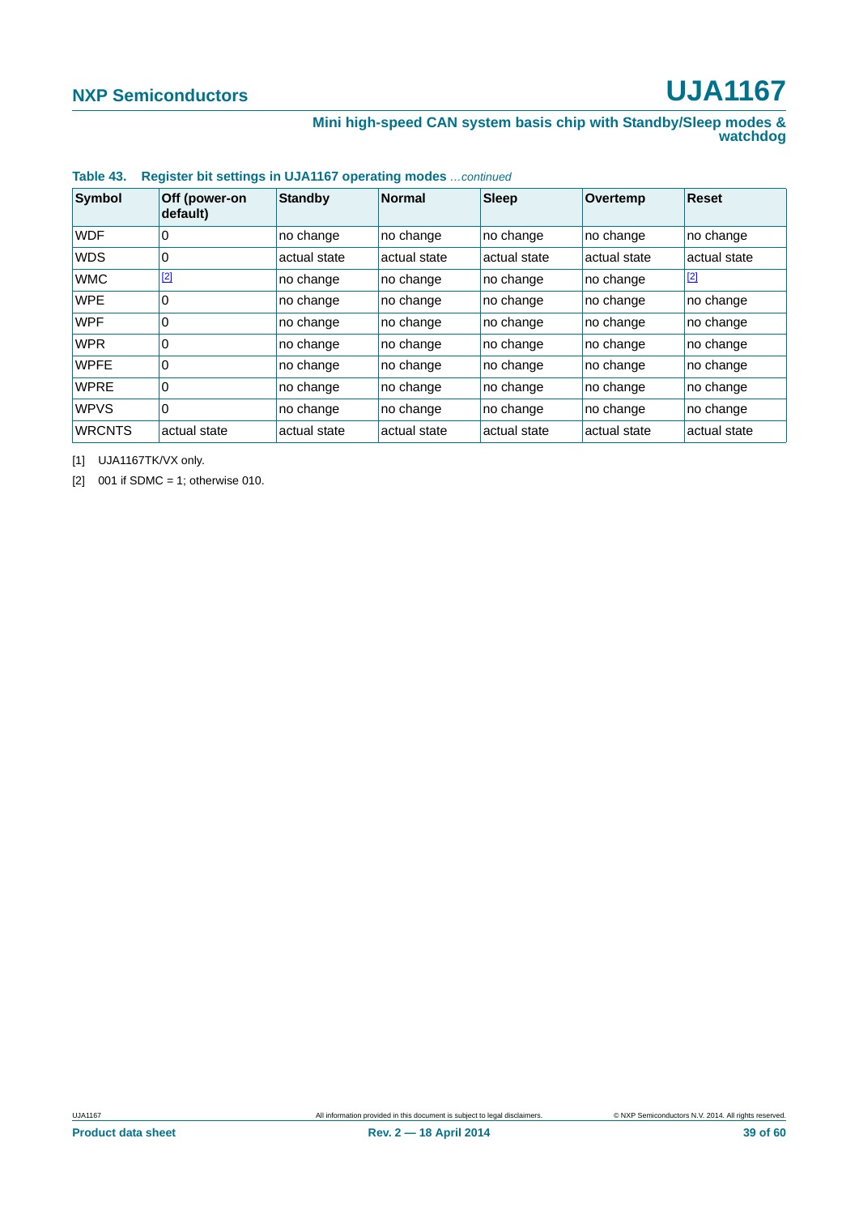**Table 43. Register bit settings in UJA1167 operating modes** *...continued*

| Symbol | Off (power-on default) | Standby | Normal | Sleep | Overtemp | Reset |
|---|---|---|---|---|---|---|
| WDF | 0 | no change | no change | no change | no change | no change |
| WDS | 0 | actual state | actual state | actual state | actual state | actual state |
| WMC | [2] | no change | no change | no change | no change | [2] |
| WPE | 0 | no change | no change | no change | no change | no change |
| WPF | 0 | no change | no change | no change | no change | no change |
| WPR | 0 | no change | no change | no change | no change | no change |
| WPFE | 0 | no change | no change | no change | no change | no change |
| WPRE | 0 | no change | no change | no change | no change | no change |
| WPVS | 0 | no change | no change | no change | no change | no change |
| WRCNTS | actual state | actual state | actual state | actual state | actual state | actual state |

[1] UJA1167TK/VX only.

[2] 001 if SDMC = 1; otherwise 010.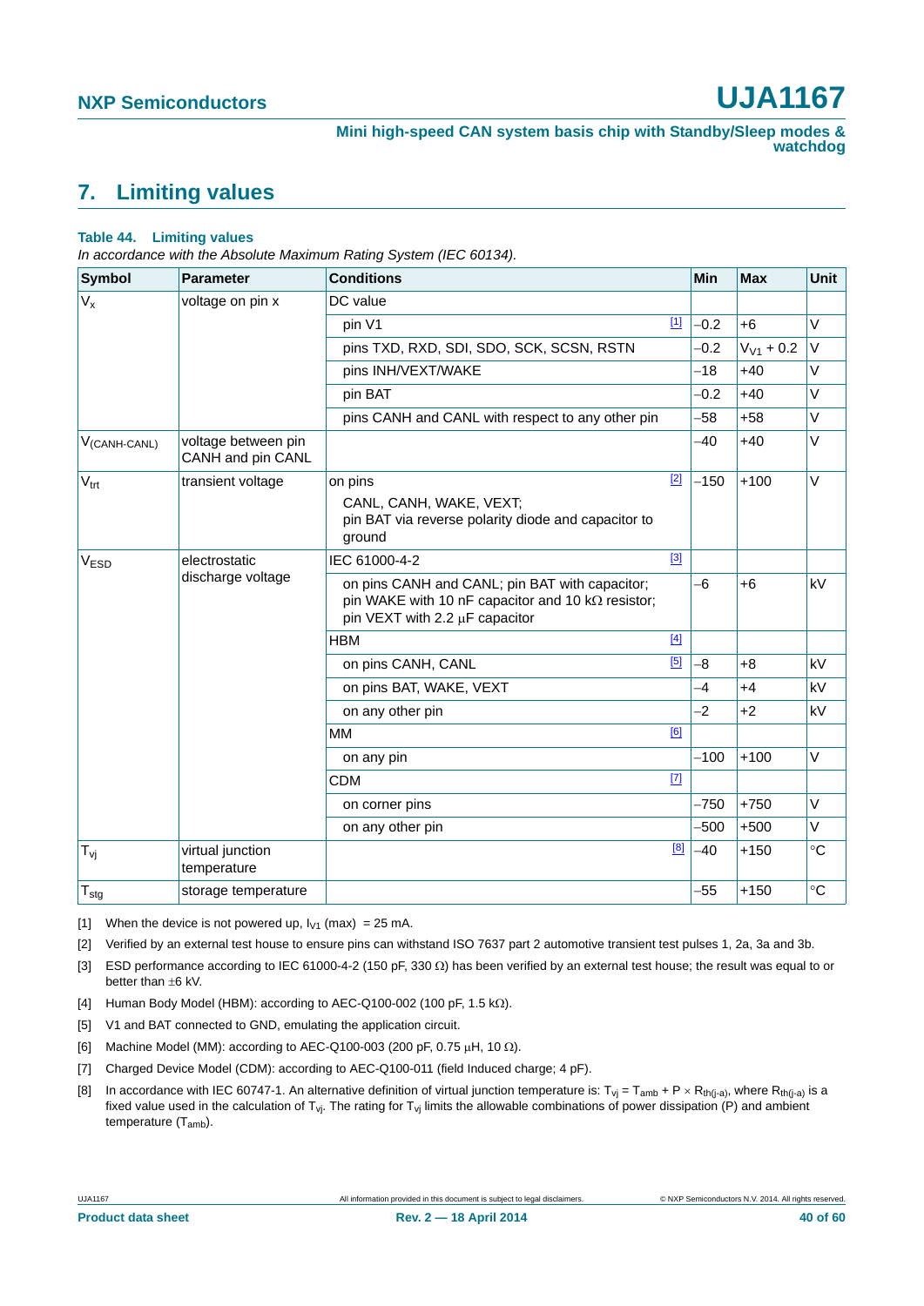## 7. Limiting values

**Table 44. Limiting values**

*In accordance with the Absolute Maximum Rating System (IEC 60134).*

| Symbol | Parameter | Conditions | | Min | Max | Unit |
|---|---|---|---|---|---|---|
| $V_x$ | voltage on pin x | DC value | | | | |
| | | pin V1 | [1] | −0.2 | +6 | V |
| | | pins TXD, RXD, SDI, SDO, SCK, SCSN, RSTN | | −0.2 | $V_{V1}$ + 0.2 | V |
| | | pins INH/VEXT/WAKE | | −18 | +40 | V |
| | | pin BAT | | −0.2 | +40 | V |
| | | pins CANH and CANL with respect to any other pin | | −58 | +58 | V |
| $V_{(CANH-CANL)}$ | voltage between pin CANH and pin CANL | | | −40 | +40 | V |
| $V_{trt}$ | transient voltage | on pins CANL, CANH, WAKE, VEXT; pin BAT via reverse polarity diode and capacitor to ground | [2] | −150 | +100 | V |
| $V_{ESD}$ | electrostatic discharge voltage | IEC 61000-4-2 | [3] | | | |
| | | on pins CANH and CANL; pin BAT with capacitor; pin WAKE with 10 nF capacitor and 10 kΩ resistor; pin VEXT with 2.2 μF capacitor | | −6 | +6 | kV |
| | | HBM | [4] | | | |
| | | on pins CANH, CANL | [5] | −8 | +8 | kV |
| | | on pins BAT, WAKE, VEXT | | −4 | +4 | kV |
| | | on any other pin | | −2 | +2 | kV |
| | | MM | [6] | | | |
| | | on any pin | | −100 | +100 | V |
| | | CDM | [7] | | | |
| | | on corner pins | | −750 | +750 | V |
| | | on any other pin | | −500 | +500 | V |
| $T_{vj}$ | virtual junction temperature | | [8] | −40 | +150 | °C |
| $T_{stg}$ | storage temperature | | | −55 | +150 | °C |

[1] When the device is not powered up, $I_{V1}$ (max) = 25 mA.

[2] Verified by an external test house to ensure pins can withstand ISO 7637 part 2 automotive transient test pulses 1, 2a, 3a and 3b.

[3] ESD performance according to IEC 61000-4-2 (150 pF, 330 Ω) has been verified by an external test house; the result was equal to or better than ±6 kV.

[4] Human Body Model (HBM): according to AEC-Q100-002 (100 pF, 1.5 kΩ).

[5] V1 and BAT connected to GND, emulating the application circuit.

[6] Machine Model (MM): according to AEC-Q100-003 (200 pF, 0.75 μH, 10 Ω).

[7] Charged Device Model (CDM): according to AEC-Q100-011 (field Induced charge; 4 pF).

[8] In accordance with IEC 60747-1. An alternative definition of virtual junction temperature is: $T_{vj} = T_{amb} + P \times R_{th(j-a)}$, where $R_{th(j-a)}$ is a fixed value used in the calculation of $T_{vj}$. The rating for $T_{vj}$ limits the allowable combinations of power dissipation (P) and ambient temperature ($T_{amb}$).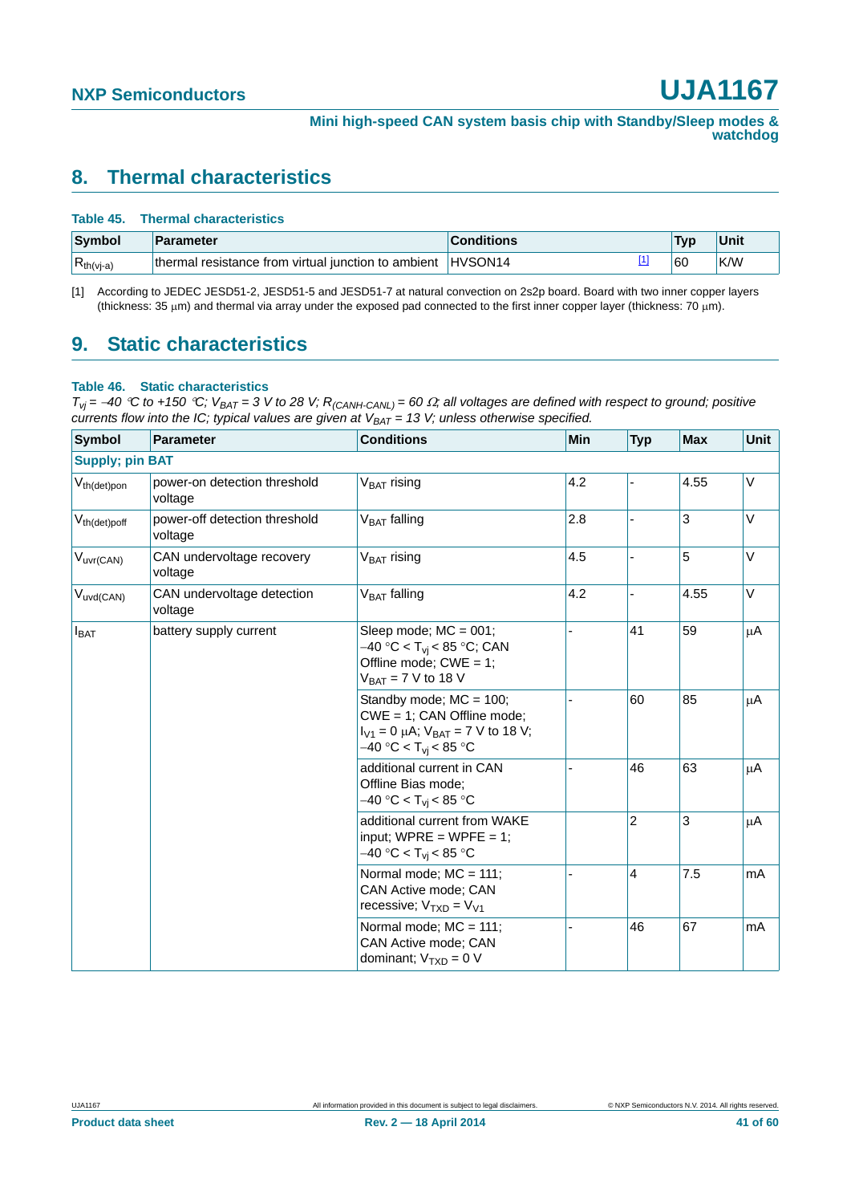## 8. Thermal characteristics

**Table 45. Thermal characteristics**

| Symbol | Parameter | Conditions | | Typ | Unit |
|---|---|---|---|---|---|
| $R_{th(vj-a)}$ | thermal resistance from virtual junction to ambient | HVSON14 | [1] | 60 | K/W |

[1] According to JEDEC JESD51-2, JESD51-5 and JESD51-7 at natural convection on 2s2p board. Board with two inner copper layers (thickness: 35 μm) and thermal via array under the exposed pad connected to the first inner copper layer (thickness: 70 μm).

## 9. Static characteristics

**Table 46. Static characteristics**

*$T_{vj}$ = −40 °C to +150 °C; $V_{BAT}$ = 3 V to 28 V; $R_{(CANH-CANL)}$ = 60 Ω; all voltages are defined with respect to ground; positive currents flow into the IC; typical values are given at $V_{BAT}$ = 13 V; unless otherwise specified.*

| Symbol | Parameter | Conditions | Min | Typ | Max | Unit |
|---|---|---|---|---|---|---|
| **Supply; pin BAT** | | | | | | |
| $V_{th(det)pon}$ | power-on detection threshold voltage | $V_{BAT}$ rising | 4.2 | - | 4.55 | V |
| $V_{th(det)poff}$ | power-off detection threshold voltage | $V_{BAT}$ falling | 2.8 | - | 3 | V |
| $V_{uvr(CAN)}$ | CAN undervoltage recovery voltage | $V_{BAT}$ rising | 4.5 | - | 5 | V |
| $V_{uvd(CAN)}$ | CAN undervoltage detection voltage | $V_{BAT}$ falling | 4.2 | - | 4.55 | V |
| $I_{BAT}$ | battery supply current | Sleep mode; MC = 001; −40 °C < $T_{vj}$ < 85 °C; CAN Offline mode; CWE = 1; $V_{BAT}$ = 7 V to 18 V | - | 41 | 59 | μA |
| | | Standby mode; MC = 100; CWE = 1; CAN Offline mode; $I_{V1}$ = 0 μA; $V_{BAT}$ = 7 V to 18 V; −40 °C < $T_{vj}$ < 85 °C | - | 60 | 85 | μA |
| | | additional current in CAN Offline Bias mode; −40 °C < $T_{vj}$ < 85 °C | - | 46 | 63 | μA |
| | | additional current from WAKE input; WPRE = WPFE = 1; −40 °C < $T_{vj}$ < 85 °C | | 2 | 3 | μA |
| | | Normal mode; MC = 111; CAN Active mode; CAN recessive; $V_{TXD}$ = $V_{V1}$ | - | 4 | 7.5 | mA |
| | | Normal mode; MC = 111; CAN Active mode; CAN dominant; $V_{TXD}$ = 0 V | - | 46 | 67 | mA |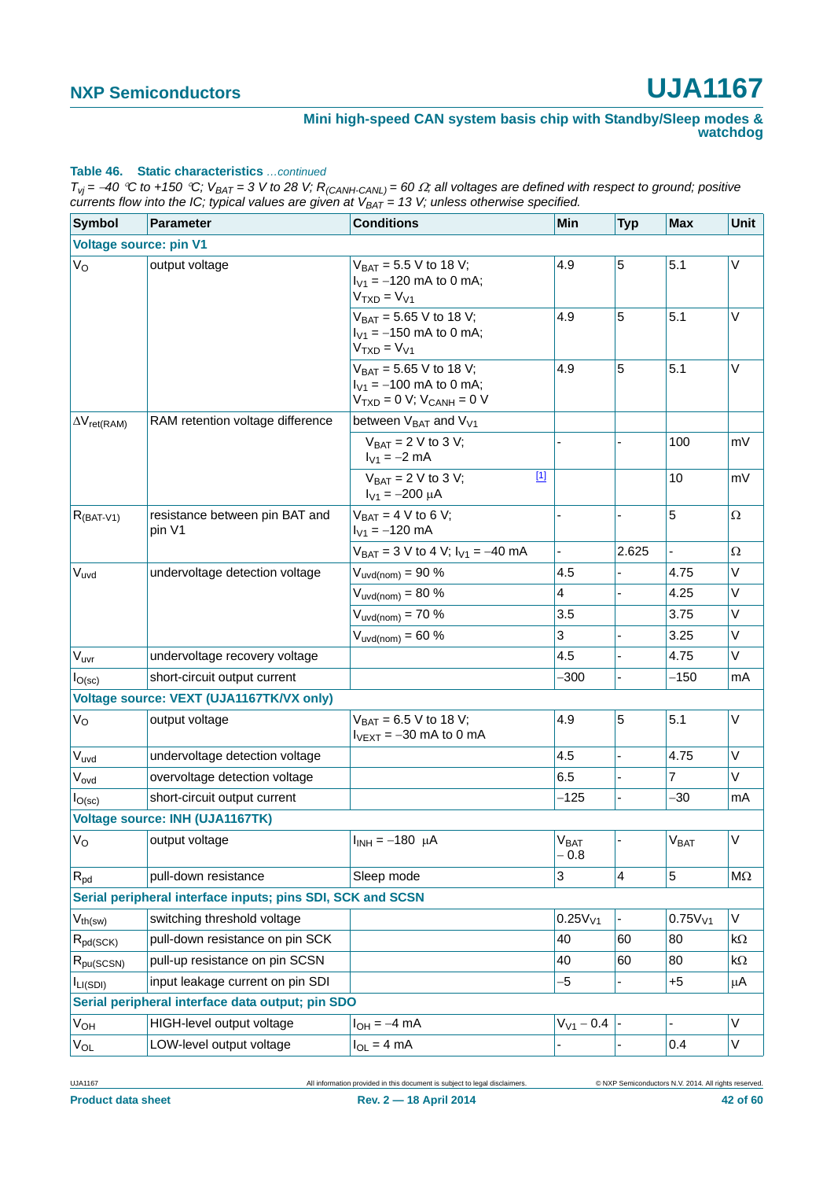**Table 46. Static characteristics** *...continued*

*$T_{vj}$ = −40 °C to +150 °C; $V_{BAT}$ = 3 V to 28 V; $R_{(CANH-CANL)}$ = 60 Ω; all voltages are defined with respect to ground; positive currents flow into the IC; typical values are given at $V_{BAT}$ = 13 V; unless otherwise specified.*

| Symbol | Parameter | Conditions | Min | Typ | Max | Unit |
|---|---|---|---|---|---|---|
| **Voltage source: pin V1** | | | | | | |
| $V_O$ | output voltage | $V_{BAT}$ = 5.5 V to 18 V; $I_{V1}$ = −120 mA to 0 mA; $V_{TXD} = V_{V1}$ | 4.9 | 5 | 5.1 | V |
| | | $V_{BAT}$ = 5.65 V to 18 V; $I_{V1}$ = −150 mA to 0 mA; $V_{TXD} = V_{V1}$ | 4.9 | 5 | 5.1 | V |
| | | $V_{BAT}$ = 5.65 V to 18 V; $I_{V1}$ = −100 mA to 0 mA; $V_{TXD}$ = 0 V; $V_{CANH}$ = 0 V | 4.9 | 5 | 5.1 | V |
| $\Delta V_{ret(RAM)}$ | RAM retention voltage difference | between $V_{BAT}$ and $V_{V1}$ | | | | |
| | | $V_{BAT}$ = 2 V to 3 V; $I_{V1}$ = −2 mA | - | - | 100 | mV |
| | | $V_{BAT}$ = 2 V to 3 V; $I_{V1}$ = −200 μA [1] | | | 10 | mV |
| $R_{(BAT-V1)}$ | resistance between pin BAT and pin V1 | $V_{BAT}$ = 4 V to 6 V; $I_{V1}$ = −120 mA | - | - | 5 | Ω |
| | | $V_{BAT}$ = 3 V to 4 V; $I_{V1}$ = −40 mA | - | 2.625 | - | Ω |
| $V_{uvd}$ | undervoltage detection voltage | $V_{uvd(nom)}$ = 90 % | 4.5 | - | 4.75 | V |
| | | $V_{uvd(nom)}$ = 80 % | 4 | - | 4.25 | V |
| | | $V_{uvd(nom)}$ = 70 % | 3.5 | - | 3.75 | V |
| | | $V_{uvd(nom)}$ = 60 % | 3 | - | 3.25 | V |
| $V_{uvr}$ | undervoltage recovery voltage | | 4.5 | - | 4.75 | V |
| $I_{O(sc)}$ | short-circuit output current | | −300 | - | −150 | mA |
| **Voltage source: VEXT (UJA1167TK/VX only)** | | | | | | |
| $V_O$ | output voltage | $V_{BAT}$ = 6.5 V to 18 V; $I_{VEXT}$ = −30 mA to 0 mA | 4.9 | 5 | 5.1 | V |
| $V_{uvd}$ | undervoltage detection voltage | | 4.5 | - | 4.75 | V |
| $V_{ovd}$ | overvoltage detection voltage | | 6.5 | - | 7 | V |
| $I_{O(sc)}$ | short-circuit output current | | −125 | - | −30 | mA |
| **Voltage source: INH (UJA1167TK)** | | | | | | |
| $V_O$ | output voltage | $I_{INH}$ = −180 μA | $V_{BAT}$ − 0.8 | - | $V_{BAT}$ | V |
| $R_{pd}$ | pull-down resistance | Sleep mode | 3 | 4 | 5 | MΩ |
| **Serial peripheral interface inputs; pins SDI, SCK and SCSN** | | | | | | |
| $V_{th(sw)}$ | switching threshold voltage | | $0.25V_{V1}$ | - | $0.75V_{V1}$ | V |
| $R_{pd(SCK)}$ | pull-down resistance on pin SCK | | 40 | 60 | 80 | kΩ |
| $R_{pu(SCSN)}$ | pull-up resistance on pin SCSN | | 40 | 60 | 80 | kΩ |
| $I_{LI(SDI)}$ | input leakage current on pin SDI | | −5 | - | +5 | μA |
| **Serial peripheral interface data output; pin SDO** | | | | | | |
| $V_{OH}$ | HIGH-level output voltage | $I_{OH}$ = −4 mA | $V_{V1}$ − 0.4 | - | - | V |
| $V_{OL}$ | LOW-level output voltage | $I_{OL}$ = 4 mA | - | - | 0.4 | V |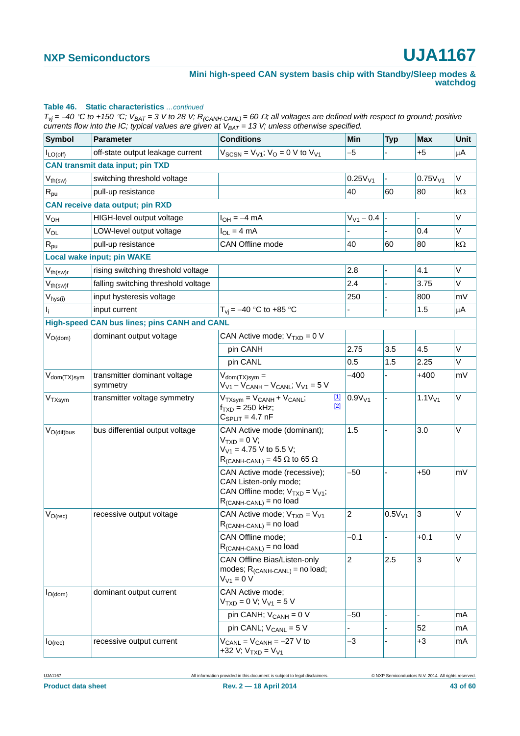**Table 46. Static characteristics** *...continued*

*$T_{vj}$ = −40 °C to +150 °C; $V_{BAT}$ = 3 V to 28 V; $R_{(CANH-CANL)}$ = 60 Ω; all voltages are defined with respect to ground; positive currents flow into the IC; typical values are given at $V_{BAT}$ = 13 V; unless otherwise specified.*

| Symbol | Parameter | Conditions | | Min | Typ | Max | Unit |
|---|---|---|---|---|---|---|---|
| $I_{LO(off)}$ | off-state output leakage current | $V_{SCSN} = V_{V1}$; $V_O$ = 0 V to $V_{V1}$ | | −5 | - | +5 | μA |
| **CAN transmit data input; pin TXD** | | | | | | | |
| $V_{th(sw)}$ | switching threshold voltage | | | $0.25V_{V1}$ | - | $0.75V_{V1}$ | V |
| $R_{pu}$ | pull-up resistance | | | 40 | 60 | 80 | kΩ |
| **CAN receive data output; pin RXD** | | | | | | | |
| $V_{OH}$ | HIGH-level output voltage | $I_{OH}$ = −4 mA | | $V_{V1}$ − 0.4 | - | - | V |
| $V_{OL}$ | LOW-level output voltage | $I_{OL}$ = 4 mA | | - | - | 0.4 | V |
| $R_{pu}$ | pull-up resistance | CAN Offline mode | | 40 | 60 | 80 | kΩ |
| **Local wake input; pin WAKE** | | | | | | | |
| $V_{th(sw)r}$ | rising switching threshold voltage | | | 2.8 | - | 4.1 | V |
| $V_{th(sw)f}$ | falling switching threshold voltage | | | 2.4 | - | 3.75 | V |
| $V_{hys(i)}$ | input hysteresis voltage | | | 250 | - | 800 | mV |
| $I_i$ | input current | $T_{vj}$ = −40 °C to +85 °C | | - | - | 1.5 | μA |
| **High-speed CAN bus lines; pins CANH and CANL** | | | | | | | |
| $V_{O(dom)}$ | dominant output voltage | CAN Active mode; $V_{TXD}$ = 0 V | | | | | |
| | | pin CANH | | 2.75 | 3.5 | 4.5 | V |
| | | pin CANL | | 0.5 | 1.5 | 2.25 | V |
| $V_{dom(TX)sym}$ | transmitter dominant voltage symmetry | $V_{dom(TX)sym} = V_{V1} − V_{CANH} − V_{CANL}$; $V_{V1}$ = 5 V | | −400 | - | +400 | mV |
| $V_{TXsym}$ | transmitter voltage symmetry | $V_{TXsym} = V_{CANH} + V_{CANL}$; $f_{TXD}$ = 250 kHz; $C_{SPLIT}$ = 4.7 nF | [1] [2] | $0.9V_{V1}$ | - | $1.1V_{V1}$ | V |
| $V_{O(dif)bus}$ | bus differential output voltage | CAN Active mode (dominant); $V_{TXD}$ = 0 V; $V_{V1}$ = 4.75 V to 5.5 V; $R_{(CANH-CANL)}$ = 45 Ω to 65 Ω | | 1.5 | - | 3.0 | V |
| | | CAN Active mode (recessive); CAN Listen-only mode; CAN Offline mode; $V_{TXD} = V_{V1}$; $R_{(CANH-CANL)}$ = no load | | −50 | - | +50 | mV |
| $V_{O(rec)}$ | recessive output voltage | CAN Active mode; $V_{TXD} = V_{V1}$; $R_{(CANH-CANL)}$ = no load | | 2 | $0.5V_{V1}$ | 3 | V |
| | | CAN Offline mode; $R_{(CANH-CANL)}$ = no load | | −0.1 | - | +0.1 | V |
| | | CAN Offline Bias/Listen-only modes; $R_{(CANH-CANL)}$ = no load; $V_{V1}$ = 0 V | | 2 | 2.5 | 3 | V |
| $I_{O(dom)}$ | dominant output current | CAN Active mode; $V_{TXD}$ = 0 V; $V_{V1}$ = 5 V | | | | | |
| | | pin CANH; $V_{CANH}$ = 0 V | | −50 | - | - | mA |
| | | pin CANL; $V_{CANL}$ = 5 V | | - | - | 52 | mA |
| $I_{O(rec)}$ | recessive output current | $V_{CANL} = V_{CANH}$ = −27 V to +32 V; $V_{TXD} = V_{V1}$ | | −3 | - | +3 | mA |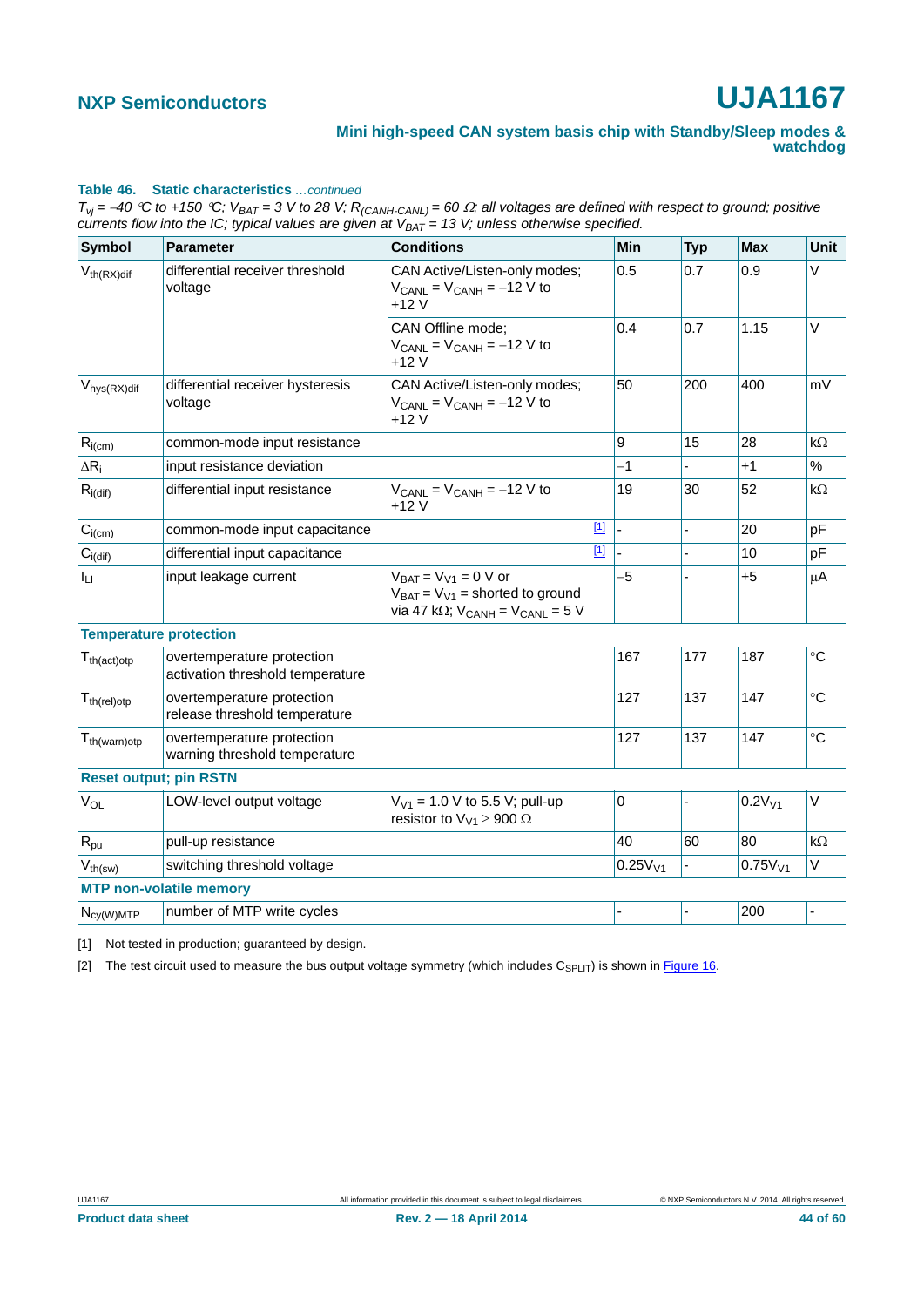**Table 46. Static characteristics** *...continued*

*$T_{vj}$ = −40 °C to +150 °C; $V_{BAT}$ = 3 V to 28 V; $R_{(CANH-CANL)}$ = 60 Ω; all voltages are defined with respect to ground; positive currents flow into the IC; typical values are given at $V_{BAT}$ = 13 V; unless otherwise specified.*

| Symbol | Parameter | Conditions | Min | Typ | Max | Unit |
|---|---|---|---|---|---|---|
| $V_{th(RX)dif}$ | differential receiver threshold voltage | CAN Active/Listen-only modes; $V_{CANL} = V_{CANH}$ = −12 V to +12 V | 0.5 | 0.7 | 0.9 | V |
| | | CAN Offline mode; $V_{CANL} = V_{CANH}$ = −12 V to +12 V | 0.4 | 0.7 | 1.15 | V |
| $V_{hys(RX)dif}$ | differential receiver hysteresis voltage | CAN Active/Listen-only modes; $V_{CANL} = V_{CANH}$ = −12 V to +12 V | 50 | 200 | 400 | mV |
| $R_{i(cm)}$ | common-mode input resistance | | 9 | 15 | 28 | kΩ |
| $\Delta R_i$ | input resistance deviation | | −1 | - | +1 | % |
| $R_{i(dif)}$ | differential input resistance | $V_{CANL} = V_{CANH}$ = −12 V to +12 V | 19 | 30 | 52 | kΩ |
| $C_{i(cm)}$ | common-mode input capacitance | [1] | - | - | 20 | pF |
| $C_{i(dif)}$ | differential input capacitance | [1] | - | - | 10 | pF |
| $I_{LI}$ | input leakage current | $V_{BAT} = V_{V1}$ = 0 V or $V_{BAT} = V_{V1}$ = shorted to ground via 47 kΩ; $V_{CANH} = V_{CANL}$ = 5 V | −5 | - | +5 | μA |
| **Temperature protection** | | | | | | |
| $T_{th(act)otp}$ | overtemperature protection activation threshold temperature | | 167 | 177 | 187 | °C |
| $T_{th(rel)otp}$ | overtemperature protection release threshold temperature | | 127 | 137 | 147 | °C |
| $T_{th(warn)otp}$ | overtemperature protection warning threshold temperature | | 127 | 137 | 147 | °C |
| **Reset output; pin RSTN** | | | | | | |
| $V_{OL}$ | LOW-level output voltage | $V_{V1}$ = 1.0 V to 5.5 V; pull-up resistor to $V_{V1}$ ≥ 900 Ω | 0 | - | $0.2V_{V1}$ | V |
| $R_{pu}$ | pull-up resistance | | 40 | 60 | 80 | kΩ |
| $V_{th(sw)}$ | switching threshold voltage | | $0.25V_{V1}$ | - | $0.75V_{V1}$ | V |
| **MTP non-volatile memory** | | | | | | |
| $N_{cy(W)MTP}$ | number of MTP write cycles | | - | - | 200 | - |

[1] Not tested in production; guaranteed by design.

[2] The test circuit used to measure the bus output voltage symmetry (which includes $C_{SPLIT}$) is shown in Figure 16.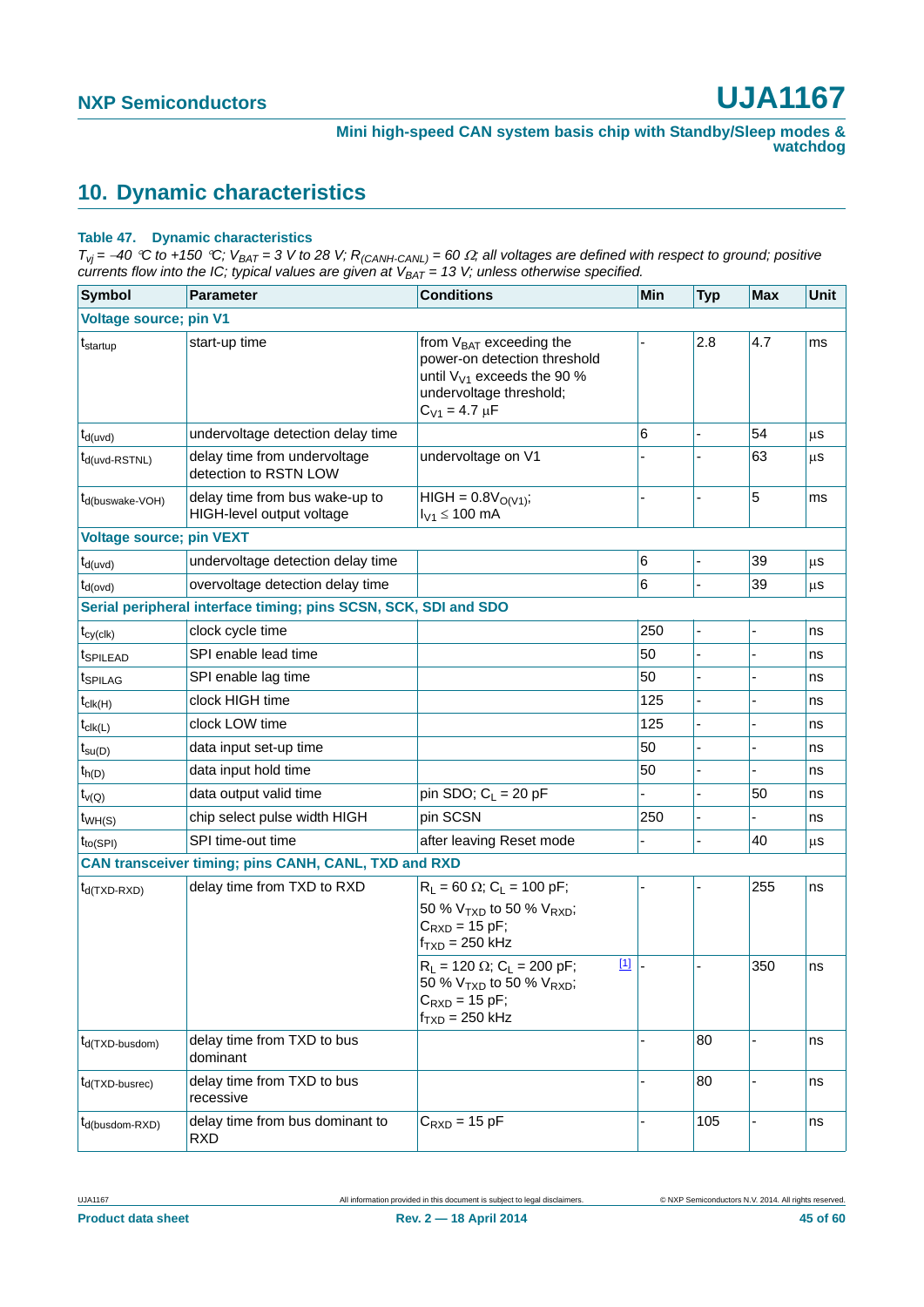## 10. Dynamic characteristics

**Table 47. Dynamic characteristics**

*$T_{vj}$ = −40 °C to +150 °C; $V_{BAT}$ = 3 V to 28 V; $R_{(CANH-CANL)}$ = 60 Ω; all voltages are defined with respect to ground; positive currents flow into the IC; typical values are given at $V_{BAT}$ = 13 V; unless otherwise specified.*

| Symbol | Parameter | Conditions | Min | Typ | Max | Unit |
|---|---|---|---|---|---|---|
| **Voltage source; pin V1** | | | | | | |
| $t_{startup}$ | start-up time | from $V_{BAT}$ exceeding the power-on detection threshold until $V_{V1}$ exceeds the 90 % undervoltage threshold; $C_{V1}$ = 4.7 μF | - | 2.8 | 4.7 | ms |
| $t_{d(uvd)}$ | undervoltage detection delay time | | 6 | - | 54 | μs |
| $t_{d(uvd-RSTNL)}$ | delay time from undervoltage detection to RSTN LOW | undervoltage on V1 | - | - | 63 | μs |
| $t_{d(buswake-VOH)}$ | delay time from bus wake-up to HIGH-level output voltage | HIGH = $0.8V_{O(V1)}$; $I_{V1}$ ≤ 100 mA | - | - | 5 | ms |
| **Voltage source; pin VEXT** | | | | | | |
| $t_{d(uvd)}$ | undervoltage detection delay time | | 6 | - | 39 | μs |
| $t_{d(ovd)}$ | overvoltage detection delay time | | 6 | - | 39 | μs |
| **Serial peripheral interface timing; pins SCSN, SCK, SDI and SDO** | | | | | | |
| $t_{cy(clk)}$ | clock cycle time | | 250 | - | - | ns |
| $t_{SPILEAD}$ | SPI enable lead time | | 50 | - | - | ns |
| $t_{SPILAG}$ | SPI enable lag time | | 50 | - | - | ns |
| $t_{clk(H)}$ | clock HIGH time | | 125 | - | - | ns |
| $t_{clk(L)}$ | clock LOW time | | 125 | - | - | ns |
| $t_{su(D)}$ | data input set-up time | | 50 | - | - | ns |
| $t_{h(D)}$ | data input hold time | | 50 | - | - | ns |
| $t_{v(Q)}$ | data output valid time | pin SDO; $C_L$ = 20 pF | - | - | 50 | ns |
| $t_{WH(S)}$ | chip select pulse width HIGH | pin SCSN | 250 | - | - | ns |
| $t_{to(SPI)}$ | SPI time-out time | after leaving Reset mode | - | - | 40 | μs |
| **CAN transceiver timing; pins CANH, CANL, TXD and RXD** | | | | | | |
| $t_{d(TXD-RXD)}$ | delay time from TXD to RXD | $R_L$ = 60 Ω; $C_L$ = 100 pF; 50 % $V_{TXD}$ to 50 % $V_{RXD}$; $C_{RXD}$ = 15 pF; $f_{TXD}$ = 250 kHz | - | - | 255 | ns |
| | | $R_L$ = 120 Ω; $C_L$ = 200 pF; 50 % $V_{TXD}$ to 50 % $V_{RXD}$; $C_{RXD}$ = 15 pF; $f_{TXD}$ = 250 kHz [1] | - | - | 350 | ns |
| $t_{d(TXD-busdom)}$ | delay time from TXD to bus dominant | | - | 80 | - | ns |
| $t_{d(TXD-busrec)}$ | delay time from TXD to bus recessive | | - | 80 | - | ns |
| $t_{d(busdom-RXD)}$ | delay time from bus dominant to RXD | $C_{RXD}$ = 15 pF | - | 105 | - | ns |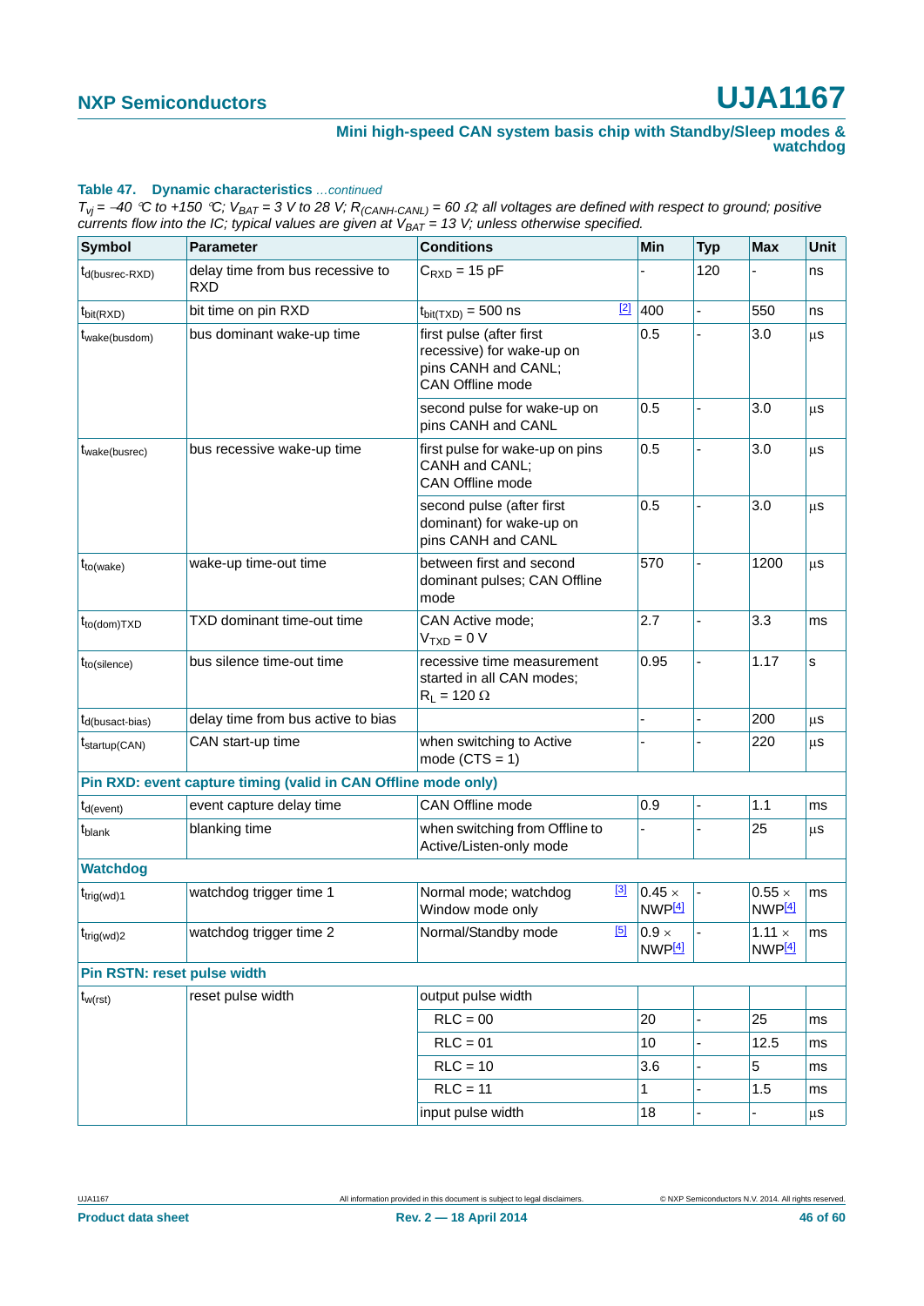**Table 47. Dynamic characteristics** *...continued*

*$T_{vj}$ = −40 °C to +150 °C; $V_{BAT}$ = 3 V to 28 V; $R_{(CANH-CANL)}$ = 60 Ω; all voltages are defined with respect to ground; positive currents flow into the IC; typical values are given at $V_{BAT}$ = 13 V; unless otherwise specified.*

| Symbol | Parameter | Conditions | | Min | Typ | Max | Unit |
|---|---|---|---|---|---|---|---|
| $t_{d(busrec-RXD)}$ | delay time from bus recessive to RXD | $C_{RXD}$ = 15 pF | | - | 120 | - | ns |
| $t_{bit(RXD)}$ | bit time on pin RXD | $t_{bit(TXD)}$ = 500 ns | [2] | 400 | - | 550 | ns |
| $t_{wake(busdom)}$ | bus dominant wake-up time | first pulse (after first recessive) for wake-up on pins CANH and CANL; CAN Offline mode | | 0.5 | - | 3.0 | μs |
| | | second pulse for wake-up on pins CANH and CANL | | 0.5 | - | 3.0 | μs |
| $t_{wake(busrec)}$ | bus recessive wake-up time | first pulse for wake-up on pins CANH and CANL; CAN Offline mode | | 0.5 | - | 3.0 | μs |
| | | second pulse (after first dominant) for wake-up on pins CANH and CANL | | 0.5 | - | 3.0 | μs |
| $t_{to(wake)}$ | wake-up time-out time | between first and second dominant pulses; CAN Offline mode | | 570 | - | 1200 | μs |
| $t_{to(dom)TXD}$ | TXD dominant time-out time | CAN Active mode; $V_{TXD}$ = 0 V | | 2.7 | - | 3.3 | ms |
| $t_{to(silence)}$ | bus silence time-out time | recessive time measurement started in all CAN modes; $R_L$ = 120 Ω | | 0.95 | - | 1.17 | s |
| $t_{d(busact-bias)}$ | delay time from bus active to bias | | | - | - | 200 | μs |
| $t_{startup(CAN)}$ | CAN start-up time | when switching to Active mode (CTS = 1) | | - | - | 220 | μs |
| **Pin RXD: event capture timing (valid in CAN Offline mode only)** | | | | | | | |
| $t_{d(event)}$ | event capture delay time | CAN Offline mode | | 0.9 | - | 1.1 | ms |
| $t_{blank}$ | blanking time | when switching from Offline to Active/Listen-only mode | | - | - | 25 | μs |
| **Watchdog** | | | | | | | |
| $t_{trig(wd)1}$ | watchdog trigger time 1 | Normal mode; watchdog Window mode only | [3] | 0.45 × NWP[4] | - | 0.55 × NWP[4] | ms |
| $t_{trig(wd)2}$ | watchdog trigger time 2 | Normal/Standby mode | [5] | 0.9 × NWP[4] | - | 1.11 × NWP[4] | ms |
| **Pin RSTN: reset pulse width** | | | | | | | |
| $t_{w(rst)}$ | reset pulse width | output pulse width | | | | | |
| | | RLC = 00 | | 20 | - | 25 | ms |
| | | RLC = 01 | | 10 | - | 12.5 | ms |
| | | RLC = 10 | | 3.6 | - | 5 | ms |
| | | RLC = 11 | | 1 | - | 1.5 | ms |
| | | input pulse width | | 18 | - | - | μs |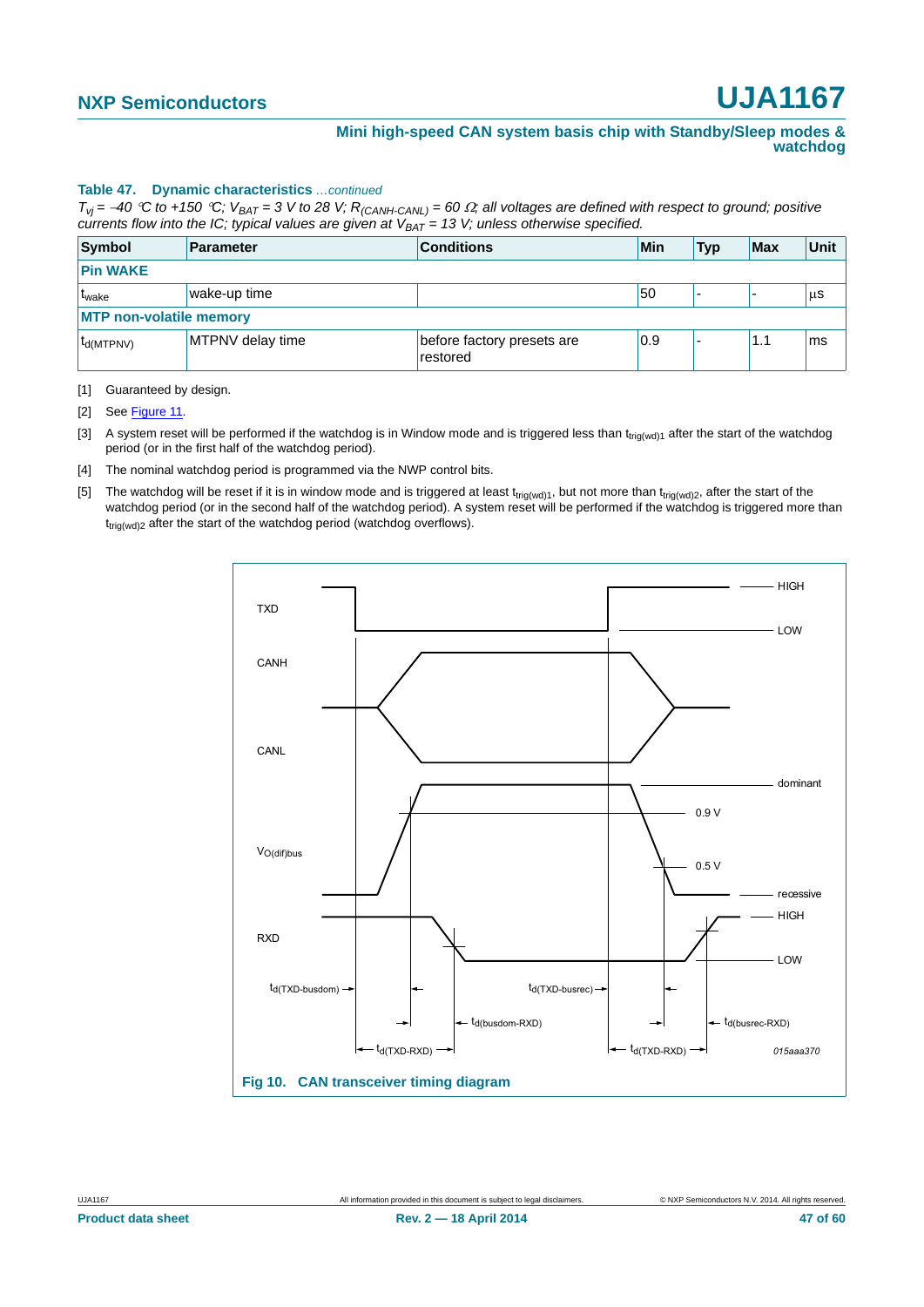**Table 47. Dynamic characteristics** *...continued*

*$T_{vj}$ = −40 °C to +150 °C; $V_{BAT}$ = 3 V to 28 V; $R_{(CANH-CANL)}$ = 60 Ω; all voltages are defined with respect to ground; positive currents flow into the IC; typical values are given at $V_{BAT}$ = 13 V; unless otherwise specified.*

| Symbol | Parameter | Conditions | Min | Typ | Max | Unit |
|---|---|---|---|---|---|---|
| **Pin WAKE** | | | | | | |
| $t_{wake}$ | wake-up time | | 50 | - | - | μs |
| **MTP non-volatile memory** | | | | | | |
| $t_{d(MTPNV)}$ | MTPNV delay time | before factory presets are restored | 0.9 | - | 1.1 | ms |

[1] Guaranteed by design.

[2] See Figure 11.

[3] A system reset will be performed if the watchdog is in Window mode and is triggered less than $t_{trig(wd)1}$ after the start of the watchdog period (or in the first half of the watchdog period).

[4] The nominal watchdog period is programmed via the NWP control bits.

[5] The watchdog will be reset if it is in window mode and is triggered at least $t_{trig(wd)1}$, but not more than $t_{trig(wd)2}$, after the start of the watchdog period (or in the second half of the watchdog period). A system reset will be performed if the watchdog is triggered more than $t_{trig(wd)2}$ after the start of the watchdog period (watchdog overflows).

**Fig 10. CAN transceiver timing diagram**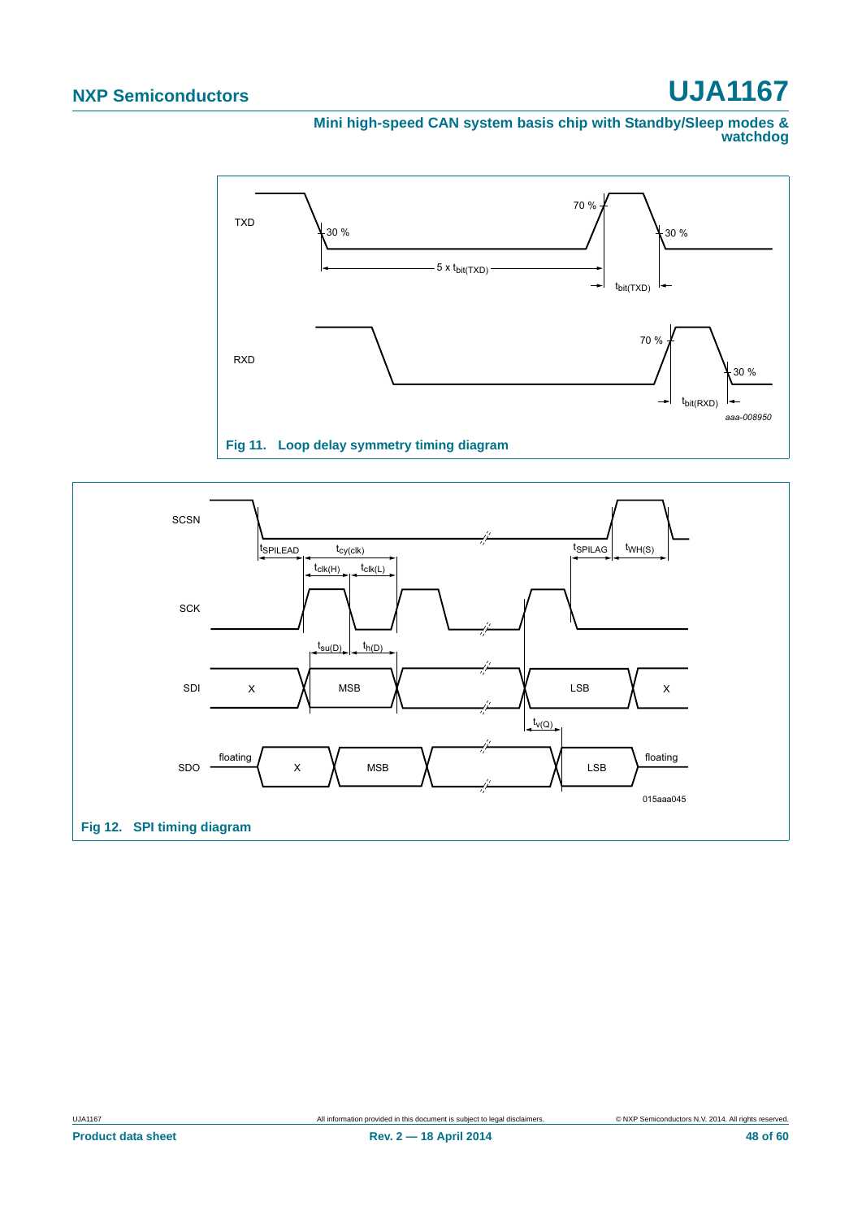Fig 11. Loop delay symmetry timing diagram

Fig 12. SPI timing diagram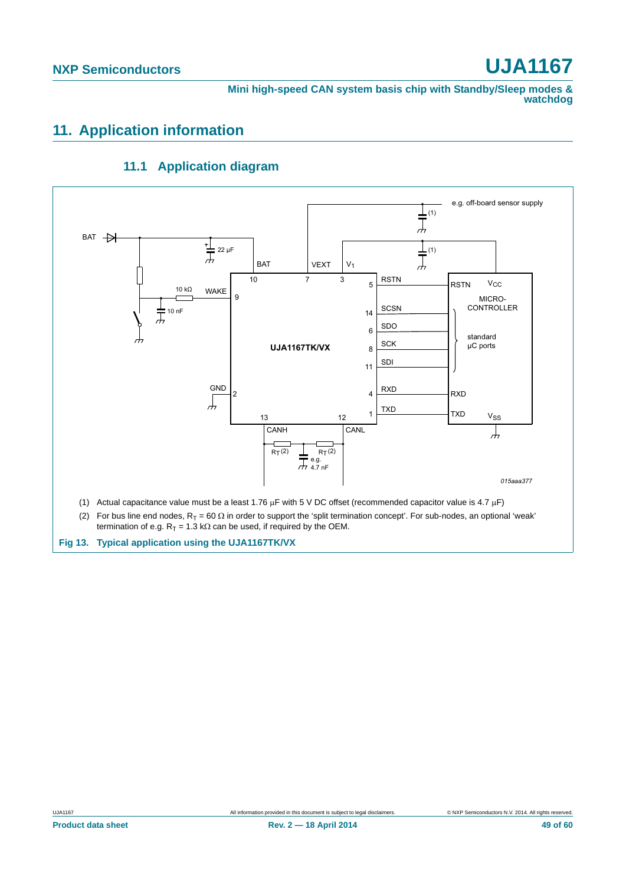## 11. Application information

### 11.1 Application diagram

(1) Actual capacitance value must be a least 1.76 μF with 5 V DC offset (recommended capacitor value is 4.7 μF)

(2) For bus line end nodes, $R_T$ = 60 Ω in order to support the 'split termination concept'. For sub-nodes, an optional 'weak' termination of e.g. $R_T$ = 1.3 kΩ can be used, if required by the OEM.

**Fig 13. Typical application using the UJA1167TK/VX**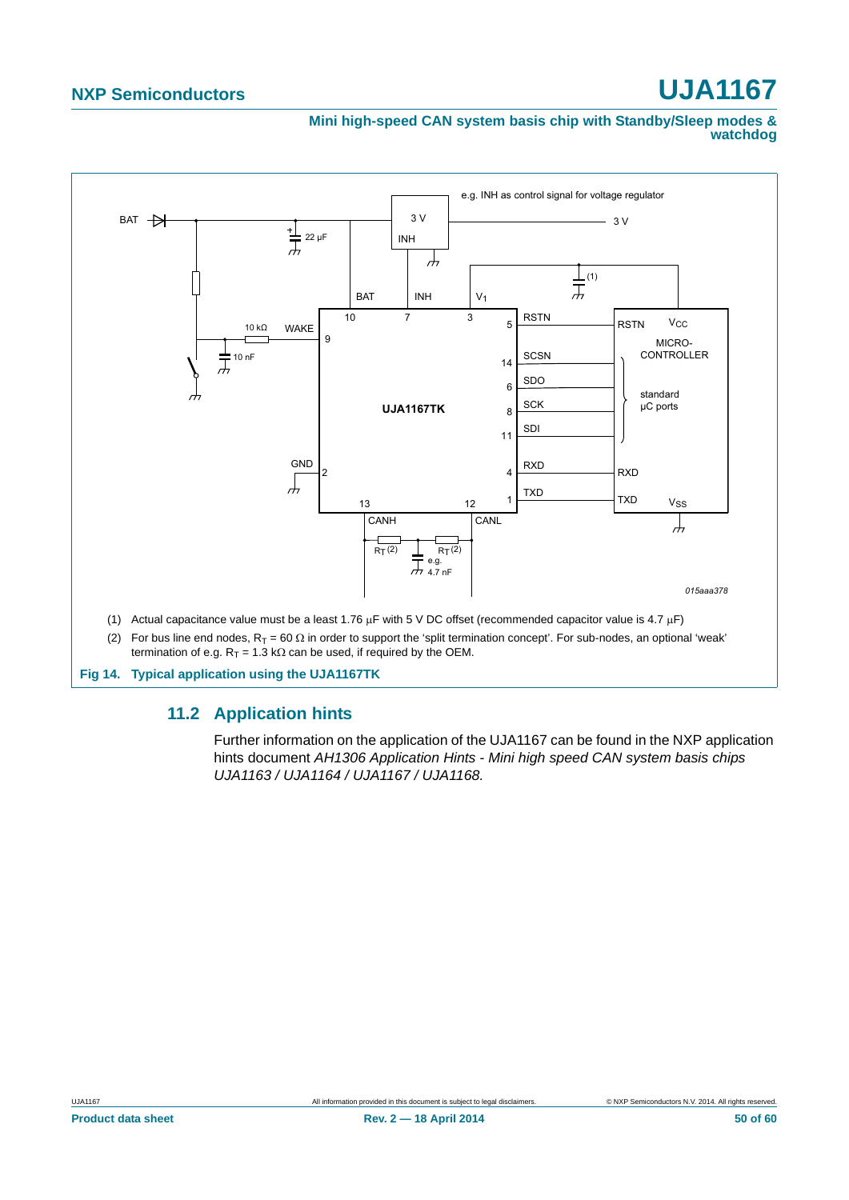(1) Actual capacitance value must be a least 1.76 μF with 5 V DC offset (recommended capacitor value is 4.7 μF)

(2) For bus line end nodes, $R_T$ = 60 Ω in order to support the 'split termination concept'. For sub-nodes, an optional 'weak' termination of e.g. $R_T$ = 1.3 kΩ can be used, if required by the OEM.

**Fig 14. Typical application using the UJA1167TK**

## 11.2 Application hints

Further information on the application of the UJA1167 can be found in the NXP application hints document *AH1306 Application Hints - Mini high speed CAN system basis chips UJA1163 / UJA1164 / UJA1167 / UJA1168.*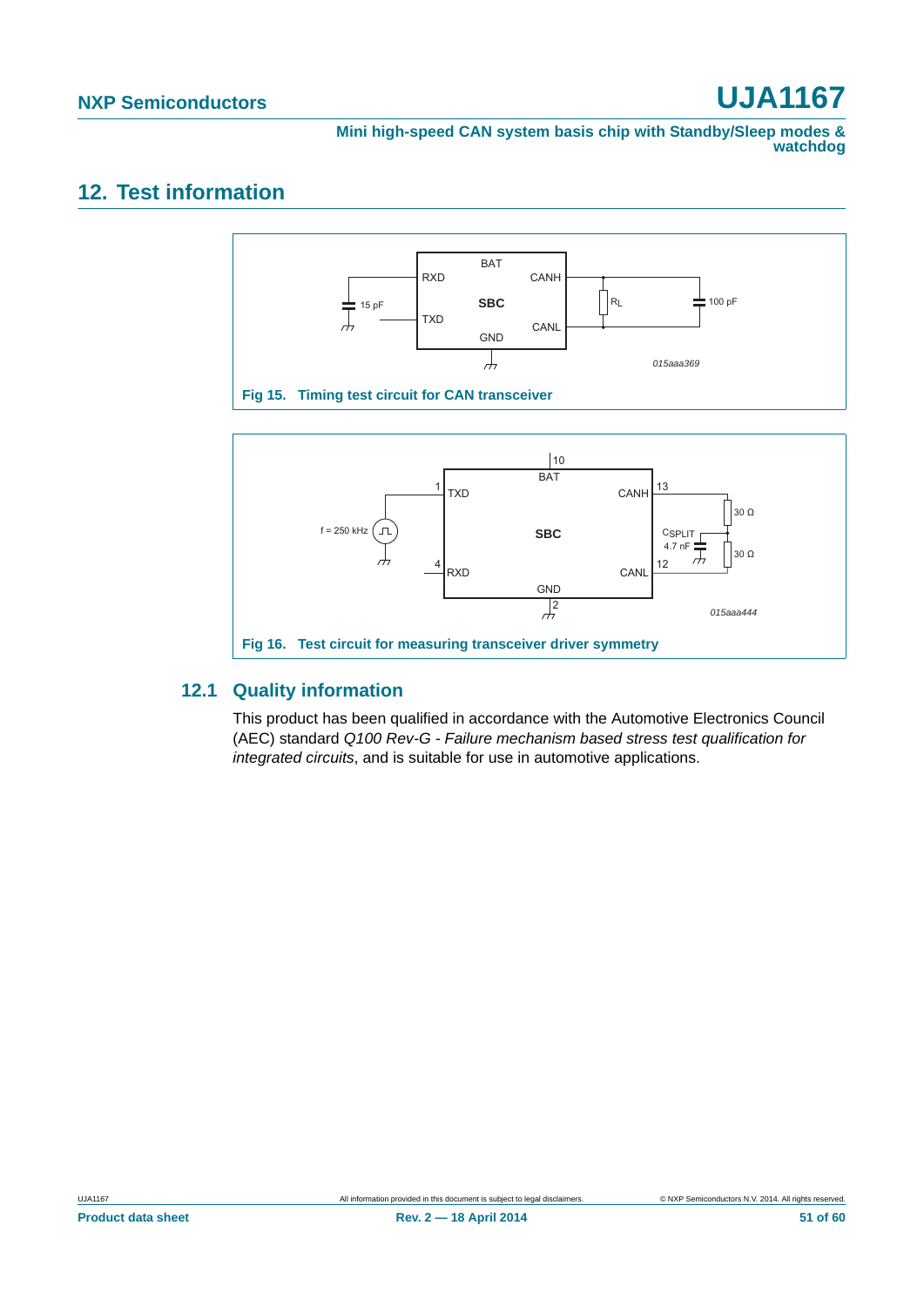# 12. Test information

Fig 15. Timing test circuit for CAN transceiver

Fig 16. Test circuit for measuring transceiver driver symmetry

## 12.1 Quality information

This product has been qualified in accordance with the Automotive Electronics Council (AEC) standard *Q100 Rev-G - Failure mechanism based stress test qualification for integrated circuits*, and is suitable for use in automotive applications.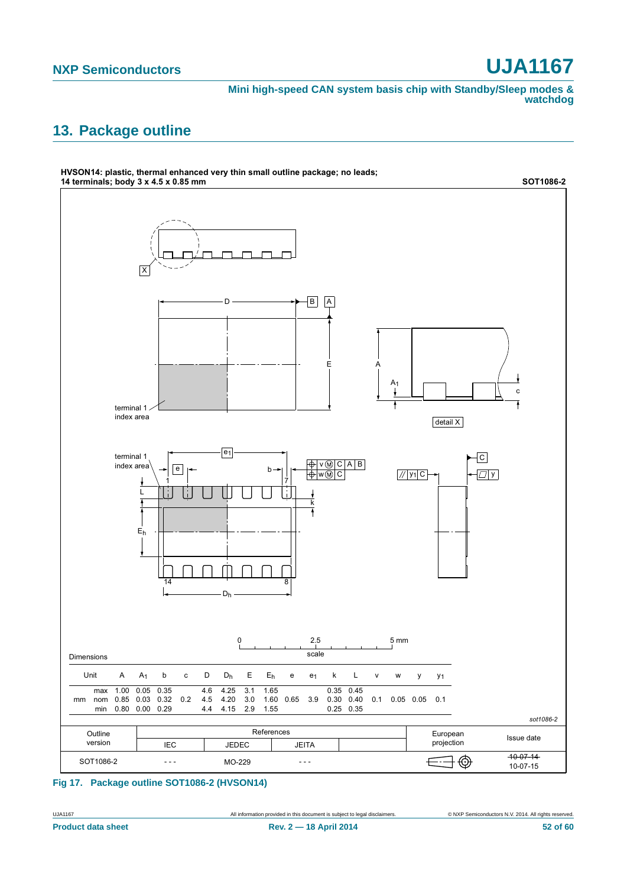## 13. Package outline

**HVSON14: plastic, thermal enhanced very thin small outline package; no leads; 14 terminals; body 3 x 4.5 x 0.85 mm** — **SOT1086-2**

Dimensions

| Unit | | A | $A_1$ | b | c | D | $D_h$ | E | $E_h$ | e | $e_1$ | k | L | v | w | y | $y_1$ |
|---|---|---|---|---|---|---|---|---|---|---|---|---|---|---|---|---|---|
| mm | max | 1.00 | 0.05 | 0.35 | | 4.6 | 4.25 | 3.1 | 1.65 | | | 0.35 | 0.45 | | | | |
| | nom | 0.85 | 0.03 | 0.32 | 0.2 | 4.5 | 4.20 | 3.0 | 1.60 | 0.65 | 3.9 | 0.30 | 0.40 | 0.1 | 0.05 | 0.05 | 0.1 |
| | min | 0.80 | 0.00 | 0.29 | | 4.4 | 4.15 | 2.9 | 1.55 | | | 0.25 | 0.35 | | | | |

sot1086-2

| Outline version | References: IEC | References: JEDEC | References: JEITA | European projection | Issue date |
|---|---|---|---|---|---|
| SOT1086-2 | - - - | MO-229 | - - - | | ~~10-07-14~~ 10-07-15 |

**Fig 17. Package outline SOT1086-2 (HVSON14)**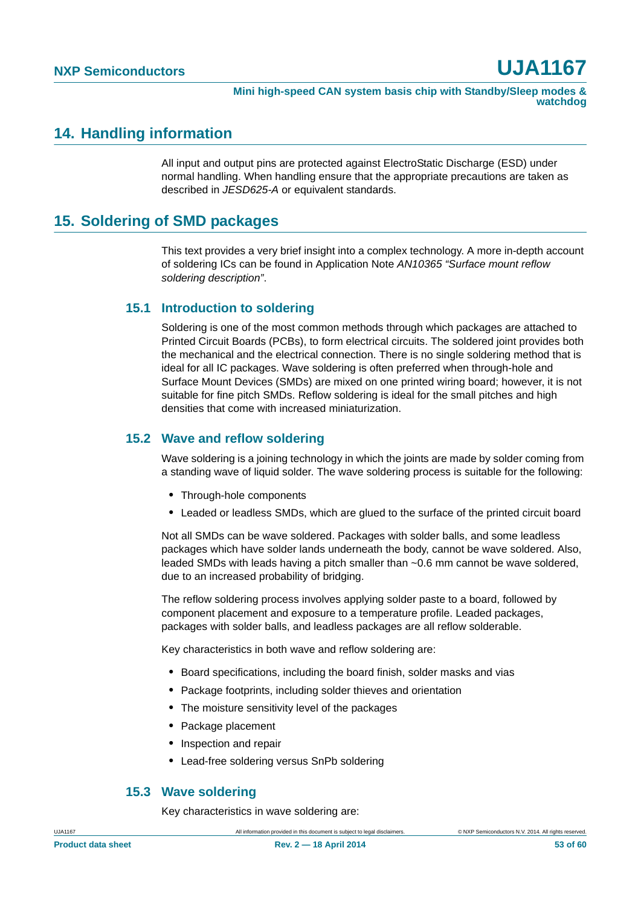## 14. Handling information

All input and output pins are protected against ElectroStatic Discharge (ESD) under normal handling. When handling ensure that the appropriate precautions are taken as described in *JESD625-A* or equivalent standards.

## 15. Soldering of SMD packages

This text provides a very brief insight into a complex technology. A more in-depth account of soldering ICs can be found in Application Note *AN10365 "Surface mount reflow soldering description"*.

### 15.1 Introduction to soldering

Soldering is one of the most common methods through which packages are attached to Printed Circuit Boards (PCBs), to form electrical circuits. The soldered joint provides both the mechanical and the electrical connection. There is no single soldering method that is ideal for all IC packages. Wave soldering is often preferred when through-hole and Surface Mount Devices (SMDs) are mixed on one printed wiring board; however, it is not suitable for fine pitch SMDs. Reflow soldering is ideal for the small pitches and high densities that come with increased miniaturization.

### 15.2 Wave and reflow soldering

Wave soldering is a joining technology in which the joints are made by solder coming from a standing wave of liquid solder. The wave soldering process is suitable for the following:

- Through-hole components
- Leaded or leadless SMDs, which are glued to the surface of the printed circuit board

Not all SMDs can be wave soldered. Packages with solder balls, and some leadless packages which have solder lands underneath the body, cannot be wave soldered. Also, leaded SMDs with leads having a pitch smaller than ~0.6 mm cannot be wave soldered, due to an increased probability of bridging.

The reflow soldering process involves applying solder paste to a board, followed by component placement and exposure to a temperature profile. Leaded packages, packages with solder balls, and leadless packages are all reflow solderable.

Key characteristics in both wave and reflow soldering are:

- Board specifications, including the board finish, solder masks and vias
- Package footprints, including solder thieves and orientation
- The moisture sensitivity level of the packages
- Package placement
- Inspection and repair
- Lead-free soldering versus SnPb soldering

### 15.3 Wave soldering

Key characteristics in wave soldering are: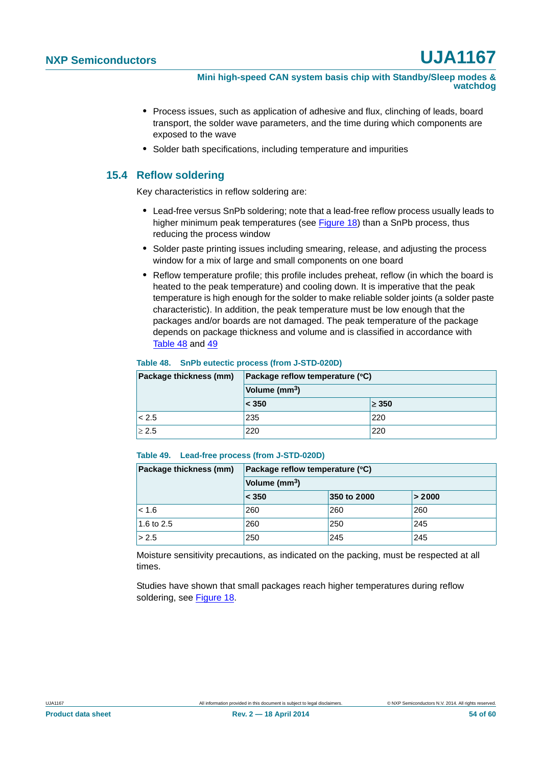- Process issues, such as application of adhesive and flux, clinching of leads, board transport, the solder wave parameters, and the time during which components are exposed to the wave
- Solder bath specifications, including temperature and impurities

### 15.4 Reflow soldering

Key characteristics in reflow soldering are:

- Lead-free versus SnPb soldering; note that a lead-free reflow process usually leads to higher minimum peak temperatures (see Figure 18) than a SnPb process, thus reducing the process window
- Solder paste printing issues including smearing, release, and adjusting the process window for a mix of large and small components on one board
- Reflow temperature profile; this profile includes preheat, reflow (in which the board is heated to the peak temperature) and cooling down. It is imperative that the peak temperature is high enough for the solder to make reliable solder joints (a solder paste characteristic). In addition, the peak temperature must be low enough that the packages and/or boards are not damaged. The peak temperature of the package depends on package thickness and volume and is classified in accordance with Table 48 and 49

**Table 48. SnPb eutectic process (from J-STD-020D)**

| Package thickness (mm) | Package reflow temperature (°C) | |
|---|---|---|
| | Volume ($mm^3$) | |
| | < 350 | ≥ 350 |
| < 2.5 | 235 | 220 |
| ≥ 2.5 | 220 | 220 |

**Table 49. Lead-free process (from J-STD-020D)**

| Package thickness (mm) | Package reflow temperature (°C) | | |
|---|---|---|---|
| | Volume ($mm^3$) | | |
| | < 350 | 350 to 2000 | > 2000 |
| < 1.6 | 260 | 260 | 260 |
| 1.6 to 2.5 | 260 | 250 | 245 |
| > 2.5 | 250 | 245 | 245 |

Moisture sensitivity precautions, as indicated on the packing, must be respected at all times.

Studies have shown that small packages reach higher temperatures during reflow soldering, see Figure 18.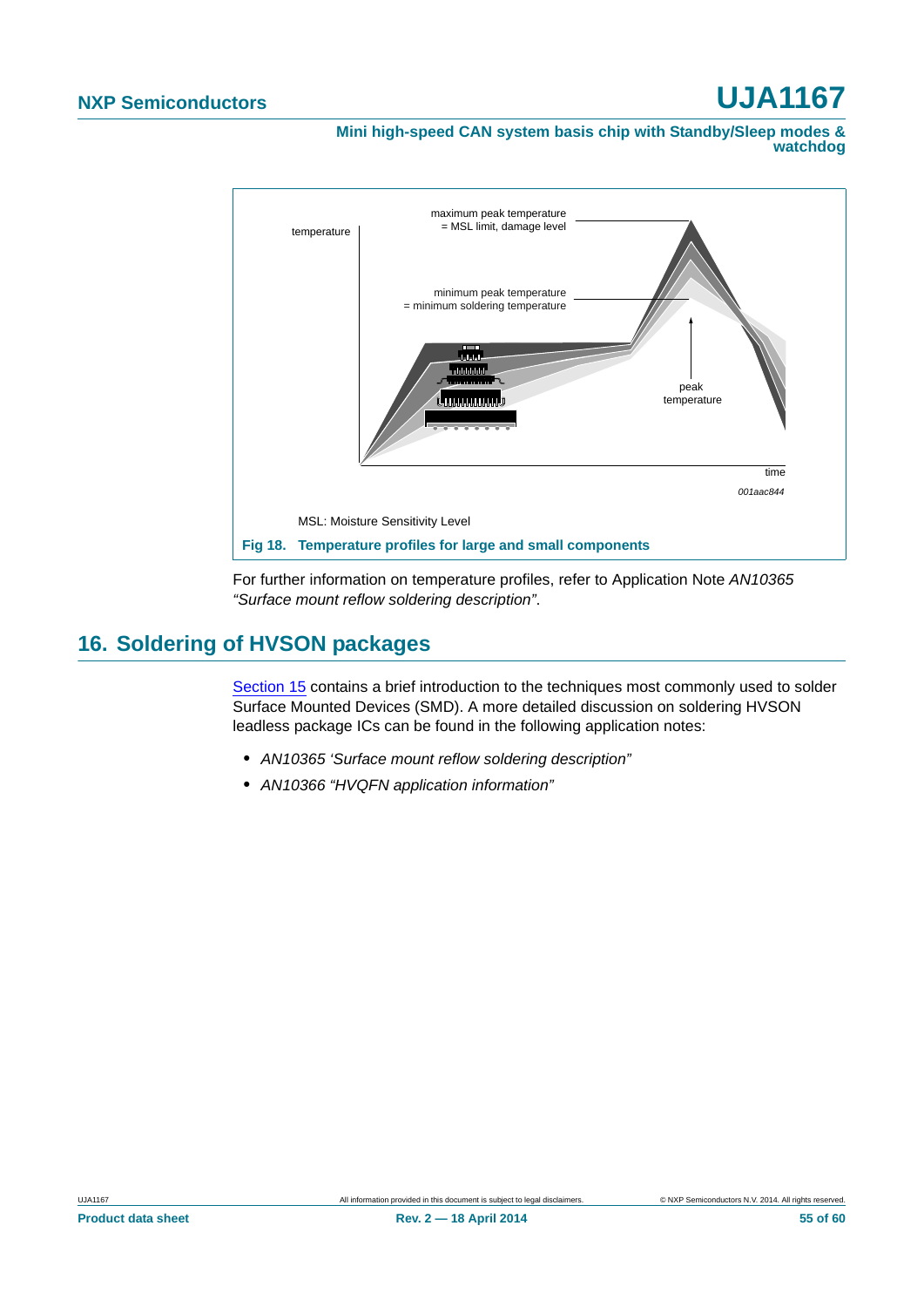MSL: Moisture Sensitivity Level

**Fig 18. Temperature profiles for large and small components**

For further information on temperature profiles, refer to Application Note *AN10365 “Surface mount reflow soldering description”*.

## 16. Soldering of HVSON packages

Section 15 contains a brief introduction to the techniques most commonly used to solder Surface Mounted Devices (SMD). A more detailed discussion on soldering HVSON leadless package ICs can be found in the following application notes:

- *AN10365 ‘Surface mount reflow soldering description”*
- *AN10366 “HVQFN application information”*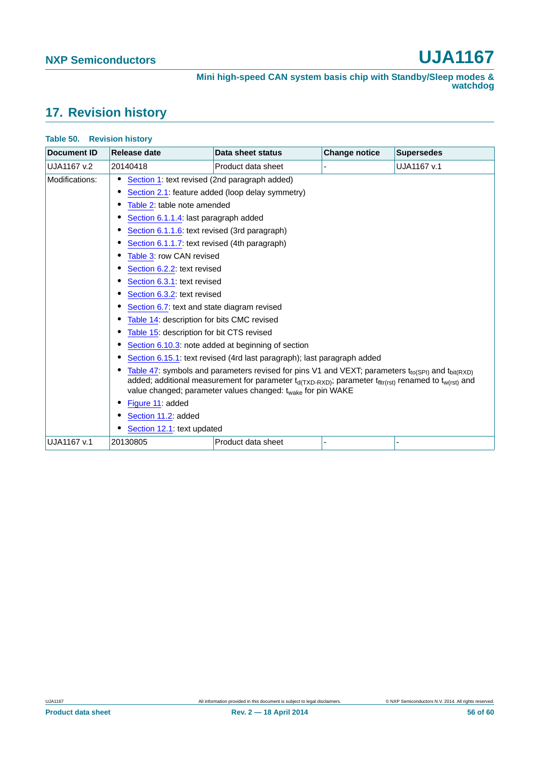## 17. Revision history

**Table 50. Revision history**

| Document ID | Release date | Data sheet status | Change notice | Supersedes |
|---|---|---|---|---|
| UJA1167 v.2 | 20140418 | Product data sheet | - | UJA1167 v.1 |
| Modifications: | • Section 1: text revised (2nd paragraph added)<br>• Section 2.1: feature added (loop delay symmetry)<br>• Table 2: table note amended<br>• Section 6.1.1.4: last paragraph added<br>• Section 6.1.1.6: text revised (3rd paragraph)<br>• Section 6.1.1.7: text revised (4th paragraph)<br>• Table 3: row CAN revised<br>• Section 6.2.2: text revised<br>• Section 6.3.1: text revised<br>• Section 6.3.2: text revised<br>• Section 6.7: text and state diagram revised<br>• Table 14: description for bits CMC revised<br>• Table 15: description for bit CTS revised<br>• Section 6.10.3: note added at beginning of section<br>• Section 6.15.1: text revised (4rd last paragraph); last paragraph added<br>• Table 47: symbols and parameters revised for pins V1 and VEXT; parameters $t_{to(SPI)}$ and $t_{bit(RXD)}$ added; additional measurement for parameter $t_{d(TXD-RXD)}$; parameter $t_{fltr(rst)}$ renamed to $t_{w(rst)}$ and value changed; parameter values changed: $t_{wake}$ for pin WAKE<br>• Figure 11: added<br>• Section 11.2: added<br>• Section 12.1: text updated | | | |
| UJA1167 v.1 | 20130805 | Product data sheet | - | - |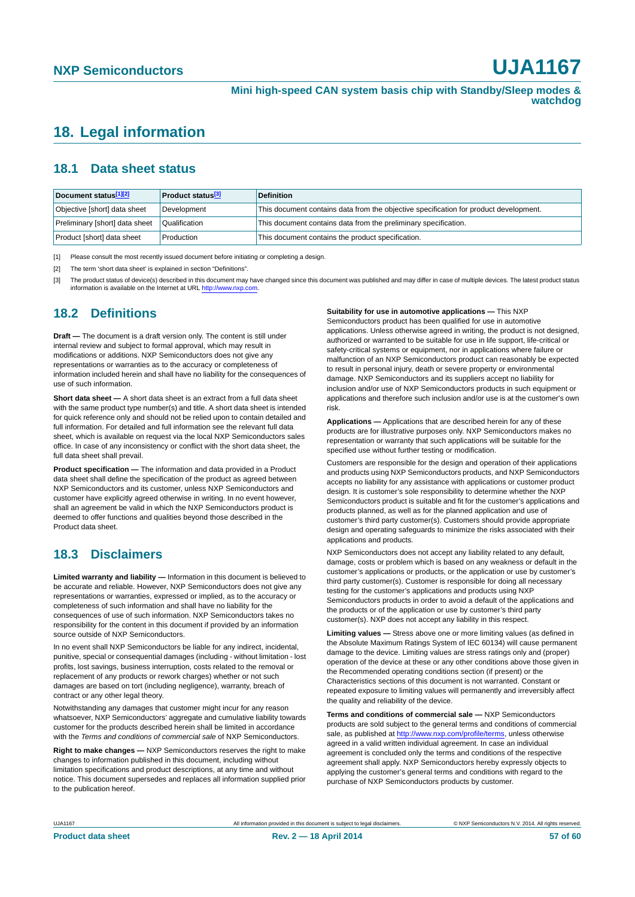# 18. Legal information

## 18.1 Data sheet status

| Document status[1][2] | Product status[3] | Definition |
|---|---|---|
| Objective [short] data sheet | Development | This document contains data from the objective specification for product development. |
| Preliminary [short] data sheet | Qualification | This document contains data from the preliminary specification. |
| Product [short] data sheet | Production | This document contains the product specification. |

[1] Please consult the most recently issued document before initiating or completing a design.

[2] The term 'short data sheet' is explained in section "Definitions".

[3] The product status of device(s) described in this document may have changed since this document was published and may differ in case of multiple devices. The latest product status information is available on the Internet at URL http://www.nxp.com.

## 18.2 Definitions

**Draft —** The document is a draft version only. The content is still under internal review and subject to formal approval, which may result in modifications or additions. NXP Semiconductors does not give any representations or warranties as to the accuracy or completeness of information included herein and shall have no liability for the consequences of use of such information.

**Short data sheet —** A short data sheet is an extract from a full data sheet with the same product type number(s) and title. A short data sheet is intended for quick reference only and should not be relied upon to contain detailed and full information. For detailed and full information see the relevant full data sheet, which is available on request via the local NXP Semiconductors sales office. In case of any inconsistency or conflict with the short data sheet, the full data sheet shall prevail.

**Product specification —** The information and data provided in a Product data sheet shall define the specification of the product as agreed between NXP Semiconductors and its customer, unless NXP Semiconductors and customer have explicitly agreed otherwise in writing. In no event however, shall an agreement be valid in which the NXP Semiconductors product is deemed to offer functions and qualities beyond those described in the Product data sheet.

## 18.3 Disclaimers

**Limited warranty and liability —** Information in this document is believed to be accurate and reliable. However, NXP Semiconductors does not give any representations or warranties, expressed or implied, as to the accuracy or completeness of such information and shall have no liability for the consequences of use of such information. NXP Semiconductors takes no responsibility for the content in this document if provided by an information source outside of NXP Semiconductors.

In no event shall NXP Semiconductors be liable for any indirect, incidental, punitive, special or consequential damages (including - without limitation - lost profits, lost savings, business interruption, costs related to the removal or replacement of any products or rework charges) whether or not such damages are based on tort (including negligence), warranty, breach of contract or any other legal theory.

Notwithstanding any damages that customer might incur for any reason whatsoever, NXP Semiconductors' aggregate and cumulative liability towards customer for the products described herein shall be limited in accordance with the *Terms and conditions of commercial sale* of NXP Semiconductors.

**Right to make changes —** NXP Semiconductors reserves the right to make changes to information published in this document, including without limitation specifications and product descriptions, at any time and without notice. This document supersedes and replaces all information supplied prior to the publication hereof.

**Suitability for use in automotive applications —** This NXP Semiconductors product has been qualified for use in automotive applications. Unless otherwise agreed in writing, the product is not designed, authorized or warranted to be suitable for use in life support, life-critical or safety-critical systems or equipment, nor in applications where failure or malfunction of an NXP Semiconductors product can reasonably be expected to result in personal injury, death or severe property or environmental damage. NXP Semiconductors and its suppliers accept no liability for inclusion and/or use of NXP Semiconductors products in such equipment or applications and therefore such inclusion and/or use is at the customer's own risk.

**Applications —** Applications that are described herein for any of these products are for illustrative purposes only. NXP Semiconductors makes no representation or warranty that such applications will be suitable for the specified use without further testing or modification.

Customers are responsible for the design and operation of their applications and products using NXP Semiconductors products, and NXP Semiconductors accepts no liability for any assistance with applications or customer product design. It is customer's sole responsibility to determine whether the NXP Semiconductors product is suitable and fit for the customer's applications and products planned, as well as for the planned application and use of customer's third party customer(s). Customers should provide appropriate design and operating safeguards to minimize the risks associated with their applications and products.

NXP Semiconductors does not accept any liability related to any default, damage, costs or problem which is based on any weakness or default in the customer's applications or products, or the application or use by customer's third party customer(s). Customer is responsible for doing all necessary testing for the customer's applications and products using NXP Semiconductors products in order to avoid a default of the applications and the products or of the application or use by customer's third party customer(s). NXP does not accept any liability in this respect.

**Limiting values —** Stress above one or more limiting values (as defined in the Absolute Maximum Ratings System of IEC 60134) will cause permanent damage to the device. Limiting values are stress ratings only and (proper) operation of the device at these or any other conditions above those given in the Recommended operating conditions section (if present) or the Characteristics sections of this document is not warranted. Constant or repeated exposure to limiting values will permanently and irreversibly affect the quality and reliability of the device.

**Terms and conditions of commercial sale —** NXP Semiconductors products are sold subject to the general terms and conditions of commercial sale, as published at http://www.nxp.com/profile/terms, unless otherwise agreed in a valid written individual agreement. In case an individual agreement is concluded only the terms and conditions of the respective agreement shall apply. NXP Semiconductors hereby expressly objects to applying the customer's general terms and conditions with regard to the purchase of NXP Semiconductors products by customer.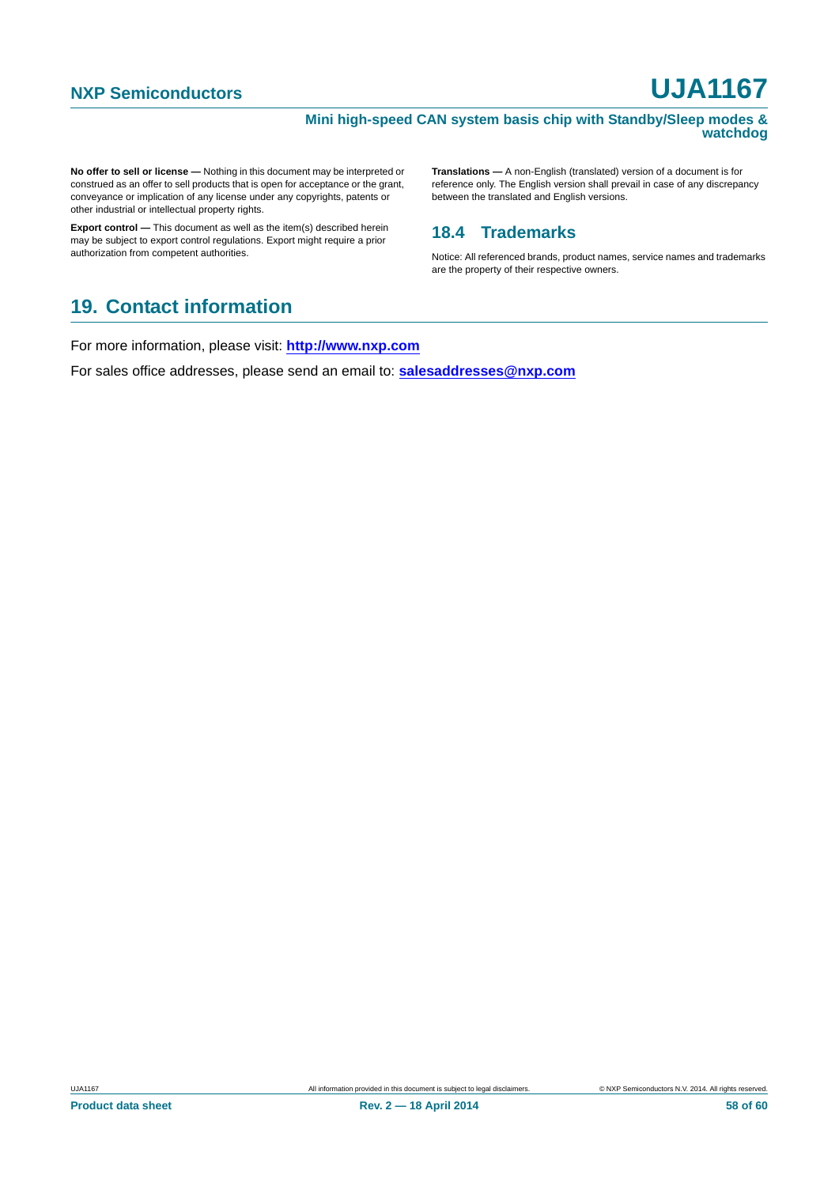**No offer to sell or license —** Nothing in this document may be interpreted or construed as an offer to sell products that is open for acceptance or the grant, conveyance or implication of any license under any copyrights, patents or other industrial or intellectual property rights.

**Export control —** This document as well as the item(s) described herein may be subject to export control regulations. Export might require a prior authorization from competent authorities.

**Translations —** A non-English (translated) version of a document is for reference only. The English version shall prevail in case of any discrepancy between the translated and English versions.

## 18.4 Trademarks

Notice: All referenced brands, product names, service names and trademarks are the property of their respective owners.

# 19. Contact information

For more information, please visit: **http://www.nxp.com**

For sales office addresses, please send an email to: **salesaddresses@nxp.com**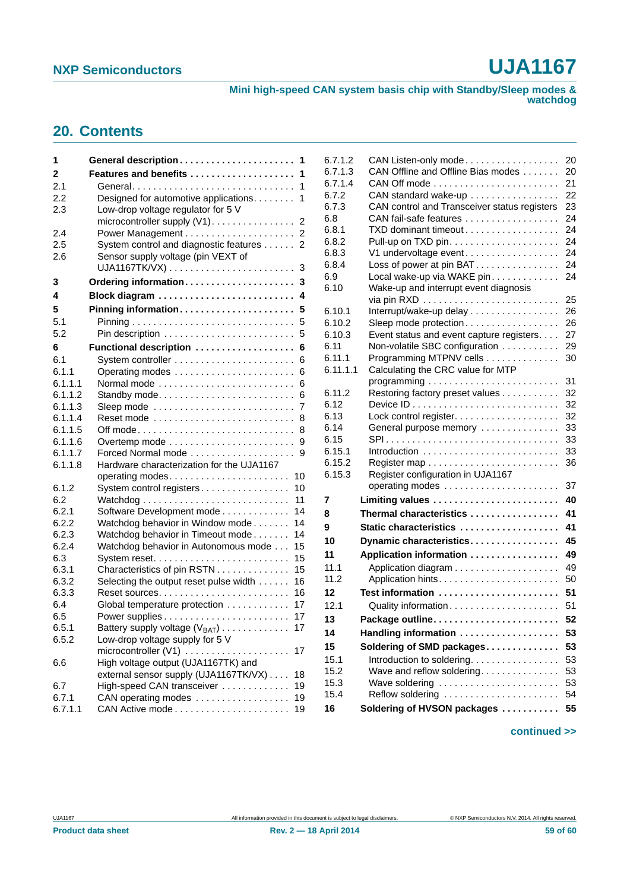## 20. Contents

- **1 General description** . . . 1
- **2 Features and benefits** . . . 1
  - 2.1 General . . . 1
  - 2.2 Designed for automotive applications . . . 1
  - 2.3 Low-drop voltage regulator for 5 V microcontroller supply (V1) . . . 2
  - 2.4 Power Management . . . 2
  - 2.5 System control and diagnostic features . . . 2
  - 2.6 Sensor supply voltage (pin VEXT of UJA1167TK/VX) . . . 3
- **3 Ordering information** . . . 3
- **4 Block diagram** . . . 4
- **5 Pinning information** . . . 5
  - 5.1 Pinning . . . 5
  - 5.2 Pin description . . . 5
- **6 Functional description** . . . 6
  - 6.1 System controller . . . 6
  - 6.1.1 Operating modes . . . 6
  - 6.1.1.1 Normal mode . . . 6
  - 6.1.1.2 Standby mode . . . 6
  - 6.1.1.3 Sleep mode . . . 7
  - 6.1.1.4 Reset mode . . . 8
  - 6.1.1.5 Off mode . . . 8
  - 6.1.1.6 Overtemp mode . . . 9
  - 6.1.1.7 Forced Normal mode . . . 9
  - 6.1.1.8 Hardware characterization for the UJA1167 operating modes . . . 10
  - 6.1.2 System control registers . . . 10
  - 6.2 Watchdog . . . 11
  - 6.2.1 Software Development mode . . . 14
  - 6.2.2 Watchdog behavior in Window mode . . . 14
  - 6.2.3 Watchdog behavior in Timeout mode . . . 14
  - 6.2.4 Watchdog behavior in Autonomous mode . . . 15
  - 6.3 System reset . . . 15
  - 6.3.1 Characteristics of pin RSTN . . . 15
  - 6.3.2 Selecting the output reset pulse width . . . 16
  - 6.3.3 Reset sources . . . 16
  - 6.4 Global temperature protection . . . 17
  - 6.5 Power supplies . . . 17
  - 6.5.1 Battery supply voltage ($V_{BAT}$) . . . 17
  - 6.5.2 Low-drop voltage supply for 5 V microcontroller (V1) . . . 17
  - 6.6 High voltage output (UJA1167TK) and external sensor supply (UJA1167TK/VX) . . . 18
  - 6.7 High-speed CAN transceiver . . . 19
  - 6.7.1 CAN operating modes . . . 19
  - 6.7.1.1 CAN Active mode . . . 19
  - 6.7.1.2 CAN Listen-only mode . . . 20
  - 6.7.1.3 CAN Offline and Offline Bias modes . . . 20
  - 6.7.1.4 CAN Off mode . . . 21
  - 6.7.2 CAN standard wake-up . . . 22
  - 6.7.3 CAN control and Transceiver status registers . . . 23
  - 6.8 CAN fail-safe features . . . 24
  - 6.8.1 TXD dominant timeout . . . 24
  - 6.8.2 Pull-up on TXD pin . . . 24
  - 6.8.3 V1 undervoltage event . . . 24
  - 6.8.4 Loss of power at pin BAT . . . 24
  - 6.9 Local wake-up via WAKE pin . . . 24
  - 6.10 Wake-up and interrupt event diagnosis via pin RXD . . . 25
  - 6.10.1 Interrupt/wake-up delay . . . 26
  - 6.10.2 Sleep mode protection . . . 26
  - 6.10.3 Event status and event capture registers . . . 27
  - 6.11 Non-volatile SBC configuration . . . 29
  - 6.11.1 Programming MTPNV cells . . . 30
  - 6.11.1.1 Calculating the CRC value for MTP programming . . . 31
  - 6.11.2 Restoring factory preset values . . . 32
  - 6.12 Device ID . . . 32
  - 6.13 Lock control register . . . 32
  - 6.14 General purpose memory . . . 33
  - 6.15 SPI . . . 33
  - 6.15.1 Introduction . . . 33
  - 6.15.2 Register map . . . 36
  - 6.15.3 Register configuration in UJA1167 operating modes . . . 37
- **7 Limiting values** . . . 40
- **8 Thermal characteristics** . . . 41
- **9 Static characteristics** . . . 41
- **10 Dynamic characteristics** . . . 45
- **11 Application information** . . . 49
  - 11.1 Application diagram . . . 49
  - 11.2 Application hints . . . 50
- **12 Test information** . . . 51
  - 12.1 Quality information . . . 51
- **13 Package outline** . . . 52
- **14 Handling information** . . . 53
- **15 Soldering of SMD packages** . . . 53
  - 15.1 Introduction to soldering . . . 53
  - 15.2 Wave and reflow soldering . . . 53
  - 15.3 Wave soldering . . . 53
  - 15.4 Reflow soldering . . . 54
- **16 Soldering of HVSON packages** . . . 55

**continued >>**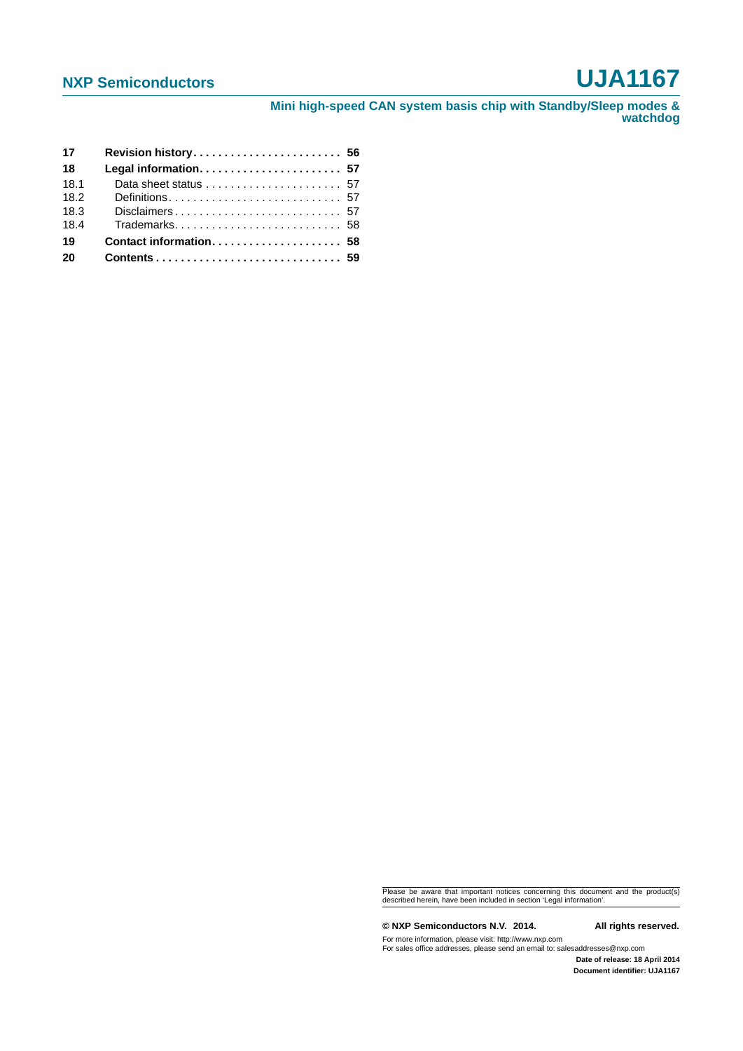**17** **Revision history. . . . . . . . . . . . . . . . . . . . . . . . 56**
**18** **Legal information. . . . . . . . . . . . . . . . . . . . . . . 57**
18.1 Data sheet status . . . . . . . . . . . . . . . . . . . . . . 57
18.2 Definitions. . . . . . . . . . . . . . . . . . . . . . . . . . . . 57
18.3 Disclaimers . . . . . . . . . . . . . . . . . . . . . . . . . . . 57
18.4 Trademarks. . . . . . . . . . . . . . . . . . . . . . . . . . . 58
**19** **Contact information. . . . . . . . . . . . . . . . . . . . . 58**
**20** **Contents . . . . . . . . . . . . . . . . . . . . . . . . . . . . . . 59**

Please be aware that important notices concerning this document and the product(s) described herein, have been included in section 'Legal information'.

**© NXP Semiconductors N.V. 2014.** **All rights reserved.**

For more information, please visit: http://www.nxp.com
For sales office addresses, please send an email to: salesaddresses@nxp.com

**Date of release: 18 April 2014**
**Document identifier: UJA1167**